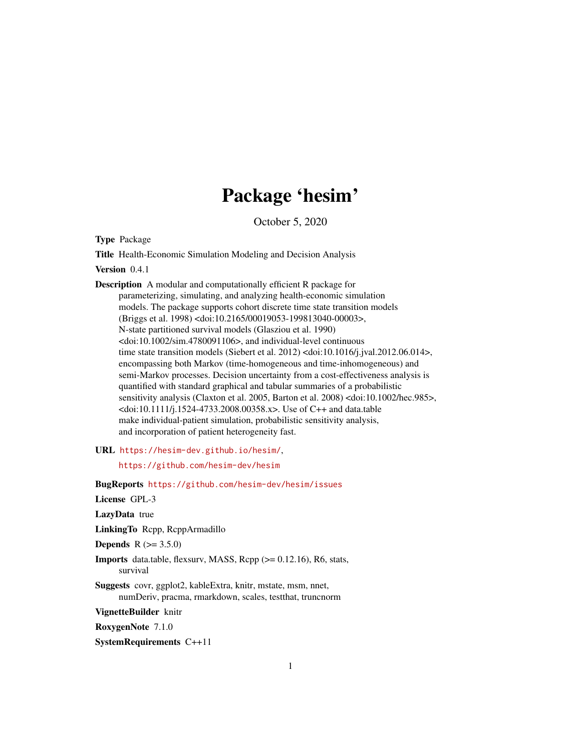# Package 'hesim'

October 5, 2020

**Type** Package

**Title** Health-Economic Simulation Modeling and Decision Analysis

**Version** 0.4.1

**Description** A modular and computationally efficient R package for parameterizing, simulating, and analyzing health-economic simulation models. The package supports cohort discrete time state transition models (Briggs et al. 1998) <doi:10.2165/00019053-199813040-00003>, N-state partitioned survival models (Glasziou et al. 1990) <doi:10.1002/sim.4780091106>, and individual-level continuous time state transition models (Siebert et al. 2012) <doi:10.1016/j.jval.2012.06.014>, encompassing both Markov (time-homogeneous and time-inhomogeneous) and semi-Markov processes. Decision uncertainty from a cost-effectiveness analysis is quantified with standard graphical and tabular summaries of a probabilistic sensitivity analysis (Claxton et al. 2005, Barton et al. 2008) <doi:10.1002/hec.985>, <doi:10.1111/j.1524-4733.2008.00358.x>. Use of C++ and data.table make individual-patient simulation, probabilistic sensitivity analysis, and incorporation of patient heterogeneity fast.

**URL** https://hesim-dev.github.io/hesim/,
https://github.com/hesim-dev/hesim

**BugReports** https://github.com/hesim-dev/hesim/issues

**License** GPL-3

**LazyData** true

**LinkingTo** Rcpp, RcppArmadillo

**Depends** R (>= 3.5.0)

**Imports** data.table, flexsurv, MASS, Rcpp (>= 0.12.16), R6, stats, survival

**Suggests** covr, ggplot2, kableExtra, knitr, mstate, msm, nnet, numDeriv, pracma, rmarkdown, scales, testthat, truncnorm

**VignetteBuilder** knitr

**RoxygenNote** 7.1.0

**SystemRequirements** C++11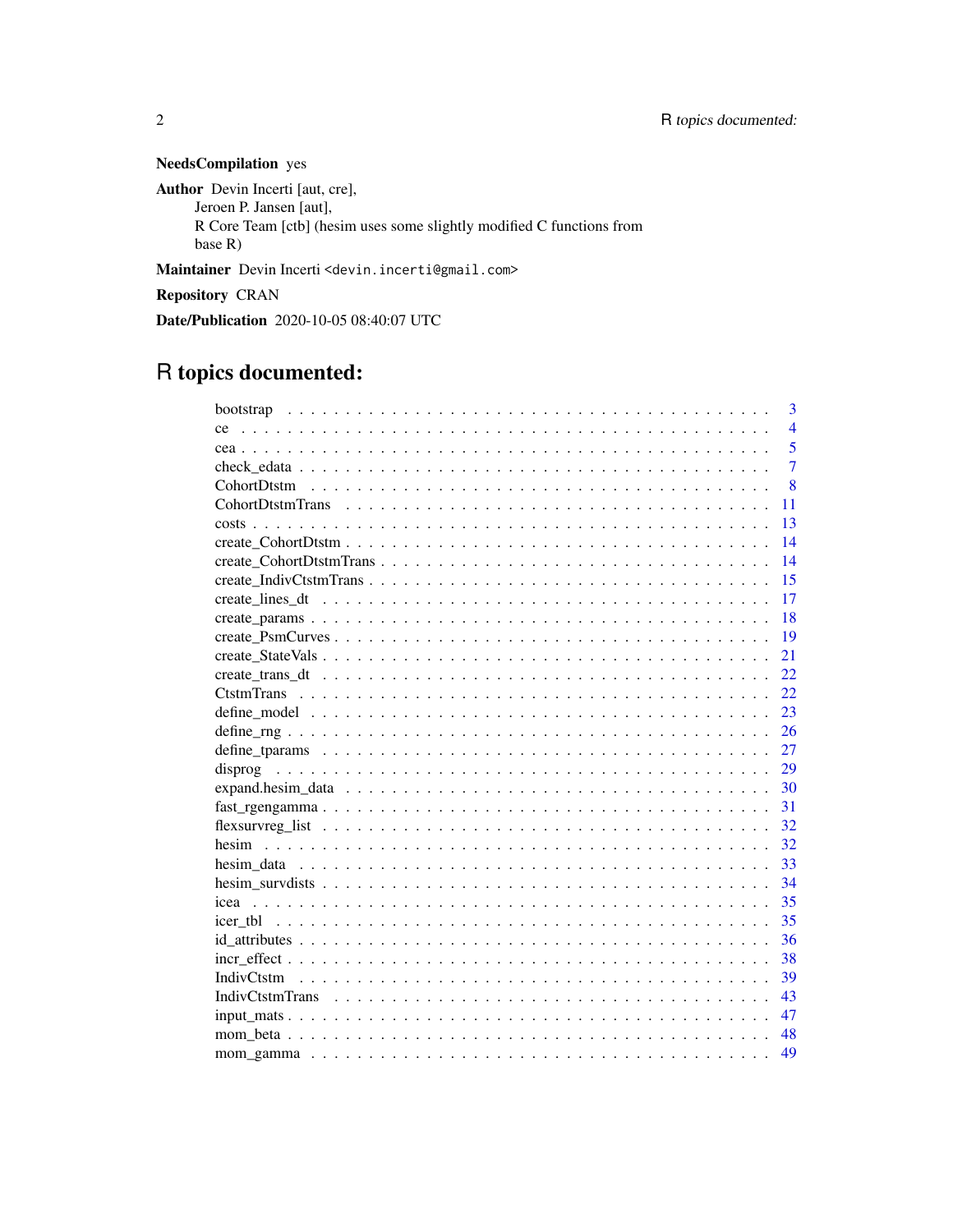**NeedsCompilation** yes

**Author** Devin Incerti [aut, cre],
Jeroen P. Jansen [aut],
R Core Team [ctb] (hesim uses some slightly modified C functions from base R)

**Maintainer** Devin Incerti <devin.incerti@gmail.com>

**Repository** CRAN

**Date/Publication** 2020-10-05 08:40:07 UTC

# R topics documented:

| | |
|---|---|
| bootstrap | 3 |
| ce | 4 |
| cea | 5 |
| check_edata | 7 |
| CohortDtstm | 8 |
| CohortDtstmTrans | 11 |
| costs | 13 |
| create_CohortDtstm | 14 |
| create_CohortDtstmTrans | 14 |
| create_IndivCtstmTrans | 15 |
| create_lines_dt | 17 |
| create_params | 18 |
| create_PsmCurves | 19 |
| create_StateVals | 21 |
| create_trans_dt | 22 |
| CtstmTrans | 22 |
| define_model | 23 |
| define_rng | 26 |
| define_tparams | 27 |
| disprog | 29 |
| expand.hesim_data | 30 |
| fast_rgengamma | 31 |
| flexsurvreg_list | 32 |
| hesim | 32 |
| hesim_data | 33 |
| hesim_survdists | 34 |
| icea | 35 |
| icer_tbl | 35 |
| id_attributes | 36 |
| incr_effect | 38 |
| IndivCtstm | 39 |
| IndivCtstmTrans | 43 |
| input_mats | 47 |
| mom_beta | 48 |
| mom_gamma | 49 |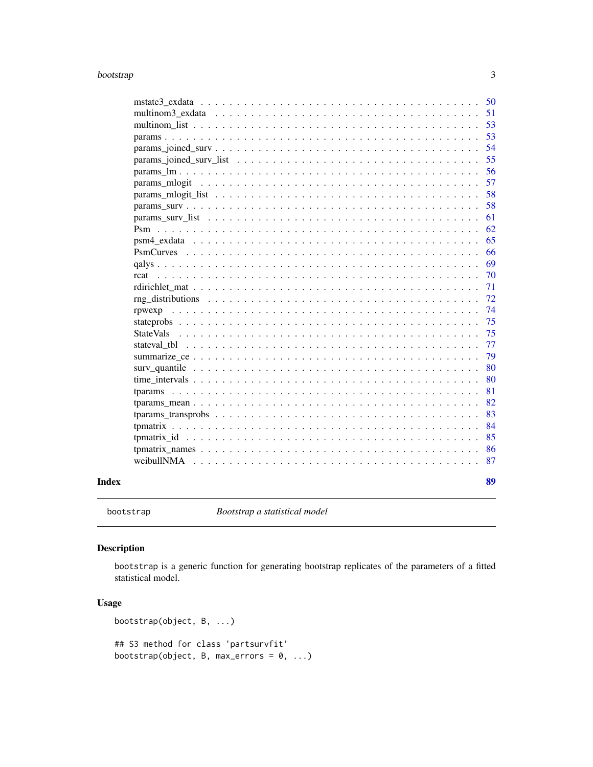mstate3_exdata . . . . . . . . . . . . . . . . . . . . . . . . . . . . . . . . . . 50
multinom3_exdata . . . . . . . . . . . . . . . . . . . . . . . . . . . . . . . . 51
multinom_list . . . . . . . . . . . . . . . . . . . . . . . . . . . . . . . . . . 53
params . . . . . . . . . . . . . . . . . . . . . . . . . . . . . . . . . . . . . 53
params_joined_surv . . . . . . . . . . . . . . . . . . . . . . . . . . . . . . . 54
params_joined_surv_list . . . . . . . . . . . . . . . . . . . . . . . . . . . . 55
params_lm . . . . . . . . . . . . . . . . . . . . . . . . . . . . . . . . . . . 56
params_mlogit . . . . . . . . . . . . . . . . . . . . . . . . . . . . . . . . . 57
params_mlogit_list . . . . . . . . . . . . . . . . . . . . . . . . . . . . . . . 58
params_surv . . . . . . . . . . . . . . . . . . . . . . . . . . . . . . . . . . 58
params_surv_list . . . . . . . . . . . . . . . . . . . . . . . . . . . . . . . . 61
Psm . . . . . . . . . . . . . . . . . . . . . . . . . . . . . . . . . . . . . . 62
psm4_exdata . . . . . . . . . . . . . . . . . . . . . . . . . . . . . . . . . . 65
PsmCurves . . . . . . . . . . . . . . . . . . . . . . . . . . . . . . . . . . . 66
qalys . . . . . . . . . . . . . . . . . . . . . . . . . . . . . . . . . . . . . 69
rcat . . . . . . . . . . . . . . . . . . . . . . . . . . . . . . . . . . . . . . 70
rdirichlet_mat . . . . . . . . . . . . . . . . . . . . . . . . . . . . . . . . . 71
rng_distributions . . . . . . . . . . . . . . . . . . . . . . . . . . . . . . . . 72
rpwexp . . . . . . . . . . . . . . . . . . . . . . . . . . . . . . . . . . . . . 74
stateprobs . . . . . . . . . . . . . . . . . . . . . . . . . . . . . . . . . . . 75
StateVals . . . . . . . . . . . . . . . . . . . . . . . . . . . . . . . . . . . . 75
stateval_tbl . . . . . . . . . . . . . . . . . . . . . . . . . . . . . . . . . . 77
summarize_ce . . . . . . . . . . . . . . . . . . . . . . . . . . . . . . . . . . 79
surv_quantile . . . . . . . . . . . . . . . . . . . . . . . . . . . . . . . . . . 80
time_intervals . . . . . . . . . . . . . . . . . . . . . . . . . . . . . . . . . 80
tparams . . . . . . . . . . . . . . . . . . . . . . . . . . . . . . . . . . . . . 81
tparams_mean . . . . . . . . . . . . . . . . . . . . . . . . . . . . . . . . . . 82
tparams_transprobs . . . . . . . . . . . . . . . . . . . . . . . . . . . . . . . 83
tpmatrix . . . . . . . . . . . . . . . . . . . . . . . . . . . . . . . . . . . . 84
tpmatrix_id . . . . . . . . . . . . . . . . . . . . . . . . . . . . . . . . . . 85
tpmatrix_names . . . . . . . . . . . . . . . . . . . . . . . . . . . . . . . . . 86
weibullNMA . . . . . . . . . . . . . . . . . . . . . . . . . . . . . . . . . . . 87

**Index** **89**

---

`bootstrap` *Bootstrap a statistical model*

---

## Description

`bootstrap` is a generic function for generating bootstrap replicates of the parameters of a fitted statistical model.

## Usage

```
bootstrap(object, B, ...)

## S3 method for class 'partsurvfit'
bootstrap(object, B, max_errors = 0, ...)
```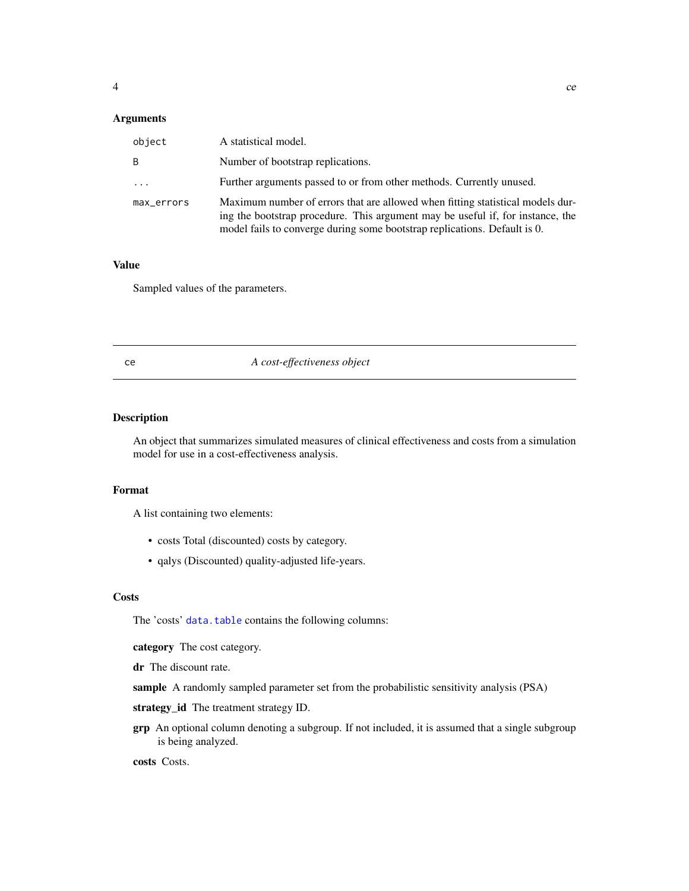### Arguments

| | |
|---|---|
| `object` | A statistical model. |
| `B` | Number of bootstrap replications. |
| `...` | Further arguments passed to or from other methods. Currently unused. |
| `max_errors` | Maximum number of errors that are allowed when fitting statistical models during the bootstrap procedure. This argument may be useful if, for instance, the model fails to converge during some bootstrap replications. Default is 0. |

### Value

Sampled values of the parameters.

---

## ce — *A cost-effectiveness object*

---

### Description

An object that summarizes simulated measures of clinical effectiveness and costs from a simulation model for use in a cost-effectiveness analysis.

### Format

A list containing two elements:

- costs Total (discounted) costs by category.
- qalys (Discounted) quality-adjusted life-years.

### Costs

The 'costs' `data.table` contains the following columns:

**category** The cost category.

**dr** The discount rate.

**sample** A randomly sampled parameter set from the probabilistic sensitivity analysis (PSA)

**strategy_id** The treatment strategy ID.

**grp** An optional column denoting a subgroup. If not included, it is assumed that a single subgroup is being analyzed.

**costs** Costs.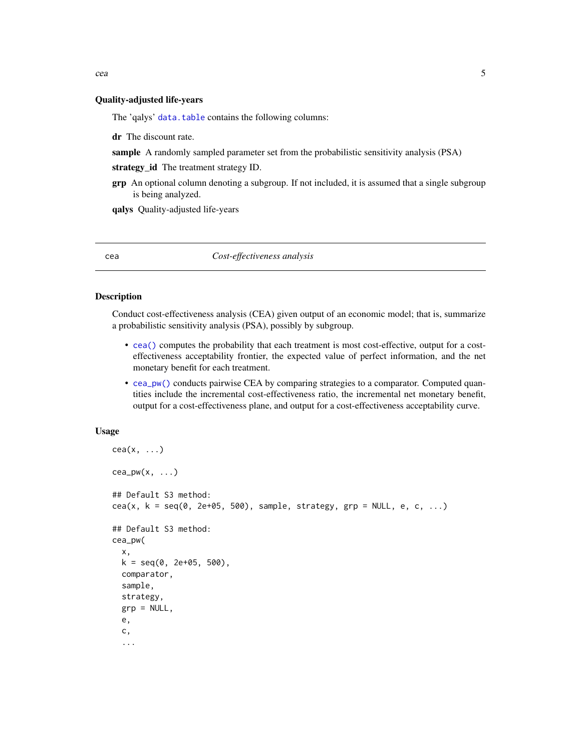### Quality-adjusted life-years

The 'qalys' `data.table` contains the following columns:

**dr** The discount rate.

**sample** A randomly sampled parameter set from the probabilistic sensitivity analysis (PSA)

**strategy_id** The treatment strategy ID.

**grp** An optional column denoting a subgroup. If not included, it is assumed that a single subgroup is being analyzed.

**qalys** Quality-adjusted life-years

---

## cea — *Cost-effectiveness analysis*

---

### Description

Conduct cost-effectiveness analysis (CEA) given output of an economic model; that is, summarize a probabilistic sensitivity analysis (PSA), possibly by subgroup.

- `cea()` computes the probability that each treatment is most cost-effective, output for a cost-effectiveness acceptability frontier, the expected value of perfect information, and the net monetary benefit for each treatment.
- `cea_pw()` conducts pairwise CEA by comparing strategies to a comparator. Computed quantities include the incremental cost-effectiveness ratio, the incremental net monetary benefit, output for a cost-effectiveness plane, and output for a cost-effectiveness acceptability curve.

### Usage

```
cea(x, ...)

cea_pw(x, ...)

## Default S3 method:
cea(x, k = seq(0, 2e+05, 500), sample, strategy, grp = NULL, e, c, ...)

## Default S3 method:
cea_pw(
  x,
  k = seq(0, 2e+05, 500),
  comparator,
  sample,
  strategy,
  grp = NULL,
  e,
  c,
  ...
```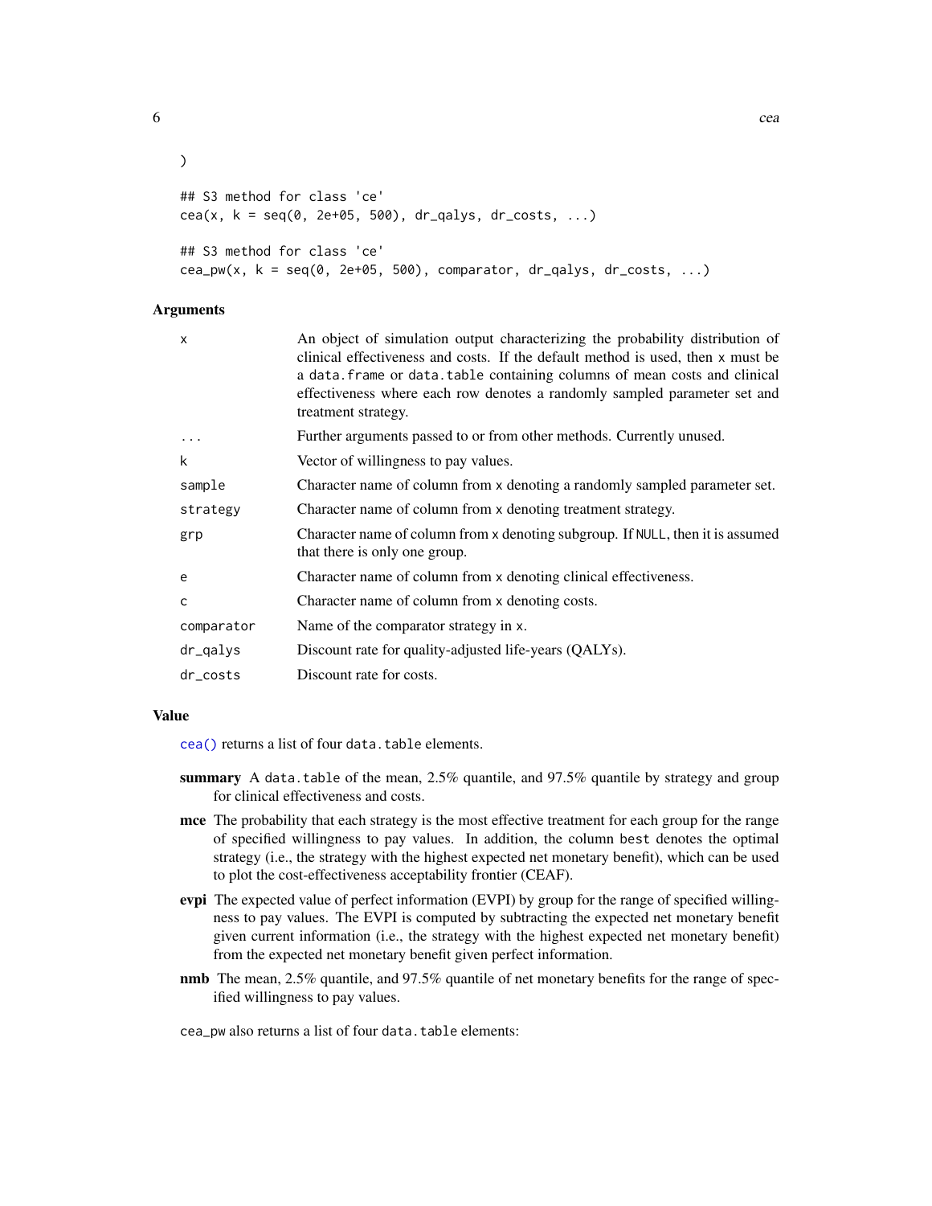```
)

## S3 method for class 'ce'
cea(x, k = seq(0, 2e+05, 500), dr_qalys, dr_costs, ...)

## S3 method for class 'ce'
cea_pw(x, k = seq(0, 2e+05, 500), comparator, dr_qalys, dr_costs, ...)
```

### Arguments

| | |
|---|---|
| x | An object of simulation output characterizing the probability distribution of clinical effectiveness and costs. If the default method is used, then x must be a data.frame or data.table containing columns of mean costs and clinical effectiveness where each row denotes a randomly sampled parameter set and treatment strategy. |
| ... | Further arguments passed to or from other methods. Currently unused. |
| k | Vector of willingness to pay values. |
| sample | Character name of column from x denoting a randomly sampled parameter set. |
| strategy | Character name of column from x denoting treatment strategy. |
| grp | Character name of column from x denoting subgroup. If NULL, then it is assumed that there is only one group. |
| e | Character name of column from x denoting clinical effectiveness. |
| c | Character name of column from x denoting costs. |
| comparator | Name of the comparator strategy in x. |
| dr_qalys | Discount rate for quality-adjusted life-years (QALYs). |
| dr_costs | Discount rate for costs. |

### Value

cea() returns a list of four data.table elements.

- **summary** A data.table of the mean, 2.5% quantile, and 97.5% quantile by strategy and group for clinical effectiveness and costs.
- **mce** The probability that each strategy is the most effective treatment for each group for the range of specified willingness to pay values. In addition, the column best denotes the optimal strategy (i.e., the strategy with the highest expected net monetary benefit), which can be used to plot the cost-effectiveness acceptability frontier (CEAF).
- **evpi** The expected value of perfect information (EVPI) by group for the range of specified willingness to pay values. The EVPI is computed by subtracting the expected net monetary benefit given current information (i.e., the strategy with the highest expected net monetary benefit) from the expected net monetary benefit given perfect information.
- **nmb** The mean, 2.5% quantile, and 97.5% quantile of net monetary benefits for the range of specified willingness to pay values.

cea_pw also returns a list of four data.table elements: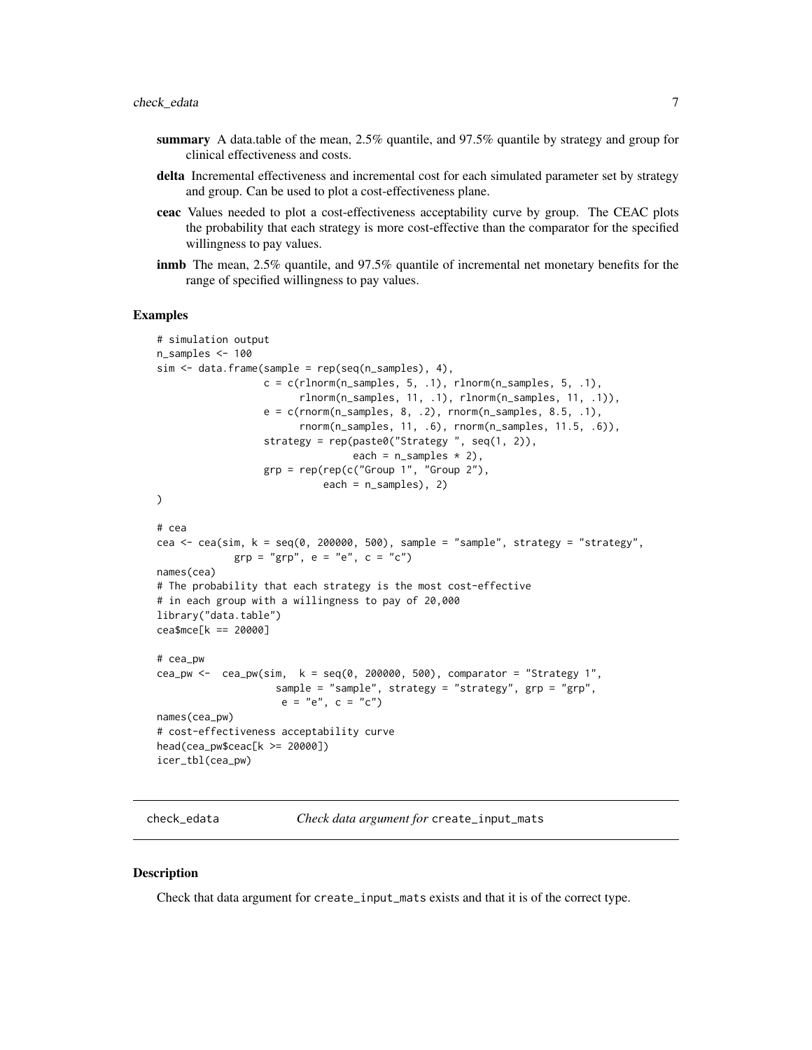- **summary** A data.table of the mean, 2.5% quantile, and 97.5% quantile by strategy and group for clinical effectiveness and costs.
- **delta** Incremental effectiveness and incremental cost for each simulated parameter set by strategy and group. Can be used to plot a cost-effectiveness plane.
- **ceac** Values needed to plot a cost-effectiveness acceptability curve by group. The CEAC plots the probability that each strategy is more cost-effective than the comparator for the specified willingness to pay values.
- **inmb** The mean, 2.5% quantile, and 97.5% quantile of incremental net monetary benefits for the range of specified willingness to pay values.

## Examples

```
# simulation output
n_samples <- 100
sim <- data.frame(sample = rep(seq(n_samples), 4),
                  c = c(rlnorm(n_samples, 5, .1), rlnorm(n_samples, 5, .1),
                        rlnorm(n_samples, 11, .1), rlnorm(n_samples, 11, .1)),
                  e = c(rnorm(n_samples, 8, .2), rnorm(n_samples, 8.5, .1),
                        rnorm(n_samples, 11, .6), rnorm(n_samples, 11.5, .6)),
                  strategy = rep(paste0("Strategy ", seq(1, 2)),
                                 each = n_samples * 2),
                  grp = rep(rep(c("Group 1", "Group 2"),
                            each = n_samples), 2)
)

# cea
cea <- cea(sim, k = seq(0, 200000, 500), sample = "sample", strategy = "strategy",
           grp = "grp", e = "e", c = "c")
names(cea)
# The probability that each strategy is the most cost-effective
# in each group with a willingness to pay of 20,000
library("data.table")
cea$mce[k == 20000]

# cea_pw
cea_pw <-  cea_pw(sim,  k = seq(0, 200000, 500), comparator = "Strategy 1",
                  sample = "sample", strategy = "strategy", grp = "grp",
                   e = "e", c = "c")
names(cea_pw)
# cost-effectiveness acceptability curve
head(cea_pw$ceac[k >= 20000])
icer_tbl(cea_pw)
```

---

## check_edata — *Check data argument for* `create_input_mats`

### Description

Check that data argument for `create_input_mats` exists and that it is of the correct type.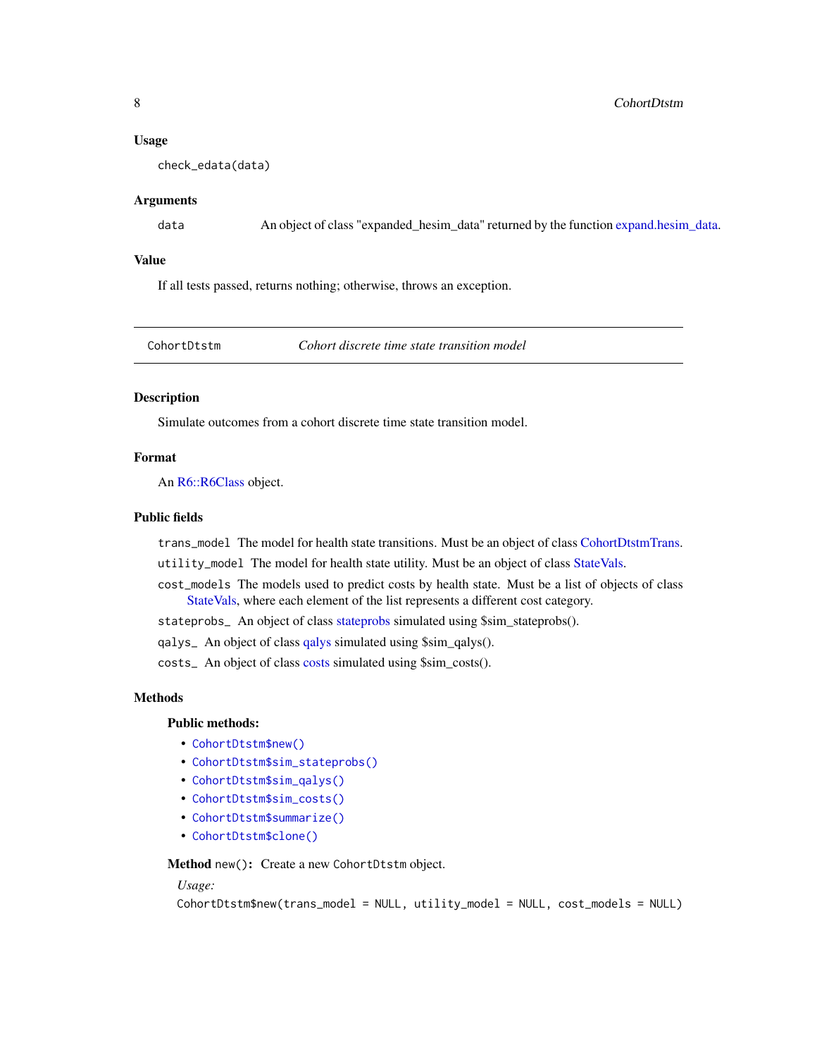### Usage

```
check_edata(data)
```

### Arguments

data An object of class "expanded_hesim_data" returned by the function expand.hesim_data.

### Value

If all tests passed, returns nothing; otherwise, throws an exception.

---

## CohortDtstm *Cohort discrete time state transition model*

### Description

Simulate outcomes from a cohort discrete time state transition model.

### Format

An R6::R6Class object.

### Public fields

`trans_model` The model for health state transitions. Must be an object of class CohortDtstmTrans.

`utility_model` The model for health state utility. Must be an object of class StateVals.

`cost_models` The models used to predict costs by health state. Must be a list of objects of class StateVals, where each element of the list represents a different cost category.

`stateprobs_` An object of class stateprobs simulated using $sim_stateprobs().

`qalys_` An object of class qalys simulated using $sim_qalys().

`costs_` An object of class costs simulated using $sim_costs().

### Methods

**Public methods:**

- `CohortDtstm$new()`
- `CohortDtstm$sim_stateprobs()`
- `CohortDtstm$sim_qalys()`
- `CohortDtstm$sim_costs()`
- `CohortDtstm$summarize()`
- `CohortDtstm$clone()`

**Method** `new()`**:** Create a new `CohortDtstm` object.

*Usage:*

```
CohortDtstm$new(trans_model = NULL, utility_model = NULL, cost_models = NULL)
```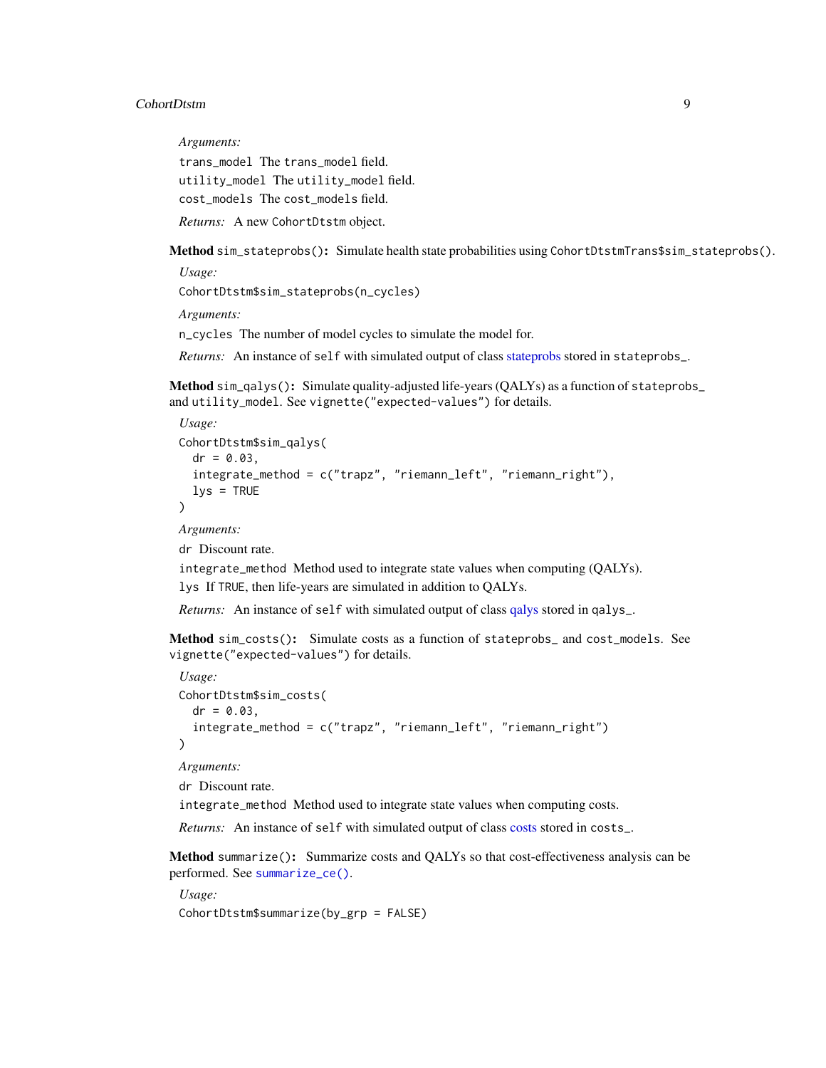*Arguments:*

`trans_model` The `trans_model` field.

`utility_model` The `utility_model` field.

`cost_models` The `cost_models` field.

*Returns:* A new `CohortDtstm` object.

**Method** `sim_stateprobs()`**:** Simulate health state probabilities using `CohortDtstmTrans$sim_stateprobs()`.

*Usage:*

```
CohortDtstm$sim_stateprobs(n_cycles)
```

*Arguments:*

`n_cycles` The number of model cycles to simulate the model for.

*Returns:* An instance of `self` with simulated output of class stateprobs stored in `stateprobs_`.

**Method** `sim_qalys()`**:** Simulate quality-adjusted life-years (QALYs) as a function of `stateprobs_` and `utility_model`. See `vignette("expected-values")` for details.

*Usage:*

```
CohortDtstm$sim_qalys(
  dr = 0.03,
  integrate_method = c("trapz", "riemann_left", "riemann_right"),
  lys = TRUE
)
```

*Arguments:*

`dr` Discount rate.

`integrate_method` Method used to integrate state values when computing (QALYs).

`lys` If `TRUE`, then life-years are simulated in addition to QALYs.

*Returns:* An instance of `self` with simulated output of class qalys stored in `qalys_`.

**Method** `sim_costs()`**:** Simulate costs as a function of `stateprobs_` and `cost_models`. See `vignette("expected-values")` for details.

*Usage:*

```
CohortDtstm$sim_costs(
  dr = 0.03,
  integrate_method = c("trapz", "riemann_left", "riemann_right")
)
```

*Arguments:*

`dr` Discount rate.

`integrate_method` Method used to integrate state values when computing costs.

*Returns:* An instance of `self` with simulated output of class costs stored in `costs_`.

**Method** `summarize()`**:** Summarize costs and QALYs so that cost-effectiveness analysis can be performed. See `summarize_ce()`.

*Usage:*

```
CohortDtstm$summarize(by_grp = FALSE)
```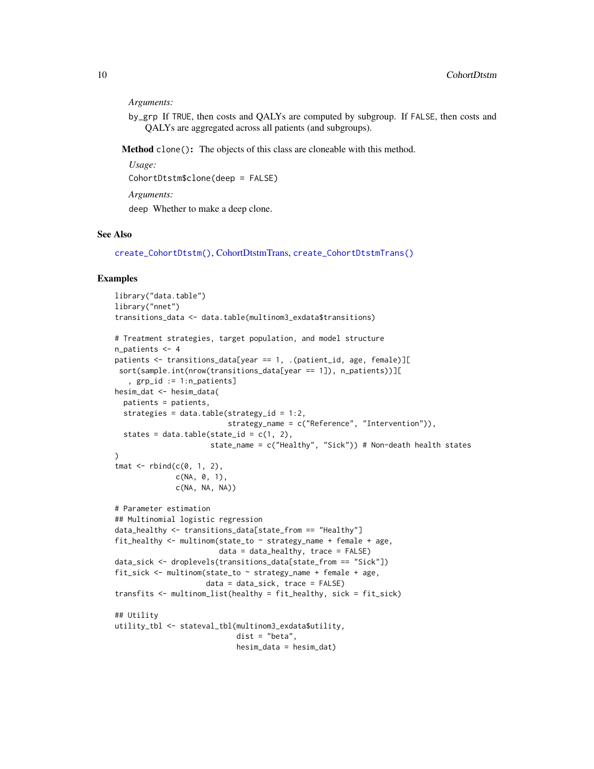*Arguments:*

`by_grp` If `TRUE`, then costs and QALYs are computed by subgroup. If `FALSE`, then costs and QALYs are aggregated across all patients (and subgroups).

**Method** `clone()`**:** The objects of this class are cloneable with this method.

*Usage:*

`CohortDtstm$clone(deep = FALSE)`

*Arguments:*

`deep` Whether to make a deep clone.

## See Also

`create_CohortDtstm()`, CohortDtstmTrans, `create_CohortDtstmTrans()`

## Examples

```
library("data.table")
library("nnet")
transitions_data <- data.table(multinom3_exdata$transitions)

# Treatment strategies, target population, and model structure
n_patients <- 4
patients <- transitions_data[year == 1, .(patient_id, age, female)][
 sort(sample.int(nrow(transitions_data[year == 1]), n_patients))][
   , grp_id := 1:n_patients]
hesim_dat <- hesim_data(
  patients = patients,
  strategies = data.table(strategy_id = 1:2,
                          strategy_name = c("Reference", "Intervention")),
  states = data.table(state_id = c(1, 2),
                      state_name = c("Healthy", "Sick")) # Non-death health states
)
tmat <- rbind(c(0, 1, 2),
              c(NA, 0, 1),
              c(NA, NA, NA))

# Parameter estimation
## Multinomial logistic regression
data_healthy <- transitions_data[state_from == "Healthy"]
fit_healthy <- multinom(state_to ~ strategy_name + female + age,
                        data = data_healthy, trace = FALSE)
data_sick <- droplevels(transitions_data[state_from == "Sick"])
fit_sick <- multinom(state_to ~ strategy_name + female + age,
                     data = data_sick, trace = FALSE)
transfits <- multinom_list(healthy = fit_healthy, sick = fit_sick)

## Utility
utility_tbl <- stateval_tbl(multinom3_exdata$utility,
                            dist = "beta",
                            hesim_data = hesim_dat)
```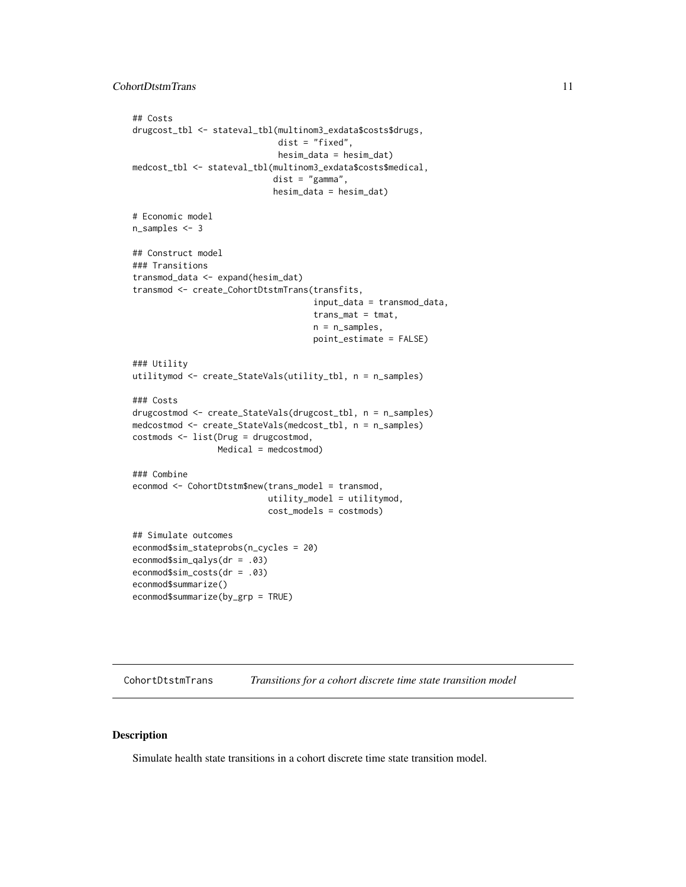```
## Costs
drugcost_tbl <- stateval_tbl(multinom3_exdata$costs$drugs,
                             dist = "fixed",
                             hesim_data = hesim_dat)
medcost_tbl <- stateval_tbl(multinom3_exdata$costs$medical,
                            dist = "gamma",
                            hesim_data = hesim_dat)

# Economic model
n_samples <- 3

## Construct model
### Transitions
transmod_data <- expand(hesim_dat)
transmod <- create_CohortDtstmTrans(transfits,
                                    input_data = transmod_data,
                                    trans_mat = tmat,
                                    n = n_samples,
                                    point_estimate = FALSE)

### Utility
utilitymod <- create_StateVals(utility_tbl, n = n_samples)

### Costs
drugcostmod <- create_StateVals(drugcost_tbl, n = n_samples)
medcostmod <- create_StateVals(medcost_tbl, n = n_samples)
costmods <- list(Drug = drugcostmod,
                 Medical = medcostmod)

### Combine
econmod <- CohortDtstm$new(trans_model = transmod,
                           utility_model = utilitymod,
                           cost_models = costmods)

## Simulate outcomes
econmod$sim_stateprobs(n_cycles = 20)
econmod$sim_qalys(dr = .03)
econmod$sim_costs(dr = .03)
econmod$summarize()
econmod$summarize(by_grp = TRUE)
```

---

# CohortDtstmTrans *Transitions for a cohort discrete time state transition model*

## Description

Simulate health state transitions in a cohort discrete time state transition model.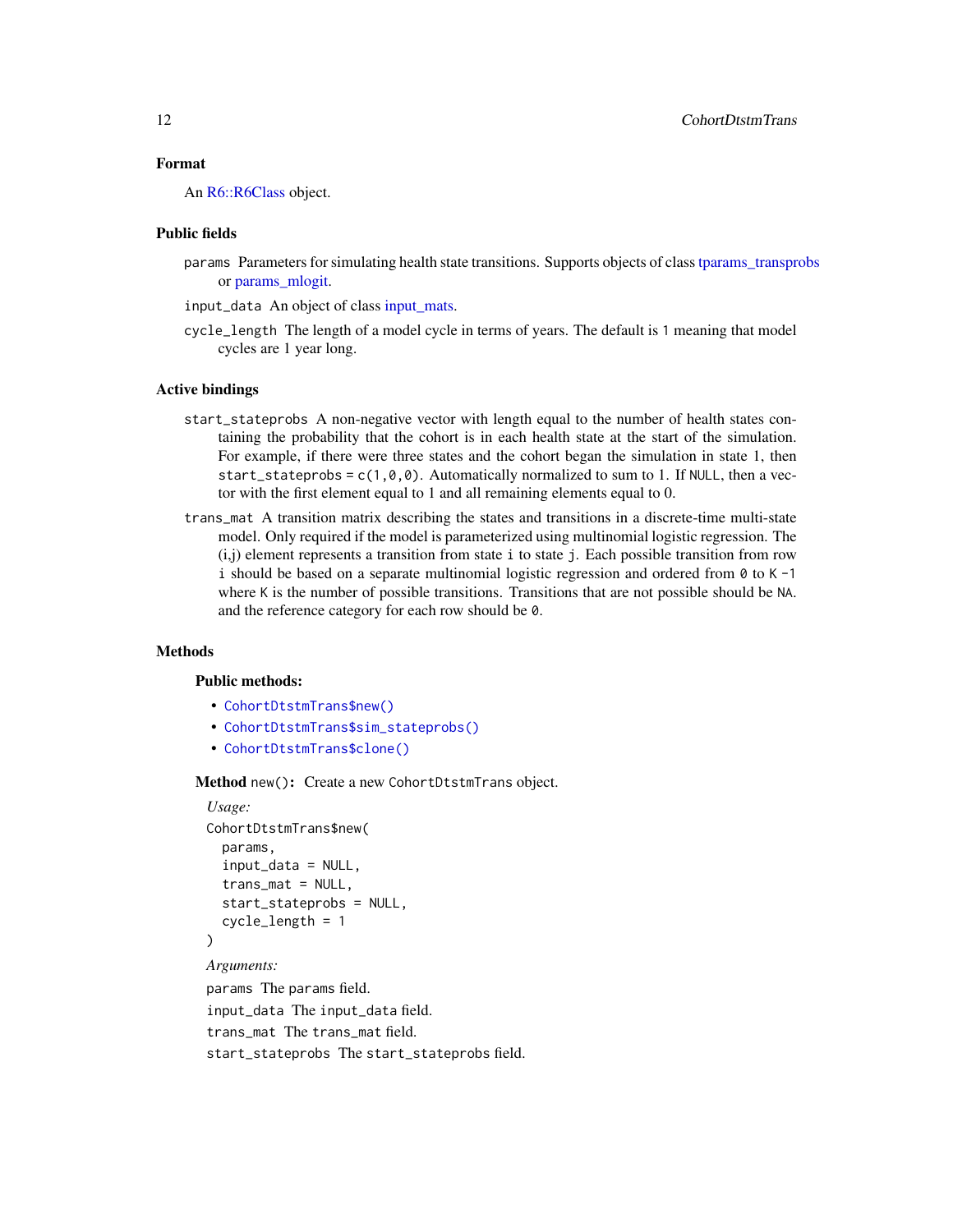### Format

An R6::R6Class object.

### Public fields

`params` Parameters for simulating health state transitions. Supports objects of class tparams_transprobs or params_mlogit.

`input_data` An object of class input_mats.

`cycle_length` The length of a model cycle in terms of years. The default is `1` meaning that model cycles are 1 year long.

### Active bindings

`start_stateprobs` A non-negative vector with length equal to the number of health states containing the probability that the cohort is in each health state at the start of the simulation. For example, if there were three states and the cohort began the simulation in state 1, then `start_stateprobs = c(1,0,0)`. Automatically normalized to sum to 1. If `NULL`, then a vector with the first element equal to 1 and all remaining elements equal to 0.

`trans_mat` A transition matrix describing the states and transitions in a discrete-time multi-state model. Only required if the model is parameterized using multinomial logistic regression. The (i,j) element represents a transition from state `i` to state `j`. Each possible transition from row `i` should be based on a separate multinomial logistic regression and ordered from `0` to `K -1` where `K` is the number of possible transitions. Transitions that are not possible should be `NA`. and the reference category for each row should be `0`.

### Methods

**Public methods:**

- `CohortDtstmTrans$new()`
- `CohortDtstmTrans$sim_stateprobs()`
- `CohortDtstmTrans$clone()`

**Method** `new()`**:** Create a new `CohortDtstmTrans` object.

*Usage:*

```
CohortDtstmTrans$new(
  params,
  input_data = NULL,
  trans_mat = NULL,
  start_stateprobs = NULL,
  cycle_length = 1
)
```

*Arguments:*

`params` The `params` field.

`input_data` The `input_data` field.

`trans_mat` The `trans_mat` field.

`start_stateprobs` The `start_stateprobs` field.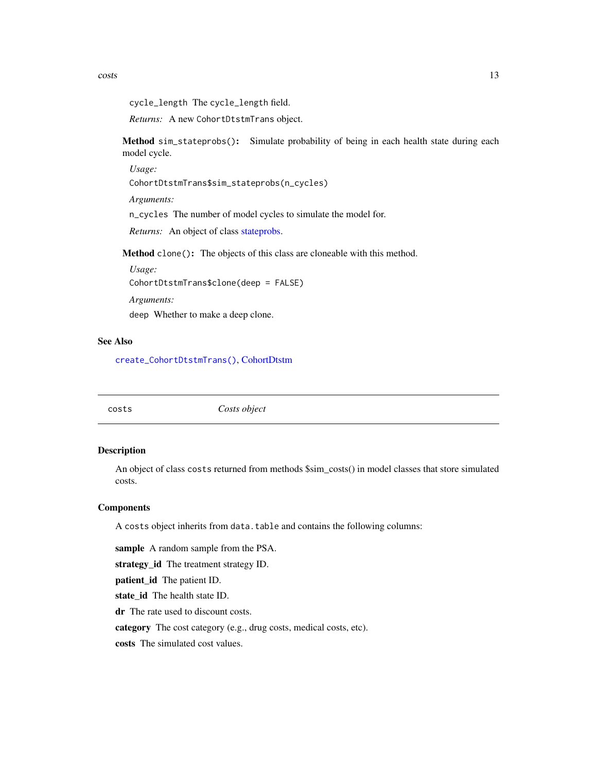`cycle_length` The `cycle_length` field.

*Returns:* A new `CohortDtstmTrans` object.

**Method** `sim_stateprobs()`**:** Simulate probability of being in each health state during each model cycle.

*Usage:*

```
CohortDtstmTrans$sim_stateprobs(n_cycles)
```

*Arguments:*

`n_cycles` The number of model cycles to simulate the model for.

*Returns:* An object of class stateprobs.

**Method** `clone()`**:** The objects of this class are cloneable with this method.

*Usage:*

```
CohortDtstmTrans$clone(deep = FALSE)
```

*Arguments:*

`deep` Whether to make a deep clone.

### See Also

`create_CohortDtstmTrans()`, CohortDtstm

---

## `costs` *Costs object*

### Description

An object of class `costs` returned from methods $sim_costs() in model classes that store simulated costs.

### Components

A `costs` object inherits from `data.table` and contains the following columns:

**sample** A random sample from the PSA.

**strategy_id** The treatment strategy ID.

**patient_id** The patient ID.

**state_id** The health state ID.

**dr** The rate used to discount costs.

**category** The cost category (e.g., drug costs, medical costs, etc).

**costs** The simulated cost values.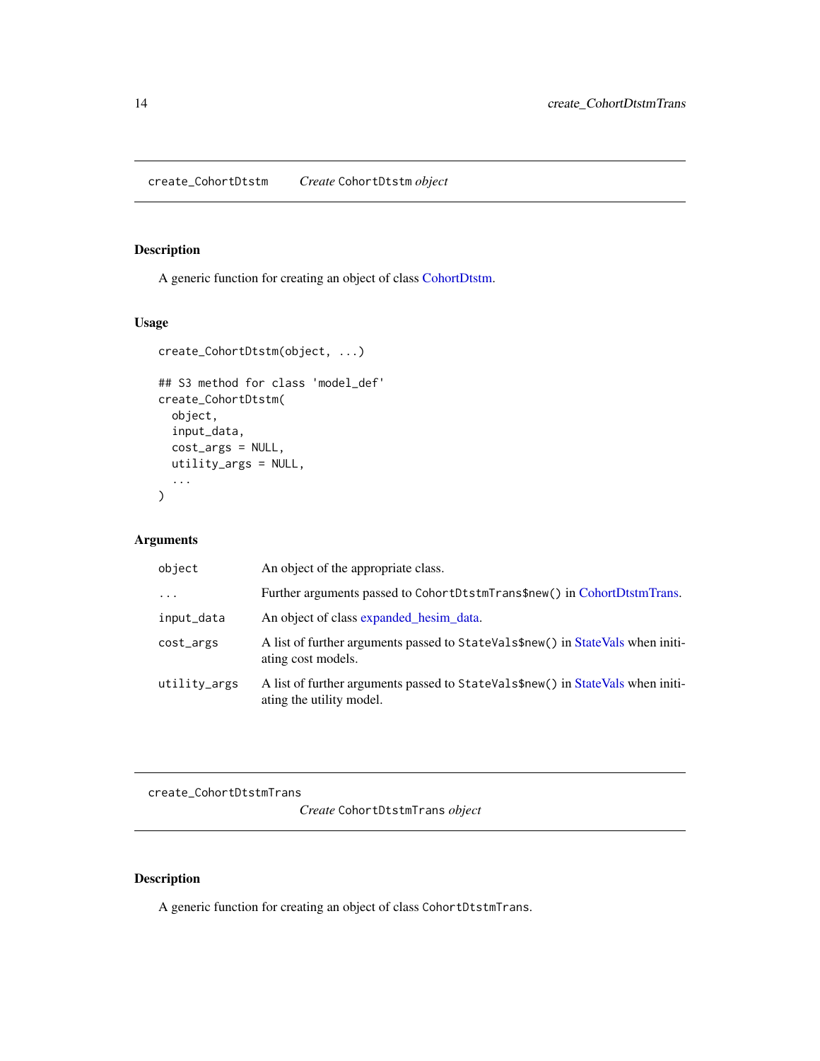## create_CohortDtstm — *Create* CohortDtstm *object*

### Description

A generic function for creating an object of class CohortDtstm.

### Usage

```
create_CohortDtstm(object, ...)

## S3 method for class 'model_def'
create_CohortDtstm(
  object,
  input_data,
  cost_args = NULL,
  utility_args = NULL,
  ...
)
```

### Arguments

| | |
|---|---|
| `object` | An object of the appropriate class. |
| `...` | Further arguments passed to `CohortDtstmTrans$new()` in CohortDtstmTrans. |
| `input_data` | An object of class expanded_hesim_data. |
| `cost_args` | A list of further arguments passed to `StateVals$new()` in StateVals when initiating cost models. |
| `utility_args` | A list of further arguments passed to `StateVals$new()` in StateVals when initiating the utility model. |

## create_CohortDtstmTrans — *Create* CohortDtstmTrans *object*

### Description

A generic function for creating an object of class `CohortDtstmTrans`.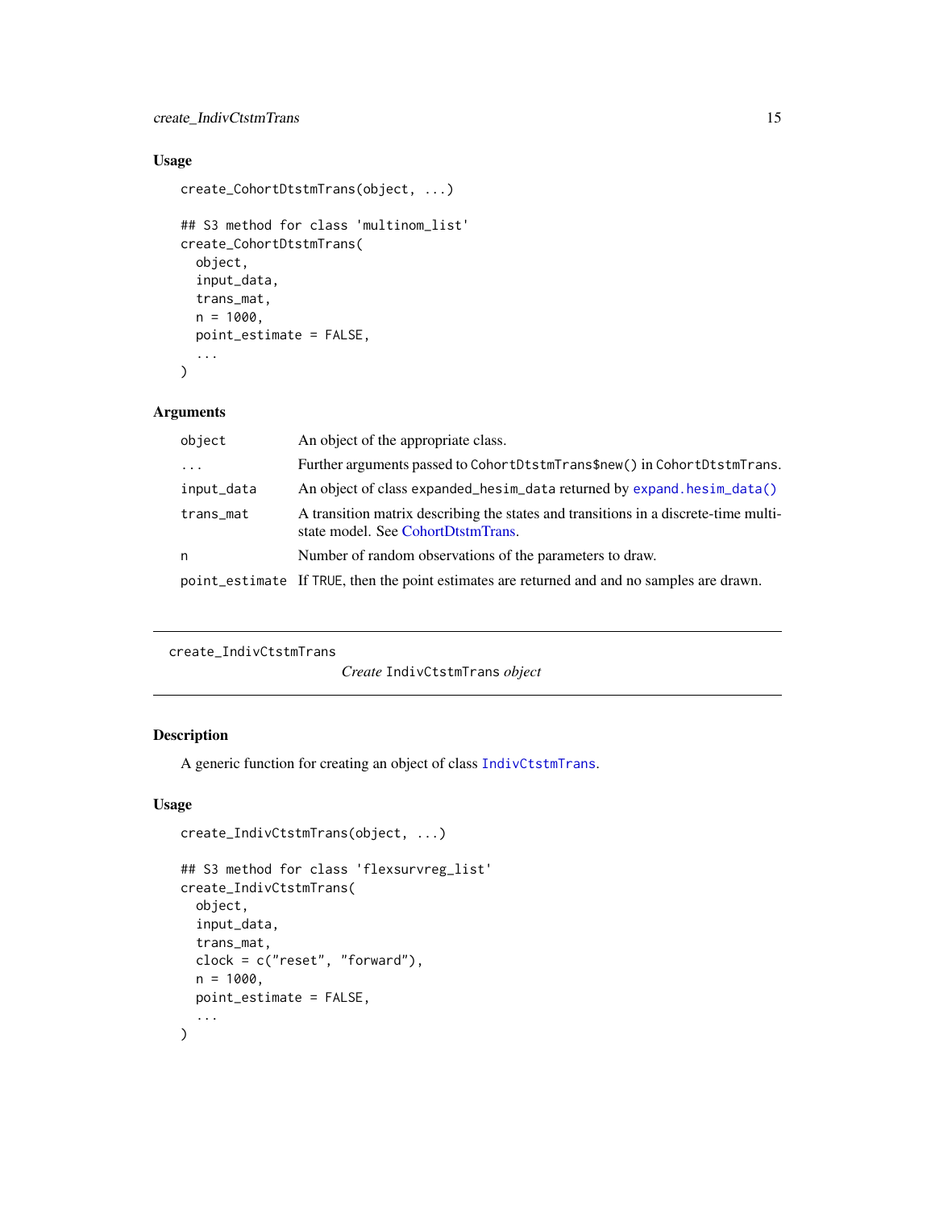### Usage

```
create_CohortDtstmTrans(object, ...)

## S3 method for class 'multinom_list'
create_CohortDtstmTrans(
  object,
  input_data,
  trans_mat,
  n = 1000,
  point_estimate = FALSE,
  ...
)
```

### Arguments

| | |
|---|---|
| object | An object of the appropriate class. |
| ... | Further arguments passed to `CohortDtstmTrans$new()` in `CohortDtstmTrans`. |
| input_data | An object of class `expanded_hesim_data` returned by `expand.hesim_data()` |
| trans_mat | A transition matrix describing the states and transitions in a discrete-time multi-state model. See CohortDtstmTrans. |
| n | Number of random observations of the parameters to draw. |
| point_estimate | If `TRUE`, then the point estimates are returned and and no samples are drawn. |

---

## create_IndivCtstmTrans

*Create* `IndivCtstmTrans` *object*

### Description

A generic function for creating an object of class `IndivCtstmTrans`.

### Usage

```
create_IndivCtstmTrans(object, ...)

## S3 method for class 'flexsurvreg_list'
create_IndivCtstmTrans(
  object,
  input_data,
  trans_mat,
  clock = c("reset", "forward"),
  n = 1000,
  point_estimate = FALSE,
  ...
)
```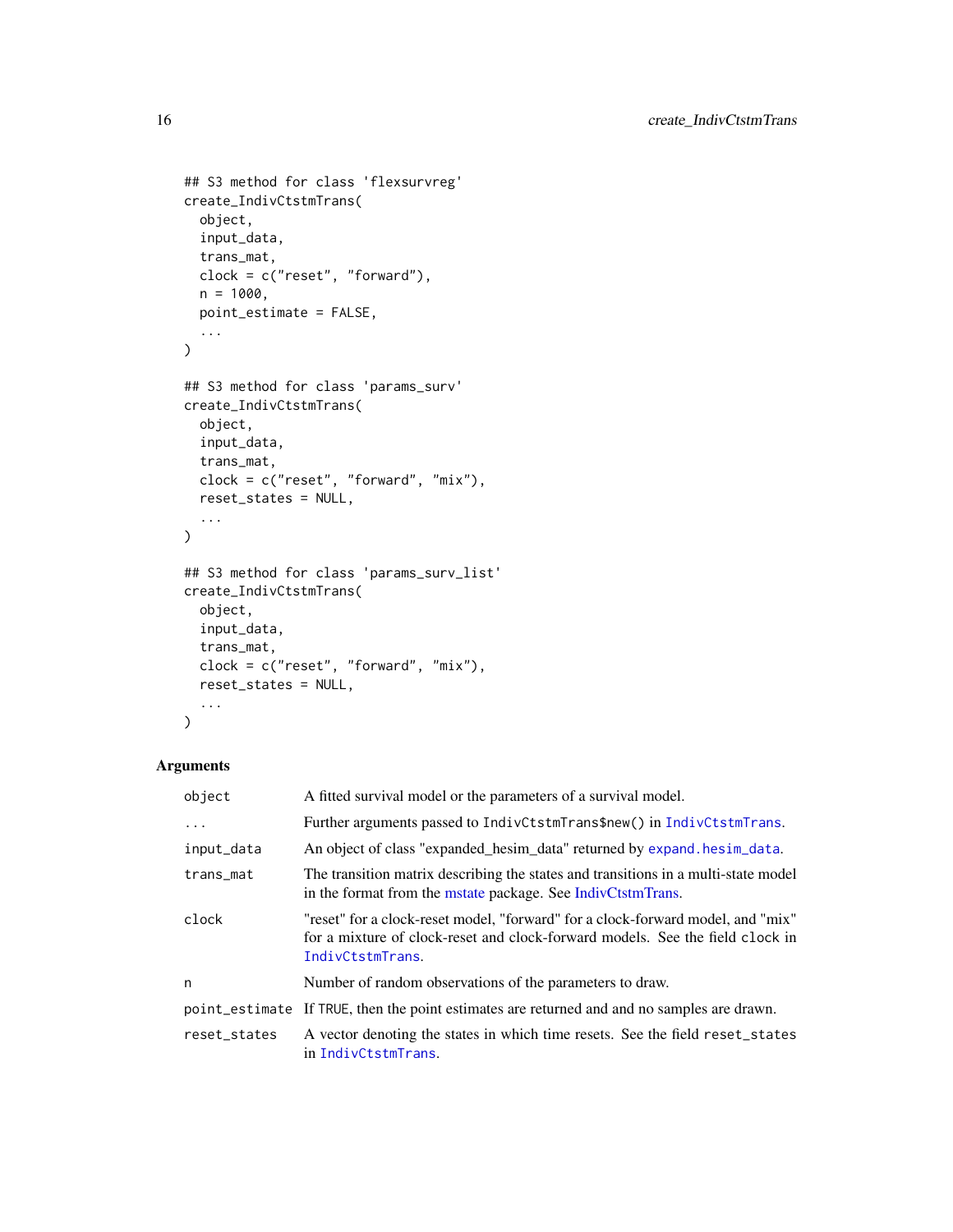```
## S3 method for class 'flexsurvreg'
create_IndivCtstmTrans(
  object,
  input_data,
  trans_mat,
  clock = c("reset", "forward"),
  n = 1000,
  point_estimate = FALSE,
  ...
)

## S3 method for class 'params_surv'
create_IndivCtstmTrans(
  object,
  input_data,
  trans_mat,
  clock = c("reset", "forward", "mix"),
  reset_states = NULL,
  ...
)

## S3 method for class 'params_surv_list'
create_IndivCtstmTrans(
  object,
  input_data,
  trans_mat,
  clock = c("reset", "forward", "mix"),
  reset_states = NULL,
  ...
)
```

### Arguments

| | |
|---|---|
| `object` | A fitted survival model or the parameters of a survival model. |
| `...` | Further arguments passed to `IndivCtstmTrans$new()` in `IndivCtstmTrans`. |
| `input_data` | An object of class "expanded_hesim_data" returned by `expand.hesim_data`. |
| `trans_mat` | The transition matrix describing the states and transitions in a multi-state model in the format from the mstate package. See IndivCtstmTrans. |
| `clock` | "reset" for a clock-reset model, "forward" for a clock-forward model, and "mix" for a mixture of clock-reset and clock-forward models. See the field `clock` in `IndivCtstmTrans`. |
| `n` | Number of random observations of the parameters to draw. |
| `point_estimate` | If `TRUE`, then the point estimates are returned and and no samples are drawn. |
| `reset_states` | A vector denoting the states in which time resets. See the field `reset_states` in `IndivCtstmTrans`. |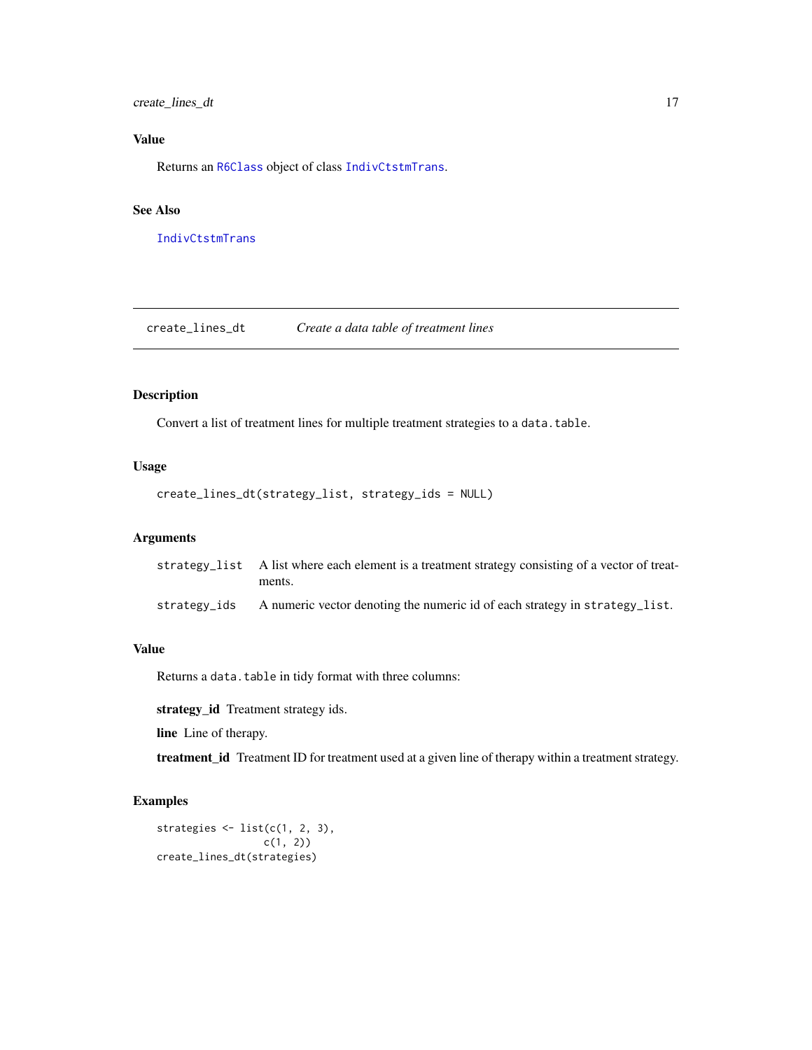### Value

Returns an `R6Class` object of class `IndivCtstmTrans`.

### See Also

`IndivCtstmTrans`

---

## create_lines_dt — *Create a data table of treatment lines*

---

### Description

Convert a list of treatment lines for multiple treatment strategies to a `data.table`.

### Usage

```
create_lines_dt(strategy_list, strategy_ids = NULL)
```

### Arguments

| | |
|---|---|
| `strategy_list` | A list where each element is a treatment strategy consisting of a vector of treatments. |
| `strategy_ids` | A numeric vector denoting the numeric id of each strategy in `strategy_list`. |

### Value

Returns a `data.table` in tidy format with three columns:

**strategy_id** Treatment strategy ids.

**line** Line of therapy.

**treatment_id** Treatment ID for treatment used at a given line of therapy within a treatment strategy.

### Examples

```
strategies <- list(c(1, 2, 3),
                   c(1, 2))
create_lines_dt(strategies)
```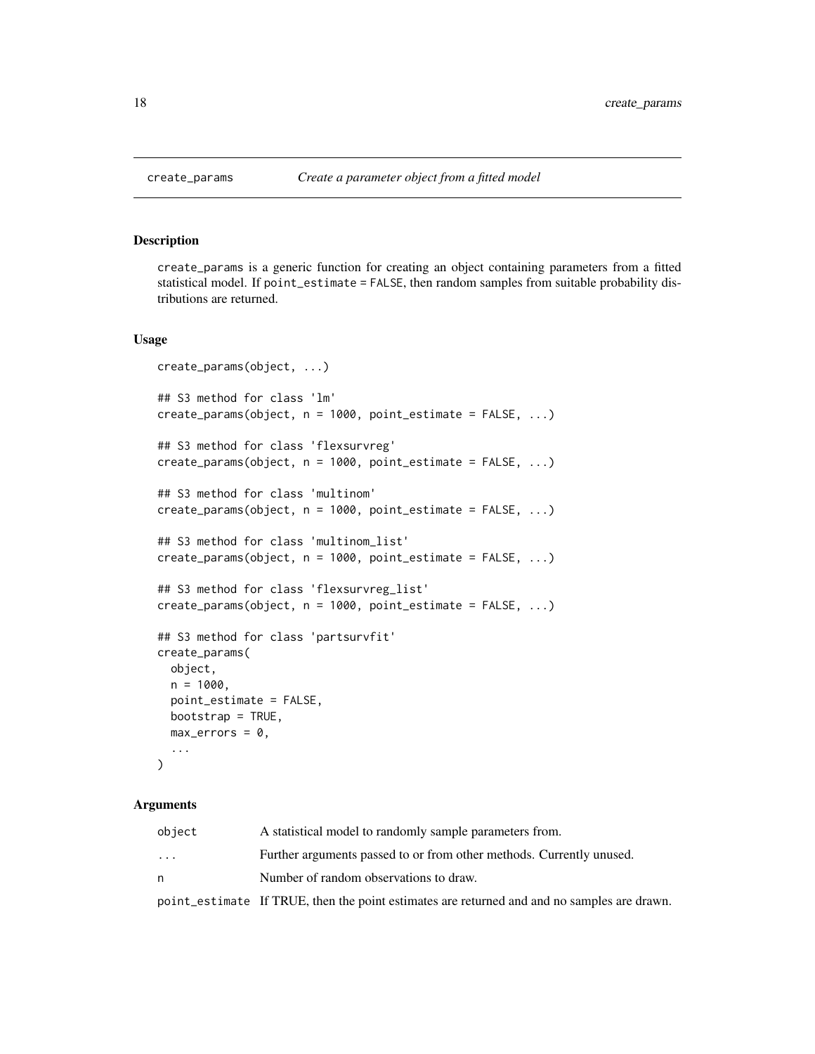create_params *Create a parameter object from a fitted model*

## Description

create_params is a generic function for creating an object containing parameters from a fitted statistical model. If point_estimate = FALSE, then random samples from suitable probability distributions are returned.

## Usage

```
create_params(object, ...)

## S3 method for class 'lm'
create_params(object, n = 1000, point_estimate = FALSE, ...)

## S3 method for class 'flexsurvreg'
create_params(object, n = 1000, point_estimate = FALSE, ...)

## S3 method for class 'multinom'
create_params(object, n = 1000, point_estimate = FALSE, ...)

## S3 method for class 'multinom_list'
create_params(object, n = 1000, point_estimate = FALSE, ...)

## S3 method for class 'flexsurvreg_list'
create_params(object, n = 1000, point_estimate = FALSE, ...)

## S3 method for class 'partsurvfit'
create_params(
  object,
  n = 1000,
  point_estimate = FALSE,
  bootstrap = TRUE,
  max_errors = 0,
  ...
)
```

## Arguments

| | |
|---|---|
| object | A statistical model to randomly sample parameters from. |
| ... | Further arguments passed to or from other methods. Currently unused. |
| n | Number of random observations to draw. |
| point_estimate | If TRUE, then the point estimates are returned and and no samples are drawn. |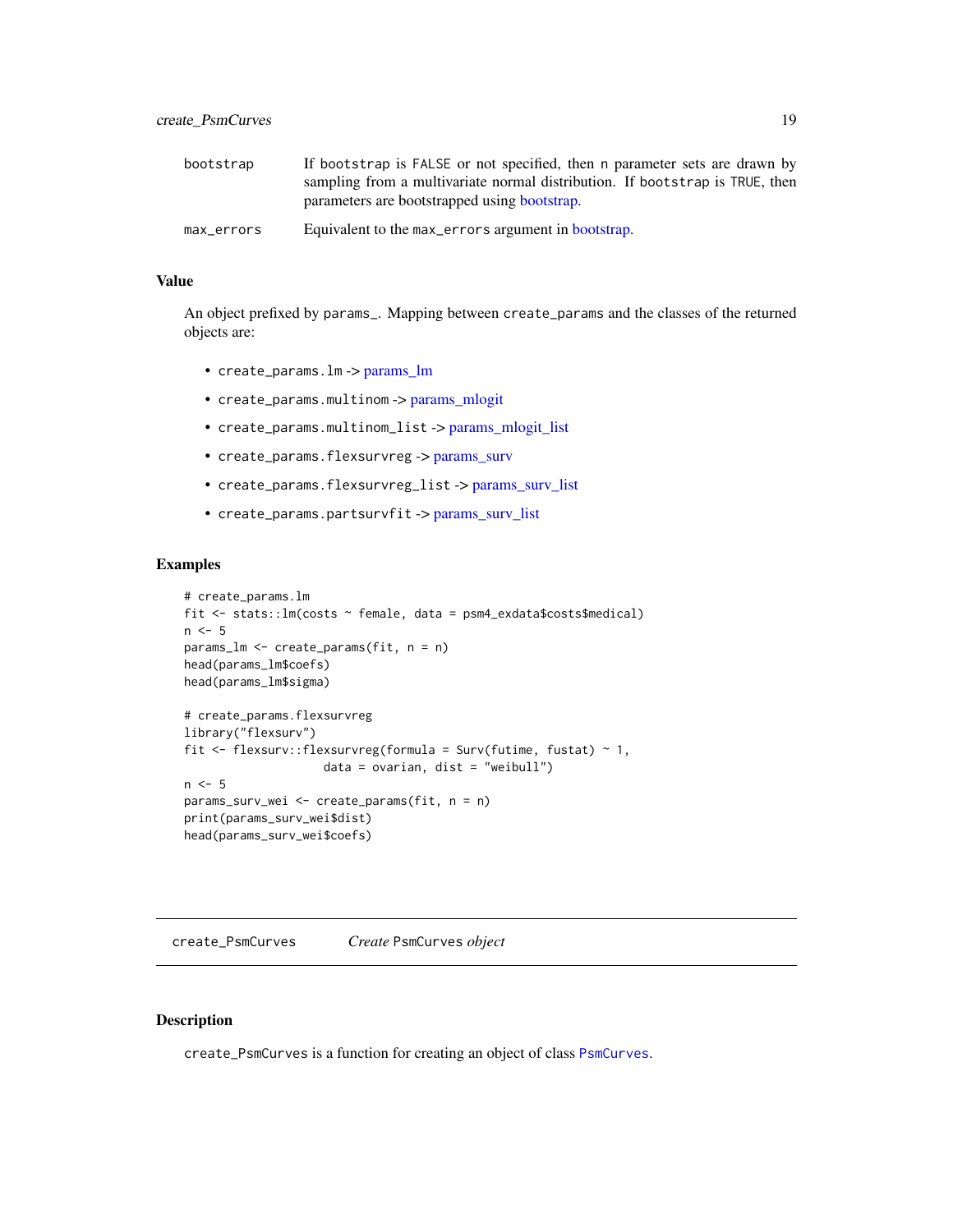| | |
|---|---|
| bootstrap | If bootstrap is FALSE or not specified, then n parameter sets are drawn by sampling from a multivariate normal distribution. If bootstrap is TRUE, then parameters are bootstrapped using bootstrap. |
| max_errors | Equivalent to the max_errors argument in bootstrap. |

### Value

An object prefixed by params_. Mapping between create_params and the classes of the returned objects are:

- create_params.lm -> params_lm
- create_params.multinom -> params_mlogit
- create_params.multinom_list -> params_mlogit_list
- create_params.flexsurvreg -> params_surv
- create_params.flexsurvreg_list -> params_surv_list
- create_params.partsurvfit -> params_surv_list

### Examples

```
# create_params.lm
fit <- stats::lm(costs ~ female, data = psm4_exdata$costs$medical)
n <- 5
params_lm <- create_params(fit, n = n)
head(params_lm$coefs)
head(params_lm$sigma)

# create_params.flexsurvreg
library("flexsurv")
fit <- flexsurv::flexsurvreg(formula = Surv(futime, fustat) ~ 1,
                    data = ovarian, dist = "weibull")
n <- 5
params_surv_wei <- create_params(fit, n = n)
print(params_surv_wei$dist)
head(params_surv_wei$coefs)
```

---

## create_PsmCurves    *Create* PsmCurves *object*

### Description

create_PsmCurves is a function for creating an object of class PsmCurves.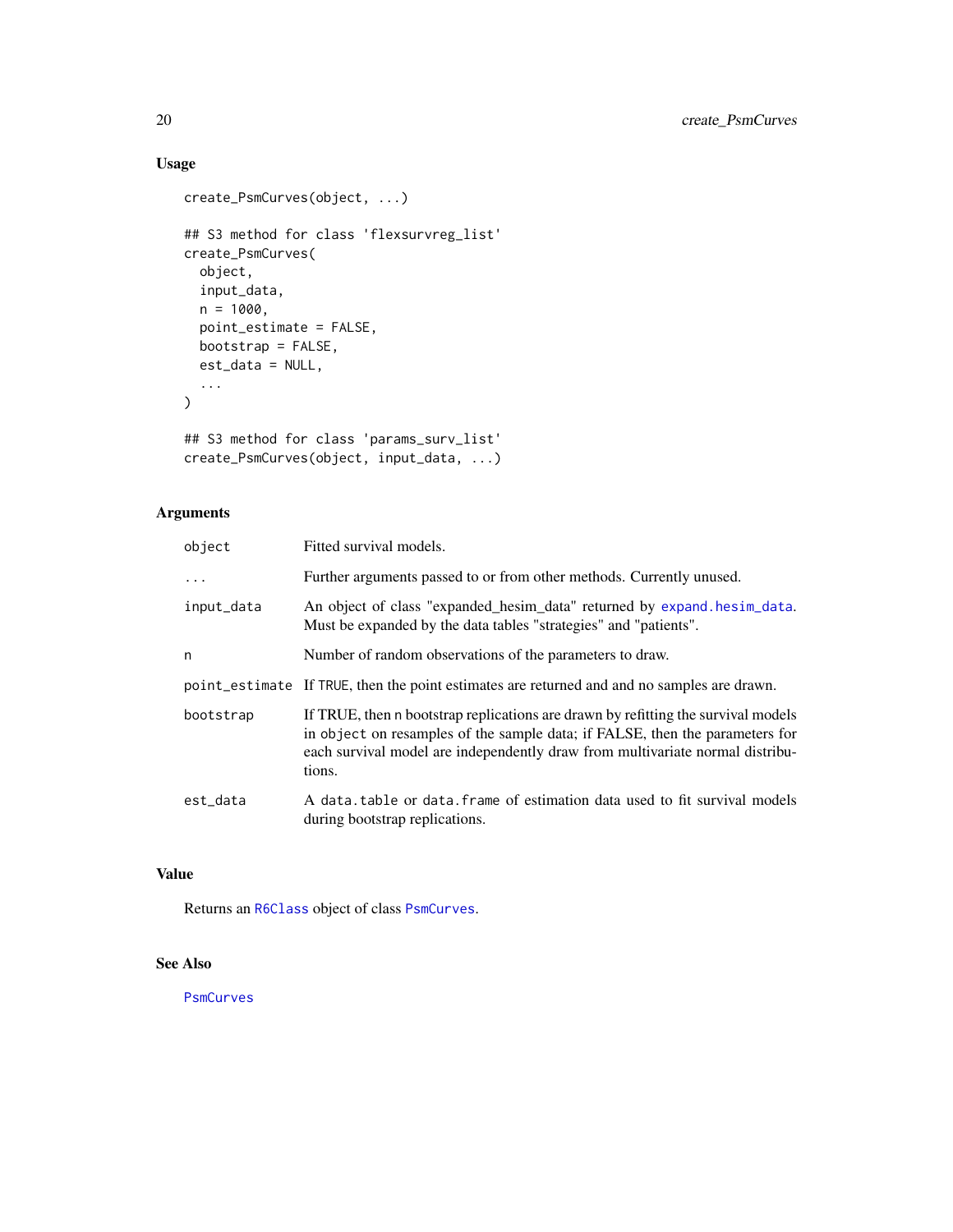## Usage

```
create_PsmCurves(object, ...)

## S3 method for class 'flexsurvreg_list'
create_PsmCurves(
  object,
  input_data,
  n = 1000,
  point_estimate = FALSE,
  bootstrap = FALSE,
  est_data = NULL,
  ...
)

## S3 method for class 'params_surv_list'
create_PsmCurves(object, input_data, ...)
```

## Arguments

| | |
|---|---|
| `object` | Fitted survival models. |
| `...` | Further arguments passed to or from other methods. Currently unused. |
| `input_data` | An object of class "expanded_hesim_data" returned by `expand.hesim_data`. Must be expanded by the data tables "strategies" and "patients". |
| `n` | Number of random observations of the parameters to draw. |
| `point_estimate` | If `TRUE`, then the point estimates are returned and and no samples are drawn. |
| `bootstrap` | If TRUE, then `n` bootstrap replications are drawn by refitting the survival models in `object` on resamples of the sample data; if FALSE, then the parameters for each survival model are independently draw from multivariate normal distributions. |
| `est_data` | A `data.table` or `data.frame` of estimation data used to fit survival models during bootstrap replications. |

## Value

Returns an `R6Class` object of class `PsmCurves`.

## See Also

`PsmCurves`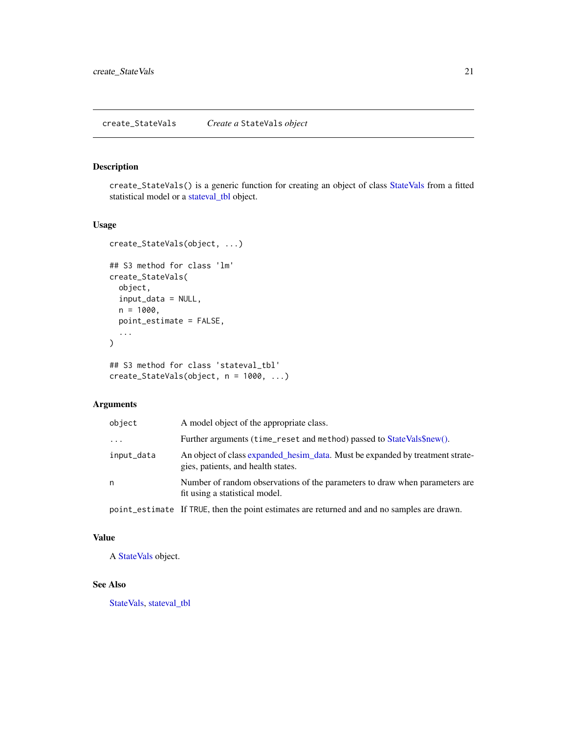## create_StateVals — *Create a* StateVals *object*

### Description

`create_StateVals()` is a generic function for creating an object of class StateVals from a fitted statistical model or a stateval_tbl object.

### Usage

```
create_StateVals(object, ...)

## S3 method for class 'lm'
create_StateVals(
  object,
  input_data = NULL,
  n = 1000,
  point_estimate = FALSE,
  ...
)

## S3 method for class 'stateval_tbl'
create_StateVals(object, n = 1000, ...)
```

### Arguments

| | |
|---|---|
| `object` | A model object of the appropriate class. |
| `...` | Further arguments (`time_reset` and `method`) passed to StateVals$new(). |
| `input_data` | An object of class expanded_hesim_data. Must be expanded by treatment strategies, patients, and health states. |
| `n` | Number of random observations of the parameters to draw when parameters are fit using a statistical model. |
| `point_estimate` | If `TRUE`, then the point estimates are returned and and no samples are drawn. |

### Value

A StateVals object.

### See Also

StateVals, stateval_tbl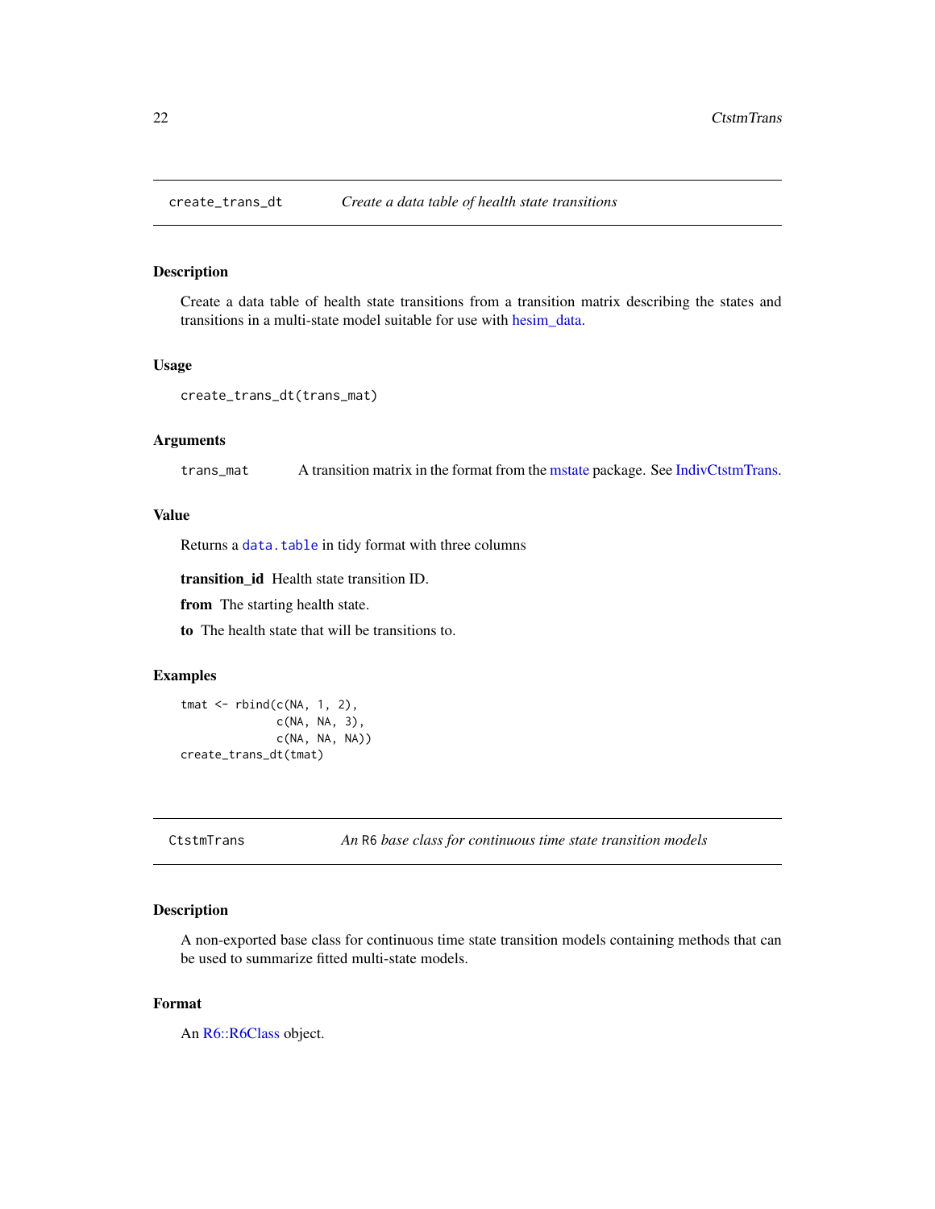## create_trans_dt — *Create a data table of health state transitions*

### Description

Create a data table of health state transitions from a transition matrix describing the states and transitions in a multi-state model suitable for use with hesim_data.

### Usage

```
create_trans_dt(trans_mat)
```

### Arguments

| | |
|---|---|
| trans_mat | A transition matrix in the format from the mstate package. See IndivCtstmTrans. |

### Value

Returns a `data.table` in tidy format with three columns

**transition_id** Health state transition ID.

**from** The starting health state.

**to** The health state that will be transitions to.

### Examples

```
tmat <- rbind(c(NA, 1, 2),
              c(NA, NA, 3),
              c(NA, NA, NA))
create_trans_dt(tmat)
```

## CtstmTrans — *An R6 base class for continuous time state transition models*

### Description

A non-exported base class for continuous time state transition models containing methods that can be used to summarize fitted multi-state models.

### Format

An R6::R6Class object.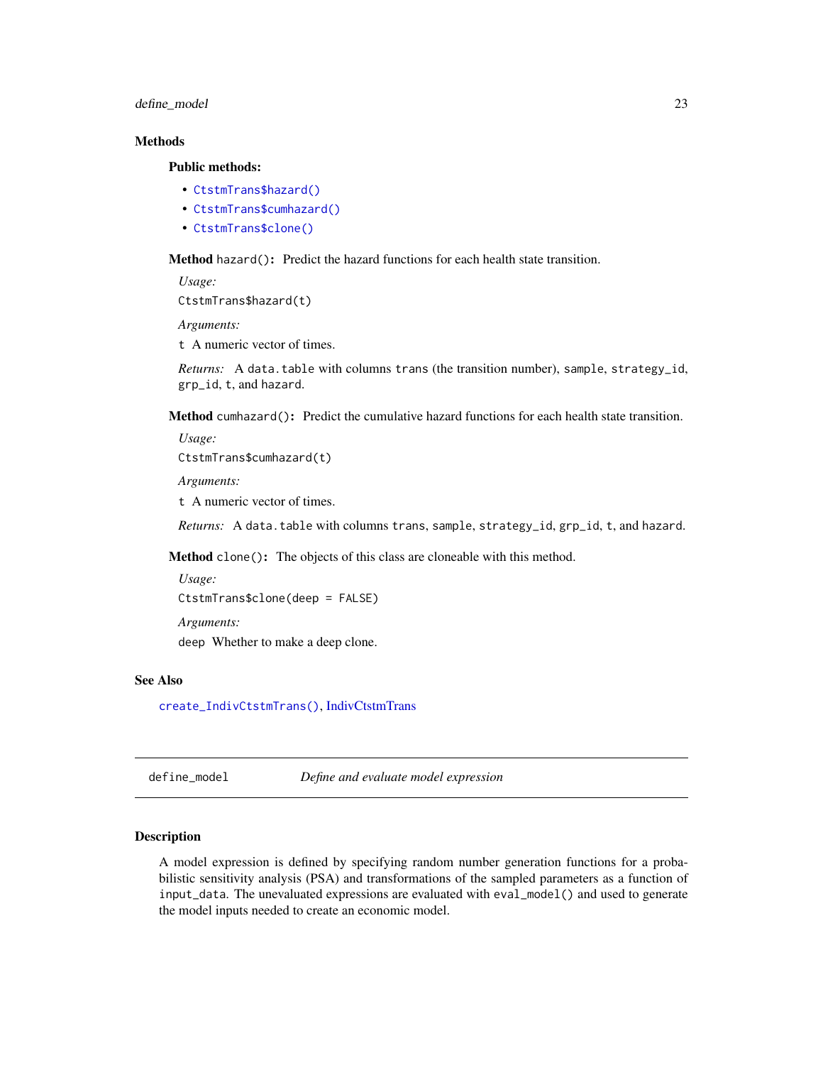### Methods

#### Public methods:

- `CtstmTrans$hazard()`
- `CtstmTrans$cumhazard()`
- `CtstmTrans$clone()`

**Method** `hazard()`**:** Predict the hazard functions for each health state transition.

*Usage:*

```
CtstmTrans$hazard(t)
```

*Arguments:*

`t` A numeric vector of times.

*Returns:* A `data.table` with columns `trans` (the transition number), `sample`, `strategy_id`, `grp_id`, `t`, and `hazard`.

**Method** `cumhazard()`**:** Predict the cumulative hazard functions for each health state transition.

*Usage:*

```
CtstmTrans$cumhazard(t)
```

*Arguments:*

`t` A numeric vector of times.

*Returns:* A `data.table` with columns `trans`, `sample`, `strategy_id`, `grp_id`, `t`, and `hazard`.

**Method** `clone()`**:** The objects of this class are cloneable with this method.

*Usage:*

```
CtstmTrans$clone(deep = FALSE)
```

*Arguments:*

`deep` Whether to make a deep clone.

### See Also

`create_IndivCtstmTrans()`, IndivCtstmTrans

---

## define_model *Define and evaluate model expression*

### Description

A model expression is defined by specifying random number generation functions for a probabilistic sensitivity analysis (PSA) and transformations of the sampled parameters as a function of `input_data`. The unevaluated expressions are evaluated with `eval_model()` and used to generate the model inputs needed to create an economic model.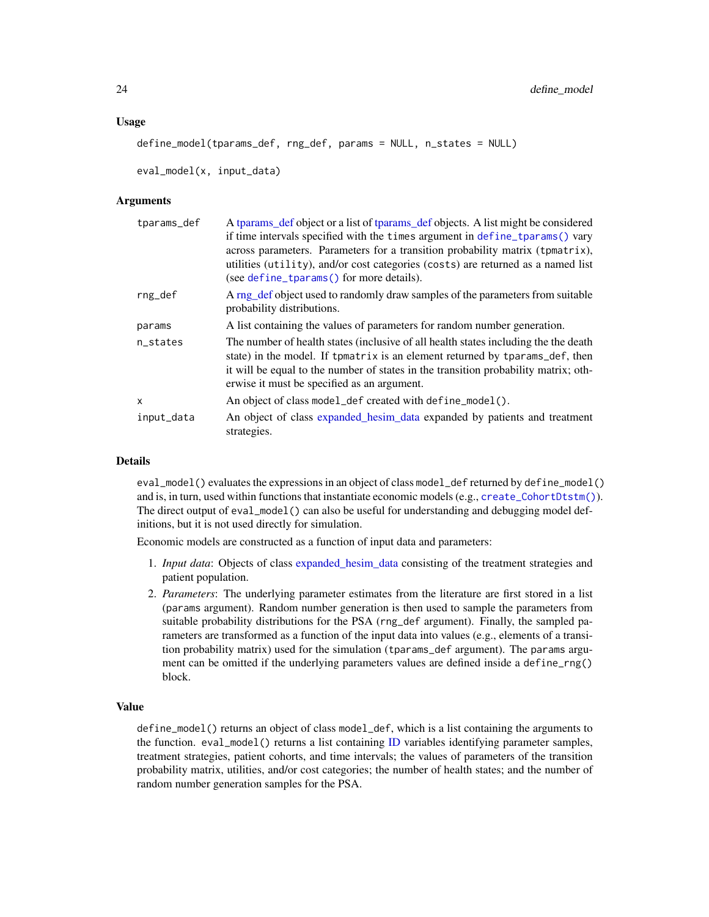### Usage

```
define_model(tparams_def, rng_def, params = NULL, n_states = NULL)

eval_model(x, input_data)
```

### Arguments

| | |
|---|---|
| `tparams_def` | A tparams_def object or a list of tparams_def objects. A list might be considered if time intervals specified with the `times` argument in `define_tparams()` vary across parameters. Parameters for a transition probability matrix (`tpmatrix`), utilities (`utility`), and/or cost categories (`costs`) are returned as a named list (see `define_tparams()` for more details). |
| `rng_def` | A rng_def object used to randomly draw samples of the parameters from suitable probability distributions. |
| `params` | A list containing the values of parameters for random number generation. |
| `n_states` | The number of health states (inclusive of all health states including the the death state) in the model. If `tpmatrix` is an element returned by `tparams_def`, then it will be equal to the number of states in the transition probability matrix; otherwise it must be specified as an argument. |
| `x` | An object of class `model_def` created with `define_model()`. |
| `input_data` | An object of class expanded_hesim_data expanded by patients and treatment strategies. |

### Details

`eval_model()` evaluates the expressions in an object of class `model_def` returned by `define_model()` and is, in turn, used within functions that instantiate economic models (e.g., `create_CohortDtstm()`). The direct output of `eval_model()` can also be useful for understanding and debugging model definitions, but it is not used directly for simulation.

Economic models are constructed as a function of input data and parameters:

1. *Input data*: Objects of class expanded_hesim_data consisting of the treatment strategies and patient population.
2. *Parameters*: The underlying parameter estimates from the literature are first stored in a list (`params` argument). Random number generation is then used to sample the parameters from suitable probability distributions for the PSA (`rng_def` argument). Finally, the sampled parameters are transformed as a function of the input data into values (e.g., elements of a transition probability matrix) used for the simulation (`tparams_def` argument). The `params` argument can be omitted if the underlying parameters values are defined inside a `define_rng()` block.

### Value

`define_model()` returns an object of class `model_def`, which is a list containing the arguments to the function. `eval_model()` returns a list containing ID variables identifying parameter samples, treatment strategies, patient cohorts, and time intervals; the values of parameters of the transition probability matrix, utilities, and/or cost categories; the number of health states; and the number of random number generation samples for the PSA.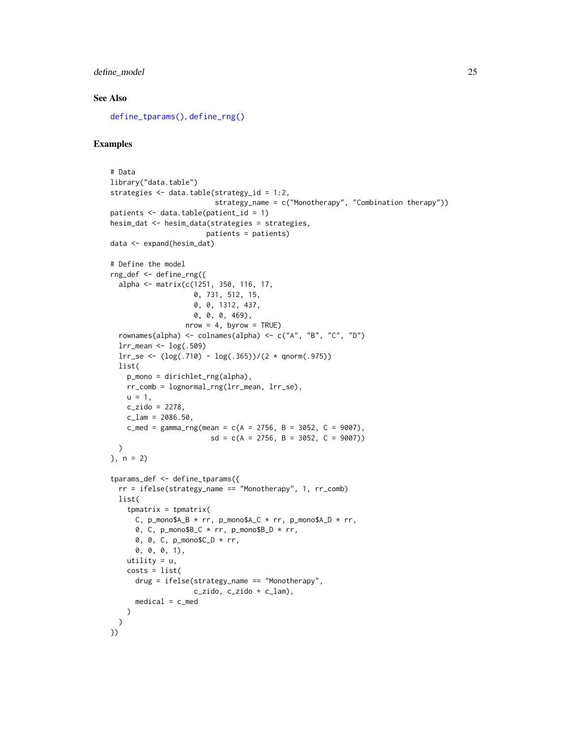## See Also

define_tparams(), define_rng()

## Examples

```
# Data
library("data.table")
strategies <- data.table(strategy_id = 1:2,
                         strategy_name = c("Monotherapy", "Combination therapy"))
patients <- data.table(patient_id = 1)
hesim_dat <- hesim_data(strategies = strategies,
                        patients = patients)
data <- expand(hesim_dat)

# Define the model
rng_def <- define_rng({
  alpha <- matrix(c(1251, 350, 116, 17,
                    0, 731, 512, 15,
                    0, 0, 1312, 437,
                    0, 0, 0, 469),
                  nrow = 4, byrow = TRUE)
  rownames(alpha) <- colnames(alpha) <- c("A", "B", "C", "D")
  lrr_mean <- log(.509)
  lrr_se <- (log(.710) - log(.365))/(2 * qnorm(.975))
  list(
    p_mono = dirichlet_rng(alpha),
    rr_comb = lognormal_rng(lrr_mean, lrr_se),
    u = 1,
    c_zido = 2278,
    c_lam = 2086.50,
    c_med = gamma_rng(mean = c(A = 2756, B = 3052, C = 9007),
                      sd = c(A = 2756, B = 3052, C = 9007))
  )
}, n = 2)

tparams_def <- define_tparams({
  rr = ifelse(strategy_name == "Monotherapy", 1, rr_comb)
  list(
    tpmatrix = tpmatrix(
      C, p_mono$A_B * rr, p_mono$A_C * rr, p_mono$A_D * rr,
      0, C, p_mono$B_C * rr, p_mono$B_D * rr,
      0, 0, C, p_mono$C_D * rr,
      0, 0, 0, 1),
    utility = u,
    costs = list(
      drug = ifelse(strategy_name == "Monotherapy",
                    c_zido, c_zido + c_lam),
      medical = c_med
    )
  )
})
```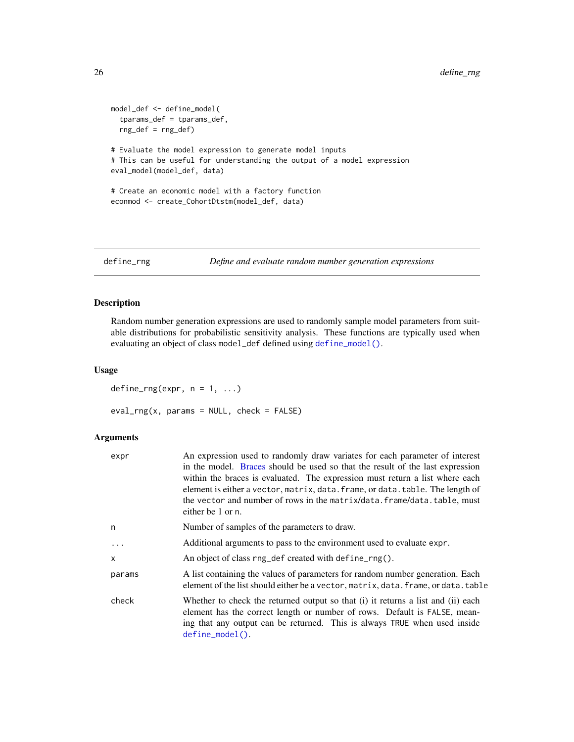```
model_def <- define_model(
  tparams_def = tparams_def,
  rng_def = rng_def)

# Evaluate the model expression to generate model inputs
# This can be useful for understanding the output of a model expression
eval_model(model_def, data)

# Create an economic model with a factory function
econmod <- create_CohortDtstm(model_def, data)
```

---

## define_rng *Define and evaluate random number generation expressions*

### Description

Random number generation expressions are used to randomly sample model parameters from suitable distributions for probabilistic sensitivity analysis. These functions are typically used when evaluating an object of class `model_def` defined using `define_model()`.

### Usage

```
define_rng(expr, n = 1, ...)

eval_rng(x, params = NULL, check = FALSE)
```

### Arguments

| | |
|---|---|
| `expr` | An expression used to randomly draw variates for each parameter of interest in the model. Braces should be used so that the result of the last expression within the braces is evaluated. The expression must return a list where each element is either a `vector`, `matrix`, `data.frame`, or `data.table`. The length of the `vector` and number of rows in the `matrix/data.frame/data.table`, must either be 1 or `n`. |
| `n` | Number of samples of the parameters to draw. |
| `...` | Additional arguments to pass to the environment used to evaluate `expr`. |
| `x` | An object of class `rng_def` created with `define_rng()`. |
| `params` | A list containing the values of parameters for random number generation. Each element of the list should either be a `vector`, `matrix`, `data.frame`, or `data.table` |
| `check` | Whether to check the returned output so that (i) it returns a list and (ii) each element has the correct length or number of rows. Default is `FALSE`, meaning that any output can be returned. This is always `TRUE` when used inside `define_model()`. |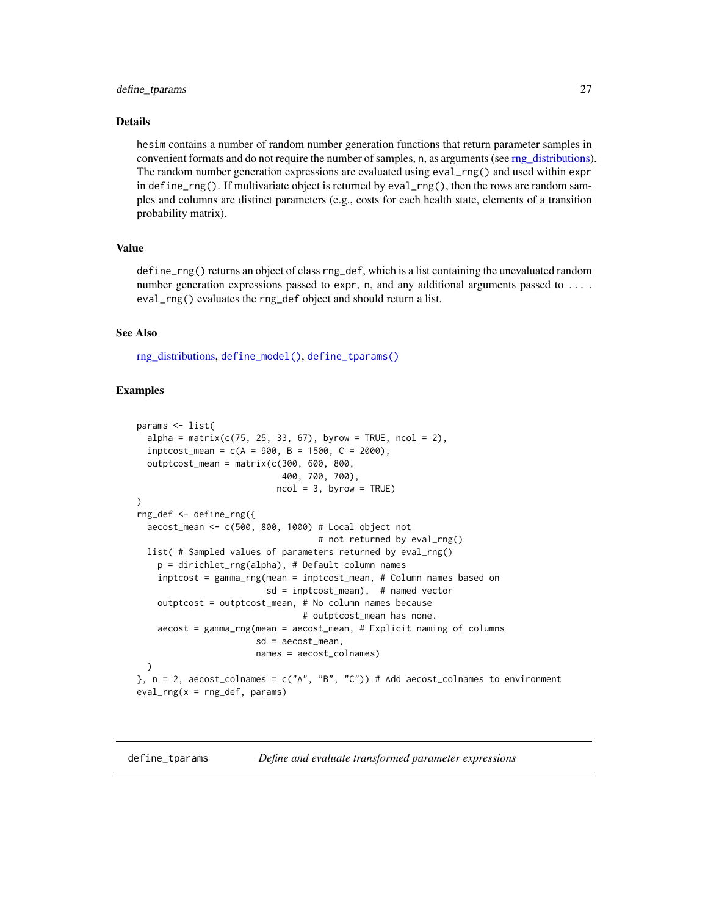## Details

hesim contains a number of random number generation functions that return parameter samples in convenient formats and do not require the number of samples, n, as arguments (see rng_distributions). The random number generation expressions are evaluated using eval_rng() and used within expr in define_rng(). If multivariate object is returned by eval_rng(), then the rows are random samples and columns are distinct parameters (e.g., costs for each health state, elements of a transition probability matrix).

## Value

define_rng() returns an object of class rng_def, which is a list containing the unevaluated random number generation expressions passed to expr, n, and any additional arguments passed to ... . eval_rng() evaluates the rng_def object and should return a list.

## See Also

rng_distributions, define_model(), define_tparams()

## Examples

```
params <- list(
  alpha = matrix(c(75, 25, 33, 67), byrow = TRUE, ncol = 2),
  inptcost_mean = c(A = 900, B = 1500, C = 2000),
  outptcost_mean = matrix(c(300, 600, 800,
                            400, 700, 700),
                           ncol = 3, byrow = TRUE)
)
rng_def <- define_rng({
  aecost_mean <- c(500, 800, 1000) # Local object not
                                   # not returned by eval_rng()
  list( # Sampled values of parameters returned by eval_rng()
    p = dirichlet_rng(alpha), # Default column names
    inptcost = gamma_rng(mean = inptcost_mean, # Column names based on
                         sd = inptcost_mean),  # named vector
    outptcost = outptcost_mean, # No column names because
                                # outptcost_mean has none.
    aecost = gamma_rng(mean = aecost_mean, # Explicit naming of columns
                       sd = aecost_mean,
                       names = aecost_colnames)
  )
}, n = 2, aecost_colnames = c("A", "B", "C")) # Add aecost_colnames to environment
eval_rng(x = rng_def, params)
```

---

# define_tparams *Define and evaluate transformed parameter expressions*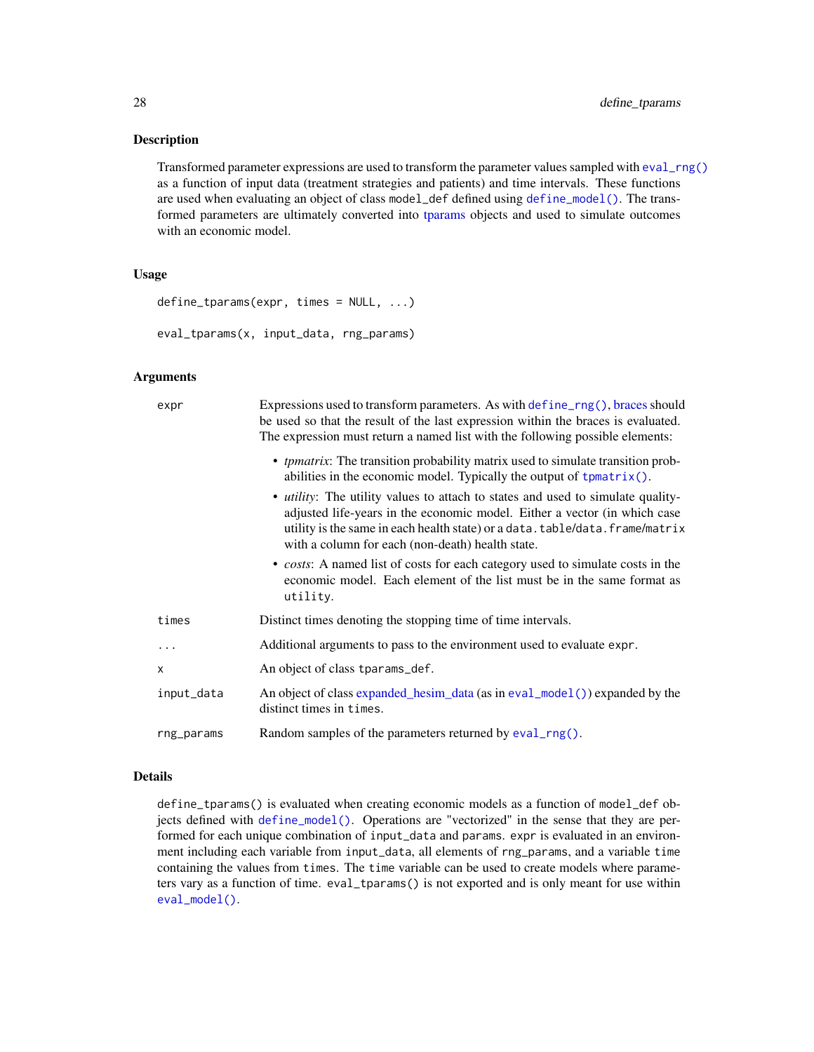### Description

Transformed parameter expressions are used to transform the parameter values sampled with eval_rng() as a function of input data (treatment strategies and patients) and time intervals. These functions are used when evaluating an object of class model_def defined using define_model(). The transformed parameters are ultimately converted into tparams objects and used to simulate outcomes with an economic model.

### Usage

```
define_tparams(expr, times = NULL, ...)

eval_tparams(x, input_data, rng_params)
```

### Arguments

| | |
|---|---|
| expr | Expressions used to transform parameters. As with define_rng(), braces should be used so that the result of the last expression within the braces is evaluated. The expression must return a named list with the following possible elements:<br>• *tpmatrix*: The transition probability matrix used to simulate transition probabilities in the economic model. Typically the output of tpmatrix().<br>• *utility*: The utility values to attach to states and used to simulate quality-adjusted life-years in the economic model. Either a vector (in which case utility is the same in each health state) or a data.table/data.frame/matrix with a column for each (non-death) health state.<br>• *costs*: A named list of costs for each category used to simulate costs in the economic model. Each element of the list must be in the same format as utility. |
| times | Distinct times denoting the stopping time of time intervals. |
| ... | Additional arguments to pass to the environment used to evaluate expr. |
| x | An object of class tparams_def. |
| input_data | An object of class expanded_hesim_data (as in eval_model()) expanded by the distinct times in times. |
| rng_params | Random samples of the parameters returned by eval_rng(). |

### Details

define_tparams() is evaluated when creating economic models as a function of model_def objects defined with define_model(). Operations are "vectorized" in the sense that they are performed for each unique combination of input_data and params. expr is evaluated in an environment including each variable from input_data, all elements of rng_params, and a variable time containing the values from times. The time variable can be used to create models where parameters vary as a function of time. eval_tparams() is not exported and is only meant for use within eval_model().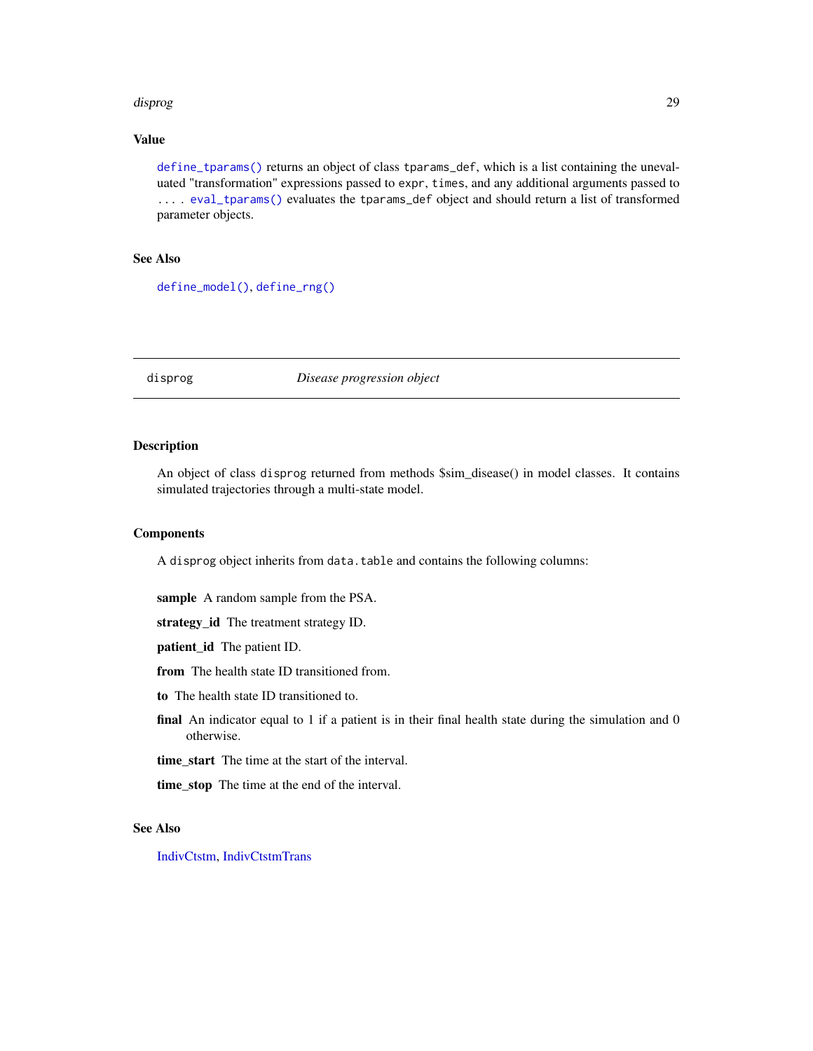### Value

`define_tparams()` returns an object of class `tparams_def`, which is a list containing the unevaluated "transformation" expressions passed to `expr`, `times`, and any additional arguments passed to `...`. `eval_tparams()` evaluates the `tparams_def` object and should return a list of transformed parameter objects.

### See Also

`define_model()`, `define_rng()`

---

## disprog — *Disease progression object*

---

### Description

An object of class `disprog` returned from methods $sim_disease() in model classes. It contains simulated trajectories through a multi-state model.

### Components

A `disprog` object inherits from `data.table` and contains the following columns:

**sample** A random sample from the PSA.

**strategy_id** The treatment strategy ID.

**patient_id** The patient ID.

**from** The health state ID transitioned from.

**to** The health state ID transitioned to.

**final** An indicator equal to 1 if a patient is in their final health state during the simulation and 0 otherwise.

**time_start** The time at the start of the interval.

**time_stop** The time at the end of the interval.

### See Also

IndivCtstm, IndivCtstmTrans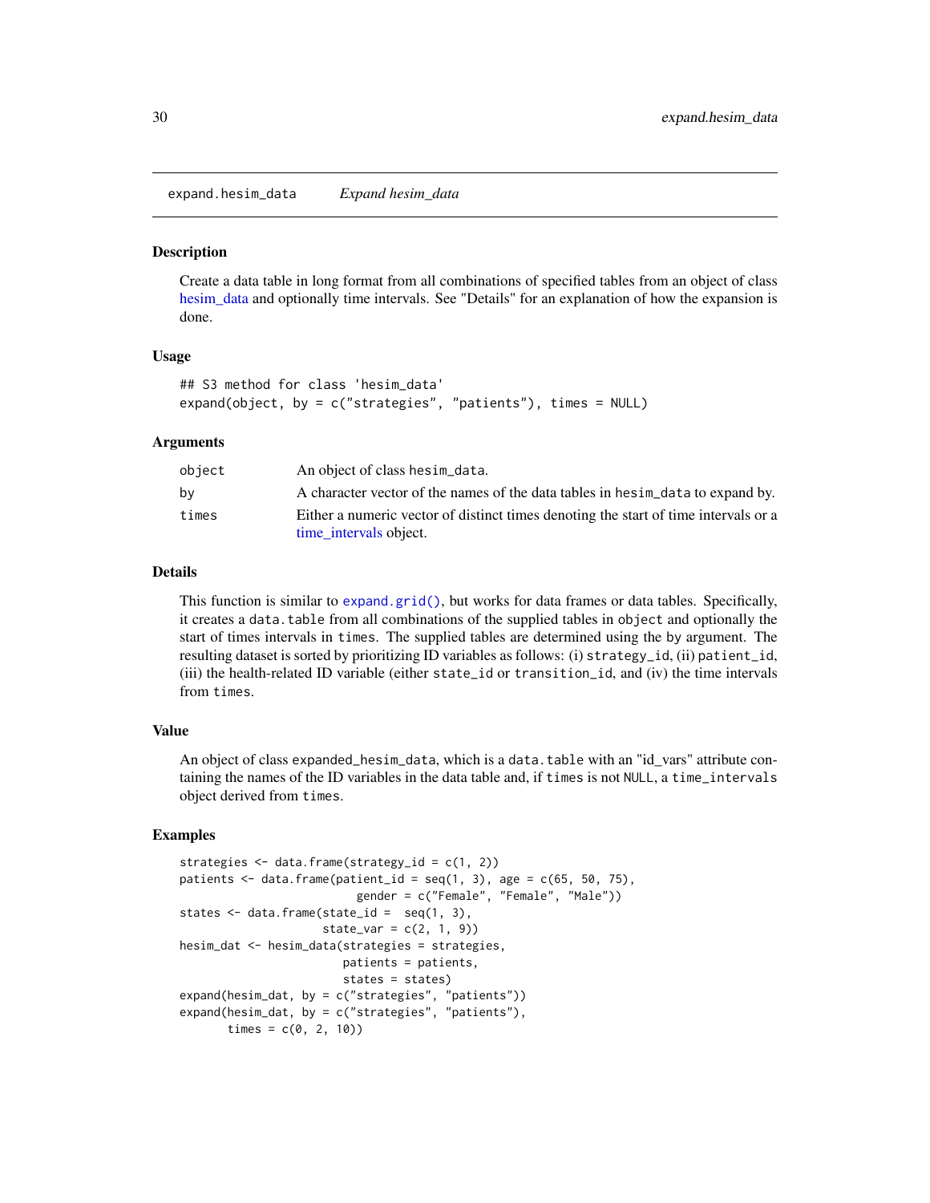## expand.hesim_data *Expand hesim_data*

### Description

Create a data table in long format from all combinations of specified tables from an object of class hesim_data and optionally time intervals. See "Details" for an explanation of how the expansion is done.

### Usage

```
## S3 method for class 'hesim_data'
expand(object, by = c("strategies", "patients"), times = NULL)
```

### Arguments

| | |
|---|---|
| `object` | An object of class `hesim_data`. |
| `by` | A character vector of the names of the data tables in `hesim_data` to expand by. |
| `times` | Either a numeric vector of distinct times denoting the start of time intervals or a time_intervals object. |

### Details

This function is similar to `expand.grid()`, but works for data frames or data tables. Specifically, it creates a `data.table` from all combinations of the supplied tables in `object` and optionally the start of times intervals in `times`. The supplied tables are determined using the `by` argument. The resulting dataset is sorted by prioritizing ID variables as follows: (i) `strategy_id`, (ii) `patient_id`, (iii) the health-related ID variable (either `state_id` or `transition_id`, and (iv) the time intervals from `times`.

### Value

An object of class `expanded_hesim_data`, which is a `data.table` with an "id_vars" attribute containing the names of the ID variables in the data table and, if `times` is not `NULL`, a `time_intervals` object derived from `times`.

### Examples

```
strategies <- data.frame(strategy_id = c(1, 2))
patients <- data.frame(patient_id = seq(1, 3), age = c(65, 50, 75),
                       gender = c("Female", "Female", "Male"))
states <- data.frame(state_id =  seq(1, 3),
                    state_var = c(2, 1, 9))
hesim_dat <- hesim_data(strategies = strategies,
                       patients = patients,
                       states = states)
expand(hesim_dat, by = c("strategies", "patients"))
expand(hesim_dat, by = c("strategies", "patients"),
       times = c(0, 2, 10))
```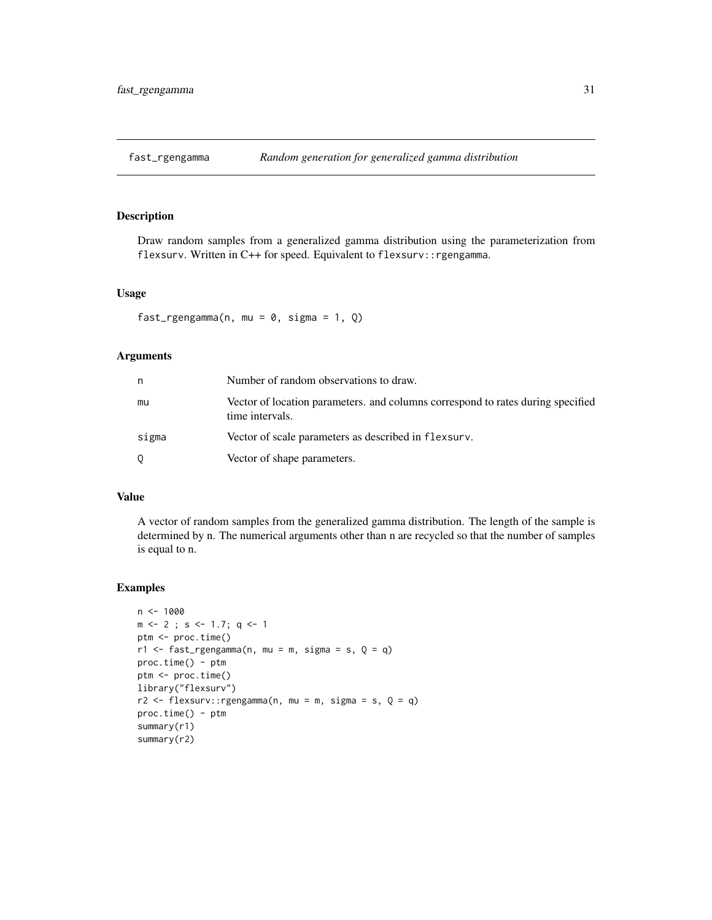## fast_rgengamma *Random generation for generalized gamma distribution*

### Description

Draw random samples from a generalized gamma distribution using the parameterization from `flexsurv`. Written in C++ for speed. Equivalent to `flexsurv::rgengamma`.

### Usage

```
fast_rgengamma(n, mu = 0, sigma = 1, Q)
```

### Arguments

| | |
|---|---|
| n | Number of random observations to draw. |
| mu | Vector of location parameters. and columns correspond to rates during specified time intervals. |
| sigma | Vector of scale parameters as described in `flexsurv`. |
| Q | Vector of shape parameters. |

### Value

A vector of random samples from the generalized gamma distribution. The length of the sample is determined by n. The numerical arguments other than n are recycled so that the number of samples is equal to n.

### Examples

```
n <- 1000
m <- 2 ; s <- 1.7; q <- 1
ptm <- proc.time()
r1 <- fast_rgengamma(n, mu = m, sigma = s, Q = q)
proc.time() - ptm
ptm <- proc.time()
library("flexsurv")
r2 <- flexsurv::rgengamma(n, mu = m, sigma = s, Q = q)
proc.time() - ptm
summary(r1)
summary(r2)
```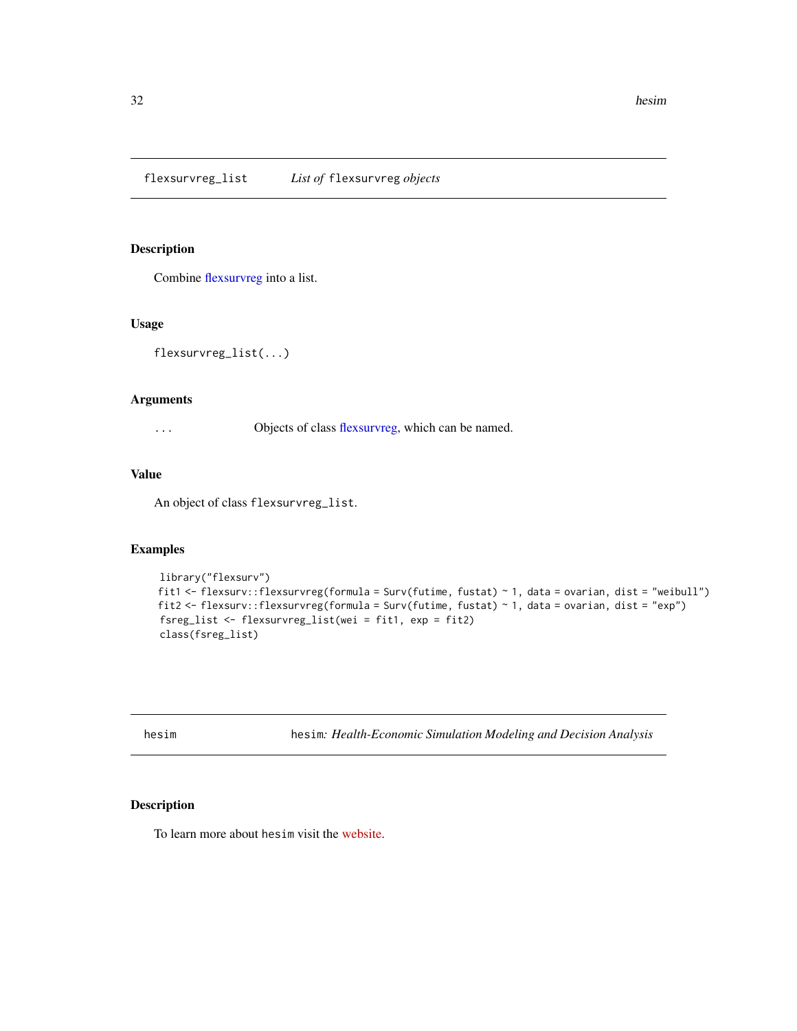## flexsurvreg_list *List of* flexsurvreg *objects*

### Description

Combine flexsurvreg into a list.

### Usage

```
flexsurvreg_list(...)
```

### Arguments

| | |
|---|---|
| ... | Objects of class flexsurvreg, which can be named. |

### Value

An object of class flexsurvreg_list.

### Examples

```
library("flexsurv")
fit1 <- flexsurv::flexsurvreg(formula = Surv(futime, fustat) ~ 1, data = ovarian, dist = "weibull")
fit2 <- flexsurv::flexsurvreg(formula = Surv(futime, fustat) ~ 1, data = ovarian, dist = "exp")
fsreg_list <- flexsurvreg_list(wei = fit1, exp = fit2)
class(fsreg_list)
```

## hesim hesim*: Health-Economic Simulation Modeling and Decision Analysis*

### Description

To learn more about hesim visit the website.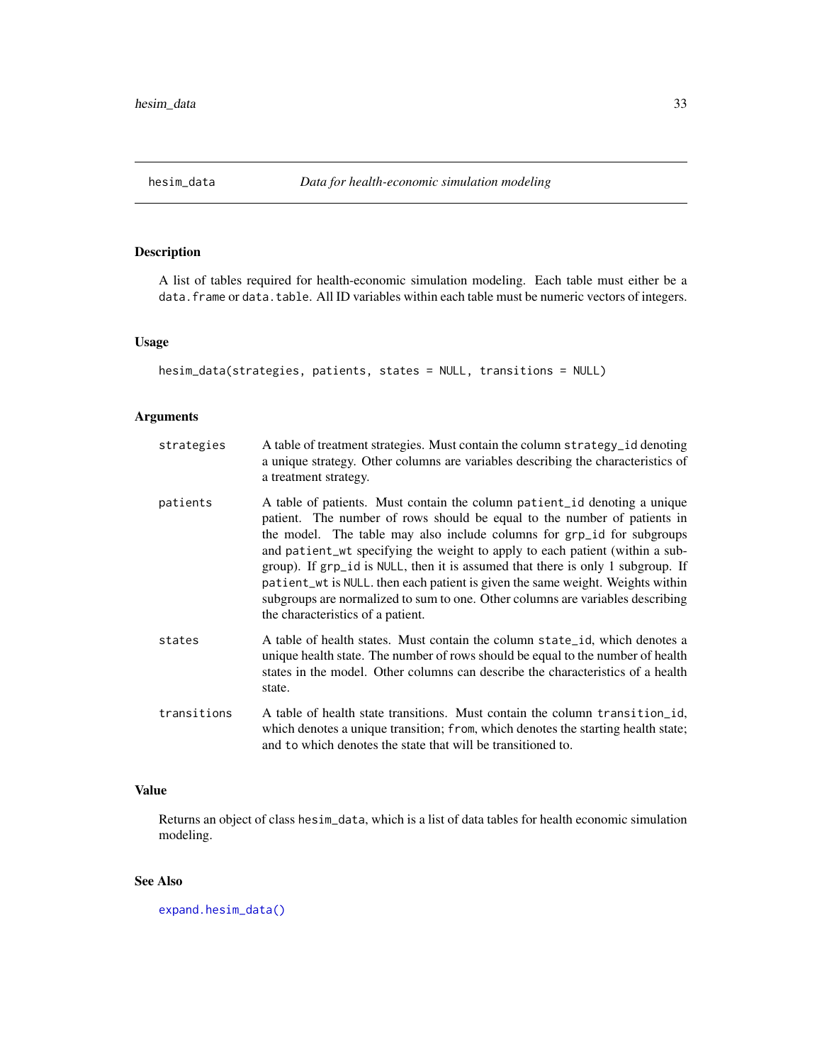## hesim_data *Data for health-economic simulation modeling*

### Description

A list of tables required for health-economic simulation modeling. Each table must either be a `data.frame` or `data.table`. All ID variables within each table must be numeric vectors of integers.

### Usage

```
hesim_data(strategies, patients, states = NULL, transitions = NULL)
```

### Arguments

| | |
|---|---|
| `strategies` | A table of treatment strategies. Must contain the column `strategy_id` denoting a unique strategy. Other columns are variables describing the characteristics of a treatment strategy. |
| `patients` | A table of patients. Must contain the column `patient_id` denoting a unique patient. The number of rows should be equal to the number of patients in the model. The table may also include columns for `grp_id` for subgroups and `patient_wt` specifying the weight to apply to each patient (within a subgroup). If `grp_id` is `NULL`, then it is assumed that there is only 1 subgroup. If `patient_wt` is `NULL`. then each patient is given the same weight. Weights within subgroups are normalized to sum to one. Other columns are variables describing the characteristics of a patient. |
| `states` | A table of health states. Must contain the column `state_id`, which denotes a unique health state. The number of rows should be equal to the number of health states in the model. Other columns can describe the characteristics of a health state. |
| `transitions` | A table of health state transitions. Must contain the column `transition_id`, which denotes a unique transition; `from`, which denotes the starting health state; and `to` which denotes the state that will be transitioned to. |

### Value

Returns an object of class `hesim_data`, which is a list of data tables for health economic simulation modeling.

### See Also

`expand.hesim_data()`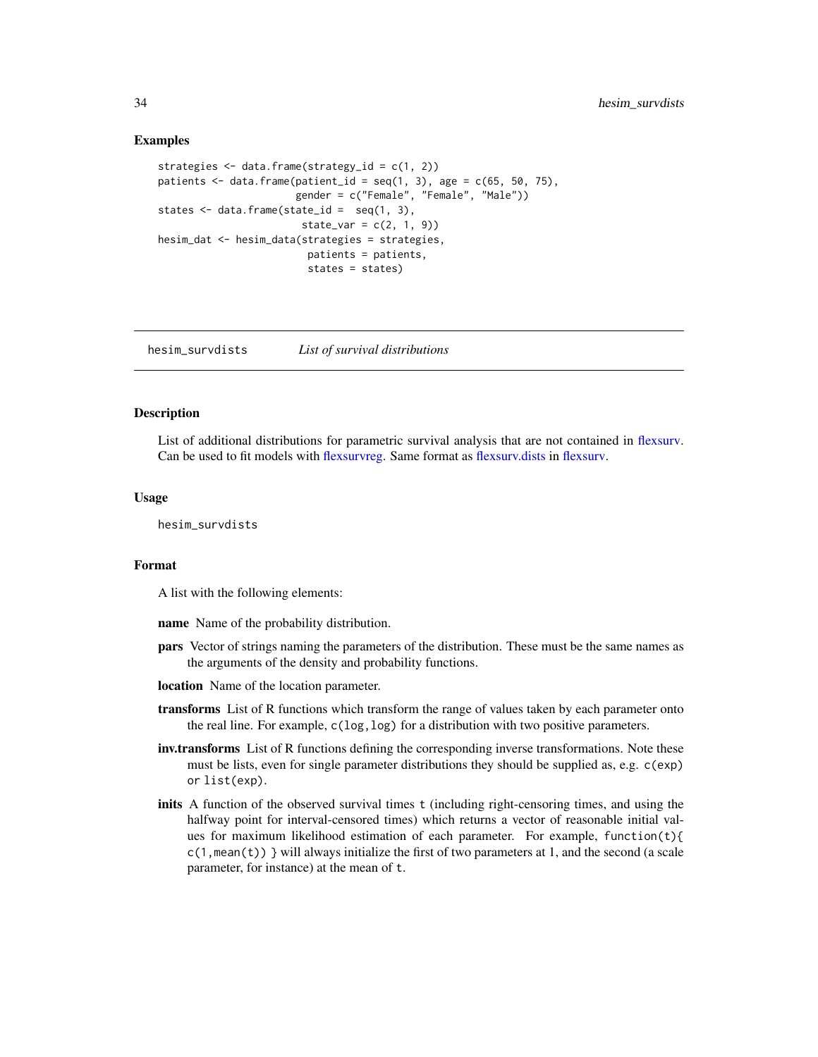### Examples

```
strategies <- data.frame(strategy_id = c(1, 2))
patients <- data.frame(patient_id = seq(1, 3), age = c(65, 50, 75),
                       gender = c("Female", "Female", "Male"))
states <- data.frame(state_id =  seq(1, 3),
                       state_var = c(2, 1, 9))
hesim_dat <- hesim_data(strategies = strategies,
                        patients = patients,
                        states = states)
```

---

## hesim_survdists    *List of survival distributions*

### Description

List of additional distributions for parametric survival analysis that are not contained in flexsurv. Can be used to fit models with flexsurvreg. Same format as flexsurv.dists in flexsurv.

### Usage

```
hesim_survdists
```

### Format

A list with the following elements:

**name** Name of the probability distribution.

**pars** Vector of strings naming the parameters of the distribution. These must be the same names as the arguments of the density and probability functions.

**location** Name of the location parameter.

**transforms** List of R functions which transform the range of values taken by each parameter onto the real line. For example, `c(log,log)` for a distribution with two positive parameters.

**inv.transforms** List of R functions defining the corresponding inverse transformations. Note these must be lists, even for single parameter distributions they should be supplied as, e.g. `c(exp)` or `list(exp)`.

**inits** A function of the observed survival times `t` (including right-censoring times, and using the halfway point for interval-censored times) which returns a vector of reasonable initial values for maximum likelihood estimation of each parameter. For example, `function(t){ c(1,mean(t)) }` will always initialize the first of two parameters at 1, and the second (a scale parameter, for instance) at the mean of `t`.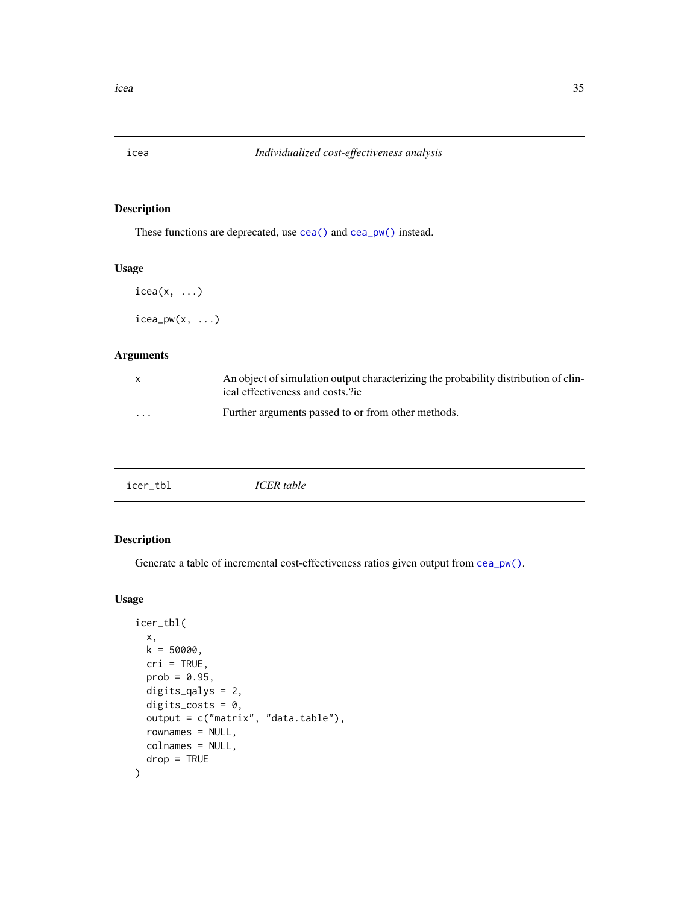## icea — *Individualized cost-effectiveness analysis*

### Description

These functions are deprecated, use `cea()` and `cea_pw()` instead.

### Usage

```
icea(x, ...)

icea_pw(x, ...)
```

### Arguments

| | |
|---|---|
| `x` | An object of simulation output characterizing the probability distribution of clinical effectiveness and costs.?ic |
| `...` | Further arguments passed to or from other methods. |

## icer_tbl — *ICER table*

### Description

Generate a table of incremental cost-effectiveness ratios given output from `cea_pw()`.

### Usage

```
icer_tbl(
  x,
  k = 50000,
  cri = TRUE,
  prob = 0.95,
  digits_qalys = 2,
  digits_costs = 0,
  output = c("matrix", "data.table"),
  rownames = NULL,
  colnames = NULL,
  drop = TRUE
)
```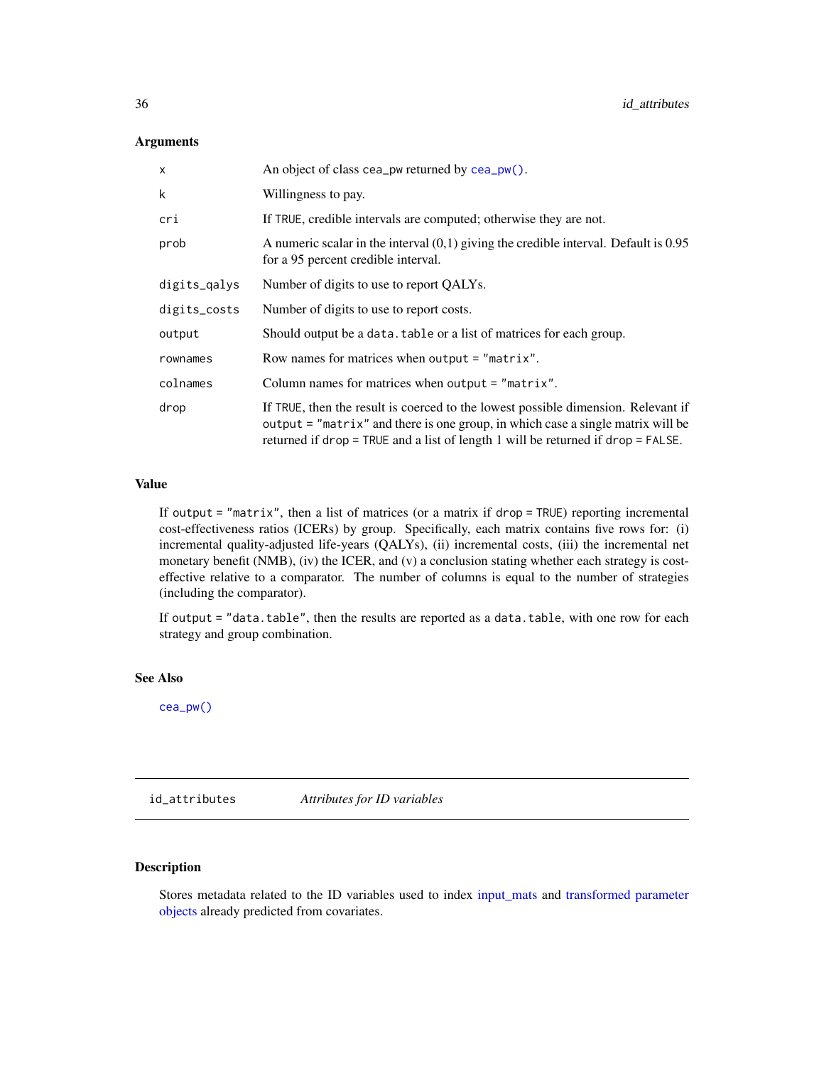### Arguments

| | |
|---|---|
| `x` | An object of class `cea_pw` returned by `cea_pw()`. |
| `k` | Willingness to pay. |
| `cri` | If `TRUE`, credible intervals are computed; otherwise they are not. |
| `prob` | A numeric scalar in the interval (0,1) giving the credible interval. Default is 0.95 for a 95 percent credible interval. |
| `digits_qalys` | Number of digits to use to report QALYs. |
| `digits_costs` | Number of digits to use to report costs. |
| `output` | Should output be a `data.table` or a list of matrices for each group. |
| `rownames` | Row names for matrices when `output = "matrix"`. |
| `colnames` | Column names for matrices when `output = "matrix"`. |
| `drop` | If `TRUE`, then the result is coerced to the lowest possible dimension. Relevant if `output = "matrix"` and there is one group, in which case a single matrix will be returned if `drop = TRUE` and a list of length 1 will be returned if `drop = FALSE`. |

### Value

If `output = "matrix"`, then a list of matrices (or a matrix if `drop = TRUE`) reporting incremental cost-effectiveness ratios (ICERs) by group. Specifically, each matrix contains five rows for: (i) incremental quality-adjusted life-years (QALYs), (ii) incremental costs, (iii) the incremental net monetary benefit (NMB), (iv) the ICER, and (v) a conclusion stating whether each strategy is cost-effective relative to a comparator. The number of columns is equal to the number of strategies (including the comparator).

If `output = "data.table"`, then the results are reported as a `data.table`, with one row for each strategy and group combination.

### See Also

`cea_pw()`

---

## `id_attributes` *Attributes for ID variables*

### Description

Stores metadata related to the ID variables used to index input_mats and transformed parameter objects already predicted from covariates.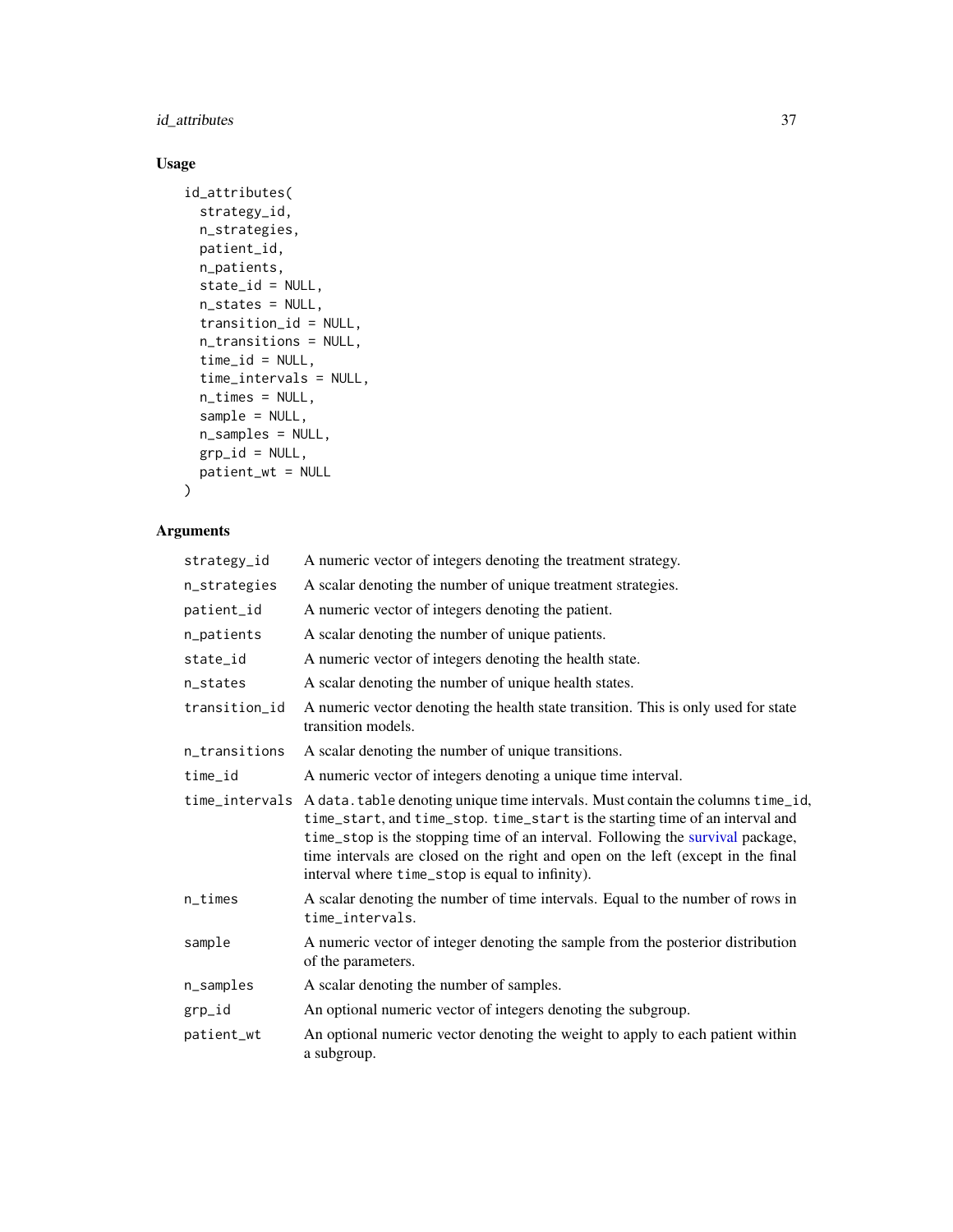## Usage

```
id_attributes(
  strategy_id,
  n_strategies,
  patient_id,
  n_patients,
  state_id = NULL,
  n_states = NULL,
  transition_id = NULL,
  n_transitions = NULL,
  time_id = NULL,
  time_intervals = NULL,
  n_times = NULL,
  sample = NULL,
  n_samples = NULL,
  grp_id = NULL,
  patient_wt = NULL
)
```

## Arguments

| Argument | Description |
| --- | --- |
| `strategy_id` | A numeric vector of integers denoting the treatment strategy. |
| `n_strategies` | A scalar denoting the number of unique treatment strategies. |
| `patient_id` | A numeric vector of integers denoting the patient. |
| `n_patients` | A scalar denoting the number of unique patients. |
| `state_id` | A numeric vector of integers denoting the health state. |
| `n_states` | A scalar denoting the number of unique health states. |
| `transition_id` | A numeric vector denoting the health state transition. This is only used for state transition models. |
| `n_transitions` | A scalar denoting the number of unique transitions. |
| `time_id` | A numeric vector of integers denoting a unique time interval. |
| `time_intervals` | A `data.table` denoting unique time intervals. Must contain the columns `time_id`, `time_start`, and `time_stop`. `time_start` is the starting time of an interval and `time_stop` is the stopping time of an interval. Following the survival package, time intervals are closed on the right and open on the left (except in the final interval where `time_stop` is equal to infinity). |
| `n_times` | A scalar denoting the number of time intervals. Equal to the number of rows in `time_intervals`. |
| `sample` | A numeric vector of integer denoting the sample from the posterior distribution of the parameters. |
| `n_samples` | A scalar denoting the number of samples. |
| `grp_id` | An optional numeric vector of integers denoting the subgroup. |
| `patient_wt` | An optional numeric vector denoting the weight to apply to each patient within a subgroup. |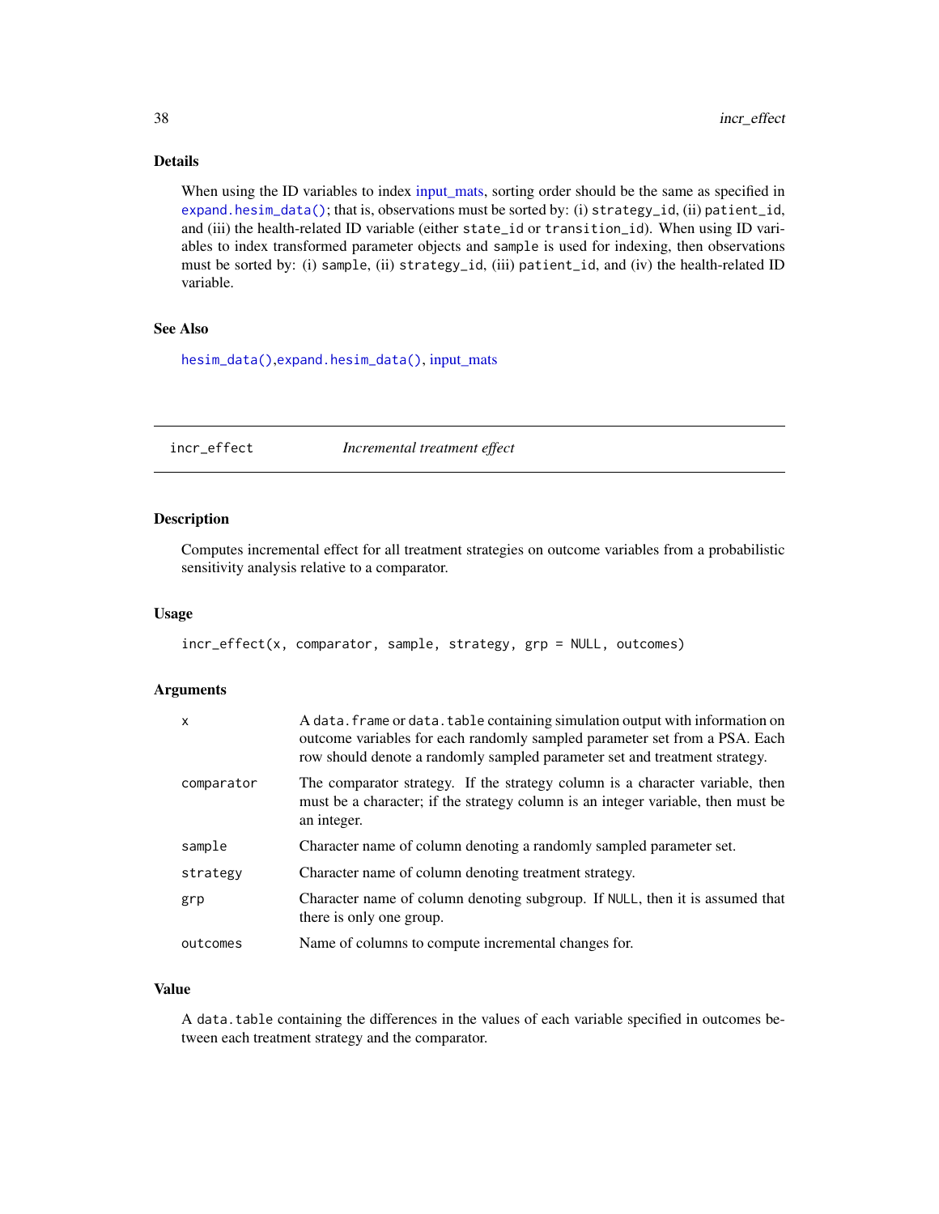### Details

When using the ID variables to index input_mats, sorting order should be the same as specified in `expand.hesim_data()`; that is, observations must be sorted by: (i) `strategy_id`, (ii) `patient_id`, and (iii) the health-related ID variable (either `state_id` or `transition_id`). When using ID variables to index transformed parameter objects and `sample` is used for indexing, then observations must be sorted by: (i) `sample`, (ii) `strategy_id`, (iii) `patient_id`, and (iv) the health-related ID variable.

### See Also

`hesim_data()`,`expand.hesim_data()`, input_mats

---

## incr_effect — *Incremental treatment effect*

### Description

Computes incremental effect for all treatment strategies on outcome variables from a probabilistic sensitivity analysis relative to a comparator.

### Usage

```
incr_effect(x, comparator, sample, strategy, grp = NULL, outcomes)
```

### Arguments

| | |
|---|---|
| `x` | A `data.frame` or `data.table` containing simulation output with information on outcome variables for each randomly sampled parameter set from a PSA. Each row should denote a randomly sampled parameter set and treatment strategy. |
| `comparator` | The comparator strategy. If the strategy column is a character variable, then must be a character; if the strategy column is an integer variable, then must be an integer. |
| `sample` | Character name of column denoting a randomly sampled parameter set. |
| `strategy` | Character name of column denoting treatment strategy. |
| `grp` | Character name of column denoting subgroup. If `NULL`, then it is assumed that there is only one group. |
| `outcomes` | Name of columns to compute incremental changes for. |

### Value

A `data.table` containing the differences in the values of each variable specified in outcomes between each treatment strategy and the comparator.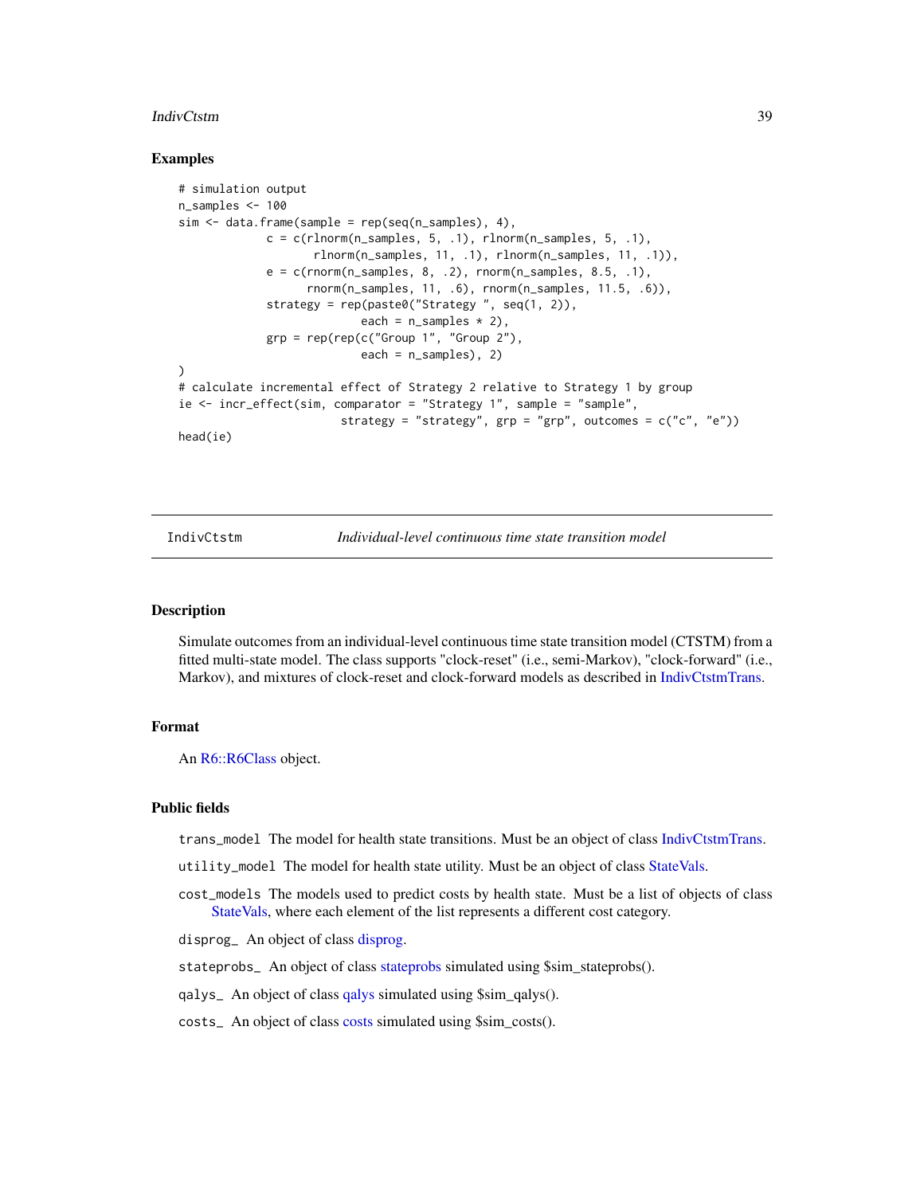## Examples

```
# simulation output
n_samples <- 100
sim <- data.frame(sample = rep(seq(n_samples), 4),
             c = c(rlnorm(n_samples, 5, .1), rlnorm(n_samples, 5, .1),
                    rlnorm(n_samples, 11, .1), rlnorm(n_samples, 11, .1)),
             e = c(rnorm(n_samples, 8, .2), rnorm(n_samples, 8.5, .1),
                   rnorm(n_samples, 11, .6), rnorm(n_samples, 11.5, .6)),
             strategy = rep(paste0("Strategy ", seq(1, 2)),
                           each = n_samples * 2),
             grp = rep(rep(c("Group 1", "Group 2"),
                           each = n_samples), 2)
)
# calculate incremental effect of Strategy 2 relative to Strategy 1 by group
ie <- incr_effect(sim, comparator = "Strategy 1", sample = "sample",
                        strategy = "strategy", grp = "grp", outcomes = c("c", "e"))
head(ie)
```

---

# IndivCtstm *Individual-level continuous time state transition model*

## Description

Simulate outcomes from an individual-level continuous time state transition model (CTSTM) from a fitted multi-state model. The class supports "clock-reset" (i.e., semi-Markov), "clock-forward" (i.e., Markov), and mixtures of clock-reset and clock-forward models as described in IndivCtstmTrans.

## Format

An R6::R6Class object.

## Public fields

`trans_model` The model for health state transitions. Must be an object of class IndivCtstmTrans.

`utility_model` The model for health state utility. Must be an object of class StateVals.

`cost_models` The models used to predict costs by health state. Must be a list of objects of class StateVals, where each element of the list represents a different cost category.

`disprog_` An object of class disprog.

`stateprobs_` An object of class stateprobs simulated using $sim_stateprobs().

`qalys_` An object of class qalys simulated using $sim_qalys().

`costs_` An object of class costs simulated using $sim_costs().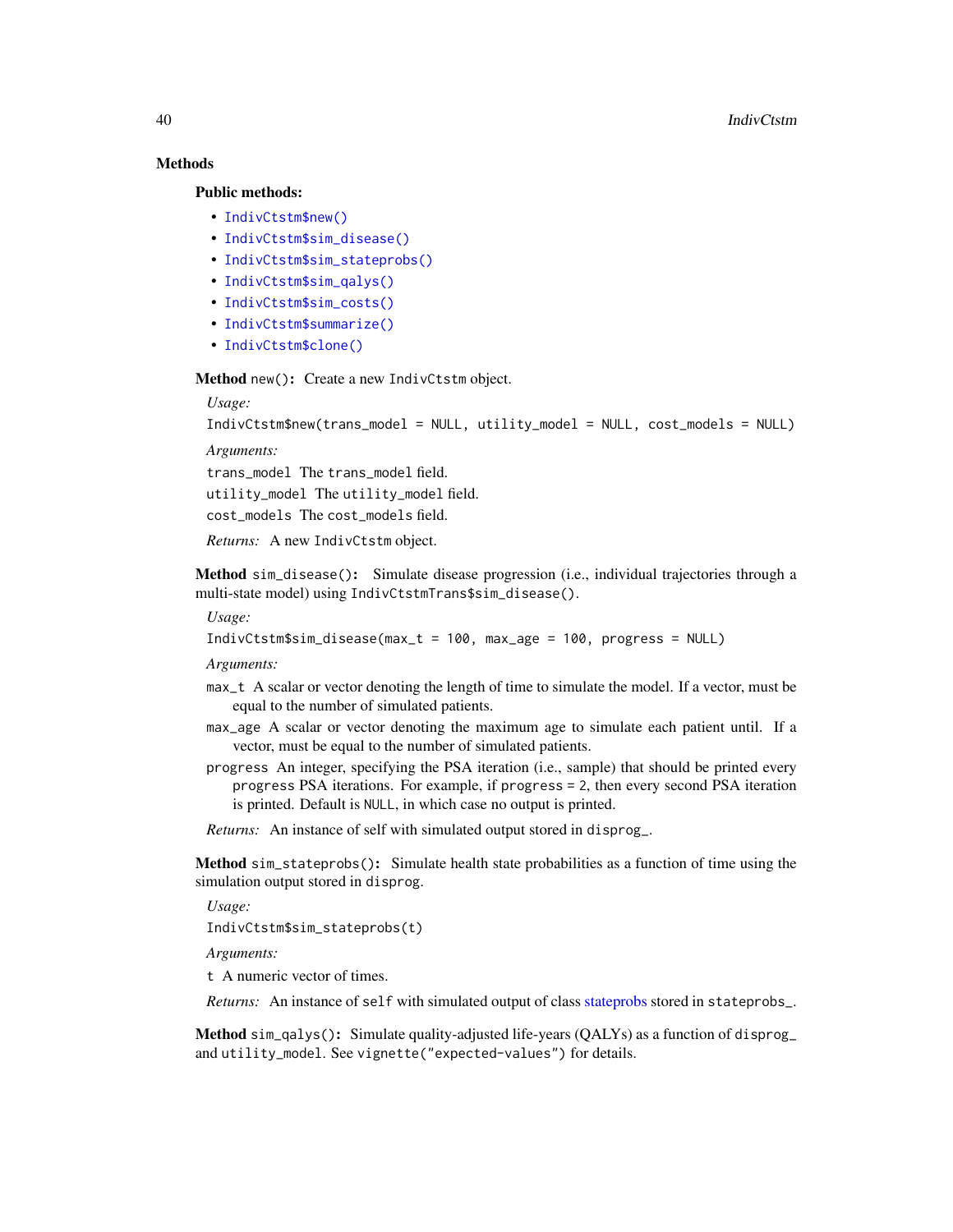### Methods

#### Public methods:

- `IndivCtstm$new()`
- `IndivCtstm$sim_disease()`
- `IndivCtstm$sim_stateprobs()`
- `IndivCtstm$sim_qalys()`
- `IndivCtstm$sim_costs()`
- `IndivCtstm$summarize()`
- `IndivCtstm$clone()`

**Method** `new()`**:** Create a new `IndivCtstm` object.

*Usage:*

```
IndivCtstm$new(trans_model = NULL, utility_model = NULL, cost_models = NULL)
```

*Arguments:*

`trans_model` The `trans_model` field.

`utility_model` The `utility_model` field.

`cost_models` The `cost_models` field.

*Returns:* A new `IndivCtstm` object.

**Method** `sim_disease()`**:** Simulate disease progression (i.e., individual trajectories through a multi-state model) using `IndivCtstmTrans$sim_disease()`.

*Usage:*

```
IndivCtstm$sim_disease(max_t = 100, max_age = 100, progress = NULL)
```

*Arguments:*

`max_t` A scalar or vector denoting the length of time to simulate the model. If a vector, must be equal to the number of simulated patients.

`max_age` A scalar or vector denoting the maximum age to simulate each patient until. If a vector, must be equal to the number of simulated patients.

`progress` An integer, specifying the PSA iteration (i.e., sample) that should be printed every `progress` PSA iterations. For example, if `progress = 2`, then every second PSA iteration is printed. Default is `NULL`, in which case no output is printed.

*Returns:* An instance of self with simulated output stored in `disprog_`.

**Method** `sim_stateprobs()`**:** Simulate health state probabilities as a function of time using the simulation output stored in `disprog`.

*Usage:*

```
IndivCtstm$sim_stateprobs(t)
```

*Arguments:*

`t` A numeric vector of times.

*Returns:* An instance of `self` with simulated output of class stateprobs stored in `stateprobs_`.

**Method** `sim_qalys()`**:** Simulate quality-adjusted life-years (QALYs) as a function of `disprog_` and `utility_model`. See `vignette("expected-values")` for details.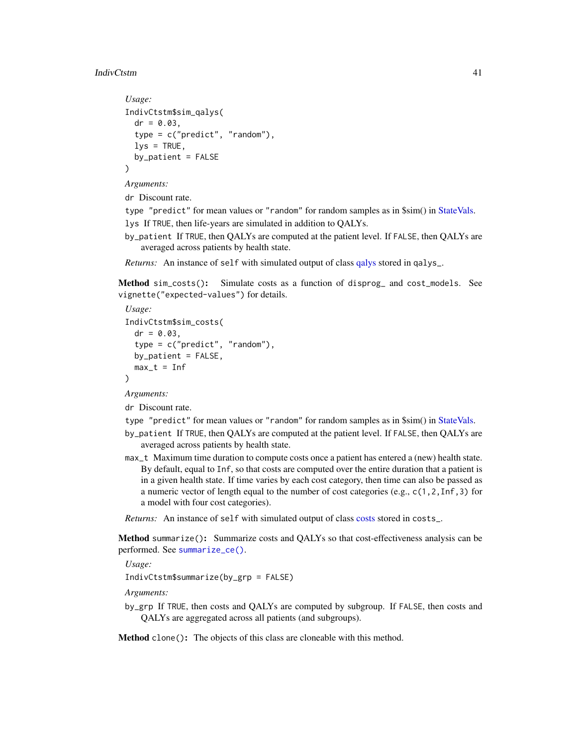*Usage:*

```
IndivCtstm$sim_qalys(
  dr = 0.03,
  type = c("predict", "random"),
  lys = TRUE,
  by_patient = FALSE
)
```

*Arguments:*

`dr` Discount rate.

`type` `"predict"` for mean values or `"random"` for random samples as in $sim() in StateVals.

`lys` If `TRUE`, then life-years are simulated in addition to QALYs.

`by_patient` If `TRUE`, then QALYs are computed at the patient level. If `FALSE`, then QALYs are averaged across patients by health state.

*Returns:* An instance of `self` with simulated output of class qalys stored in `qalys_`.

**Method** `sim_costs()`**:** Simulate costs as a function of `disprog_` and `cost_models`. See `vignette("expected-values")` for details.

*Usage:*

```
IndivCtstm$sim_costs(
  dr = 0.03,
  type = c("predict", "random"),
  by_patient = FALSE,
  max_t = Inf
)
```

*Arguments:*

`dr` Discount rate.

`type` `"predict"` for mean values or `"random"` for random samples as in $sim() in StateVals.

`by_patient` If `TRUE`, then QALYs are computed at the patient level. If `FALSE`, then QALYs are averaged across patients by health state.

`max_t` Maximum time duration to compute costs once a patient has entered a (new) health state. By default, equal to `Inf`, so that costs are computed over the entire duration that a patient is in a given health state. If time varies by each cost category, then time can also be passed as a numeric vector of length equal to the number of cost categories (e.g., `c(1,2,Inf,3)` for a model with four cost categories).

*Returns:* An instance of `self` with simulated output of class costs stored in `costs_`.

**Method** `summarize()`**:** Summarize costs and QALYs so that cost-effectiveness analysis can be performed. See `summarize_ce()`.

*Usage:*

```
IndivCtstm$summarize(by_grp = FALSE)
```

*Arguments:*

`by_grp` If `TRUE`, then costs and QALYs are computed by subgroup. If `FALSE`, then costs and QALYs are aggregated across all patients (and subgroups).

**Method** `clone()`**:** The objects of this class are cloneable with this method.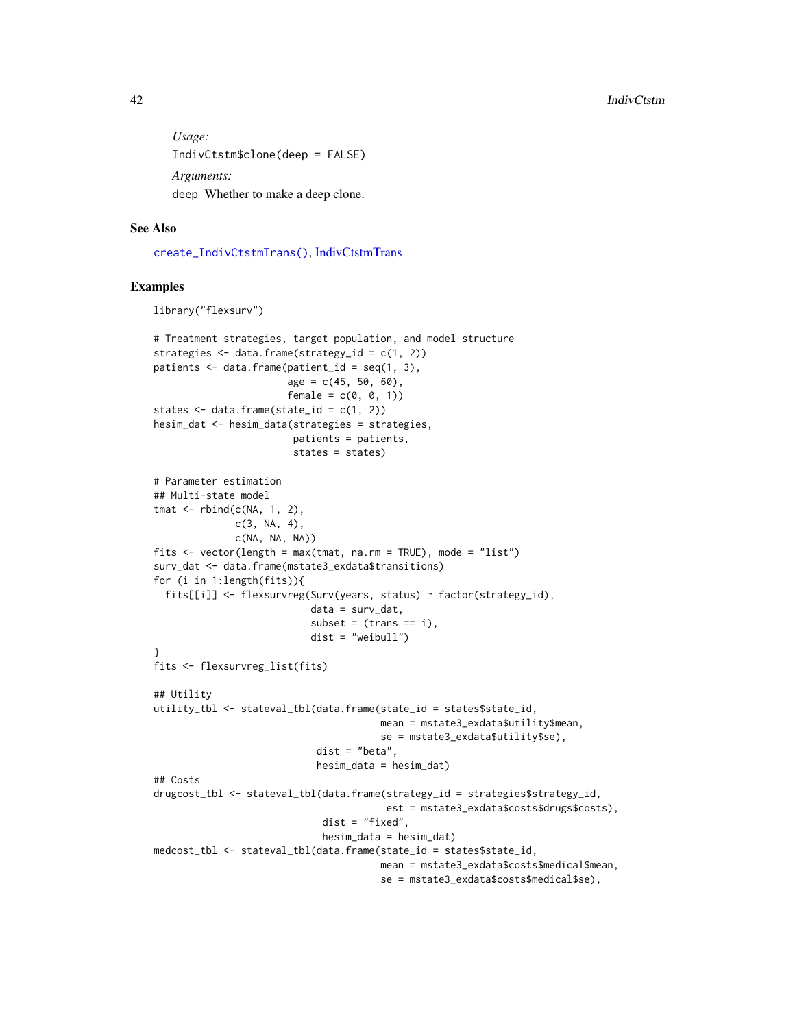*Usage:*

```
IndivCtstm$clone(deep = FALSE)
```

*Arguments:*

`deep` Whether to make a deep clone.

## See Also

`create_IndivCtstmTrans()`, IndivCtstmTrans

## Examples

```
library("flexsurv")

# Treatment strategies, target population, and model structure
strategies <- data.frame(strategy_id = c(1, 2))
patients <- data.frame(patient_id = seq(1, 3),
                       age = c(45, 50, 60),
                       female = c(0, 0, 1))
states <- data.frame(state_id = c(1, 2))
hesim_dat <- hesim_data(strategies = strategies,
                        patients = patients,
                        states = states)

# Parameter estimation
## Multi-state model
tmat <- rbind(c(NA, 1, 2),
              c(3, NA, 4),
              c(NA, NA, NA))
fits <- vector(length = max(tmat, na.rm = TRUE), mode = "list")
surv_dat <- data.frame(mstate3_exdata$transitions)
for (i in 1:length(fits)){
  fits[[i]] <- flexsurvreg(Surv(years, status) ~ factor(strategy_id),
                           data = surv_dat,
                           subset = (trans == i),
                           dist = "weibull")
}
fits <- flexsurvreg_list(fits)

## Utility
utility_tbl <- stateval_tbl(data.frame(state_id = states$state_id,
                                       mean = mstate3_exdata$utility$mean,
                                       se = mstate3_exdata$utility$se),
                            dist = "beta",
                            hesim_data = hesim_dat)
## Costs
drugcost_tbl <- stateval_tbl(data.frame(strategy_id = strategies$strategy_id,
                                        est = mstate3_exdata$costs$drugs$costs),
                             dist = "fixed",
                             hesim_data = hesim_dat)
medcost_tbl <- stateval_tbl(data.frame(state_id = states$state_id,
                                       mean = mstate3_exdata$costs$medical$mean,
                                       se = mstate3_exdata$costs$medical$se),
```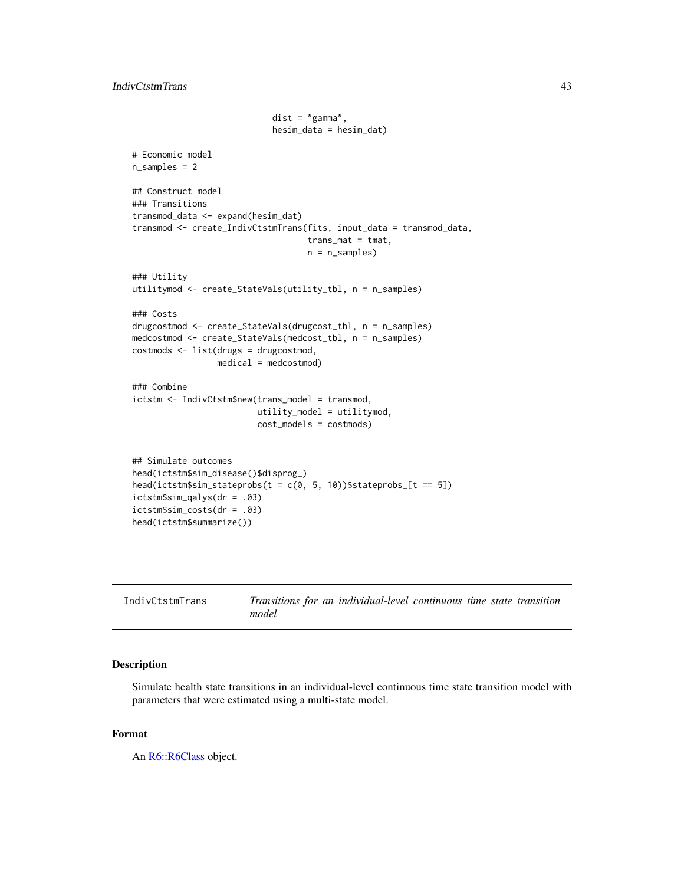```
                            dist = "gamma",
                            hesim_data = hesim_dat)

# Economic model
n_samples = 2

## Construct model
### Transitions
transmod_data <- expand(hesim_dat)
transmod <- create_IndivCtstmTrans(fits, input_data = transmod_data,
                                   trans_mat = tmat,
                                   n = n_samples)

### Utility
utilitymod <- create_StateVals(utility_tbl, n = n_samples)

### Costs
drugcostmod <- create_StateVals(drugcost_tbl, n = n_samples)
medcostmod <- create_StateVals(medcost_tbl, n = n_samples)
costmods <- list(drugs = drugcostmod,
                 medical = medcostmod)

### Combine
ictstm <- IndivCtstm$new(trans_model = transmod,
                         utility_model = utilitymod,
                         cost_models = costmods)


## Simulate outcomes
head(ictstm$sim_disease()$disprog_)
head(ictstm$sim_stateprobs(t = c(0, 5, 10))$stateprobs_[t == 5])
ictstm$sim_qalys(dr = .03)
ictstm$sim_costs(dr = .03)
head(ictstm$summarize())
```

---

`IndivCtstmTrans` *Transitions for an individual-level continuous time state transition model*

---

## Description

Simulate health state transitions in an individual-level continuous time state transition model with parameters that were estimated using a multi-state model.

## Format

An R6::R6Class object.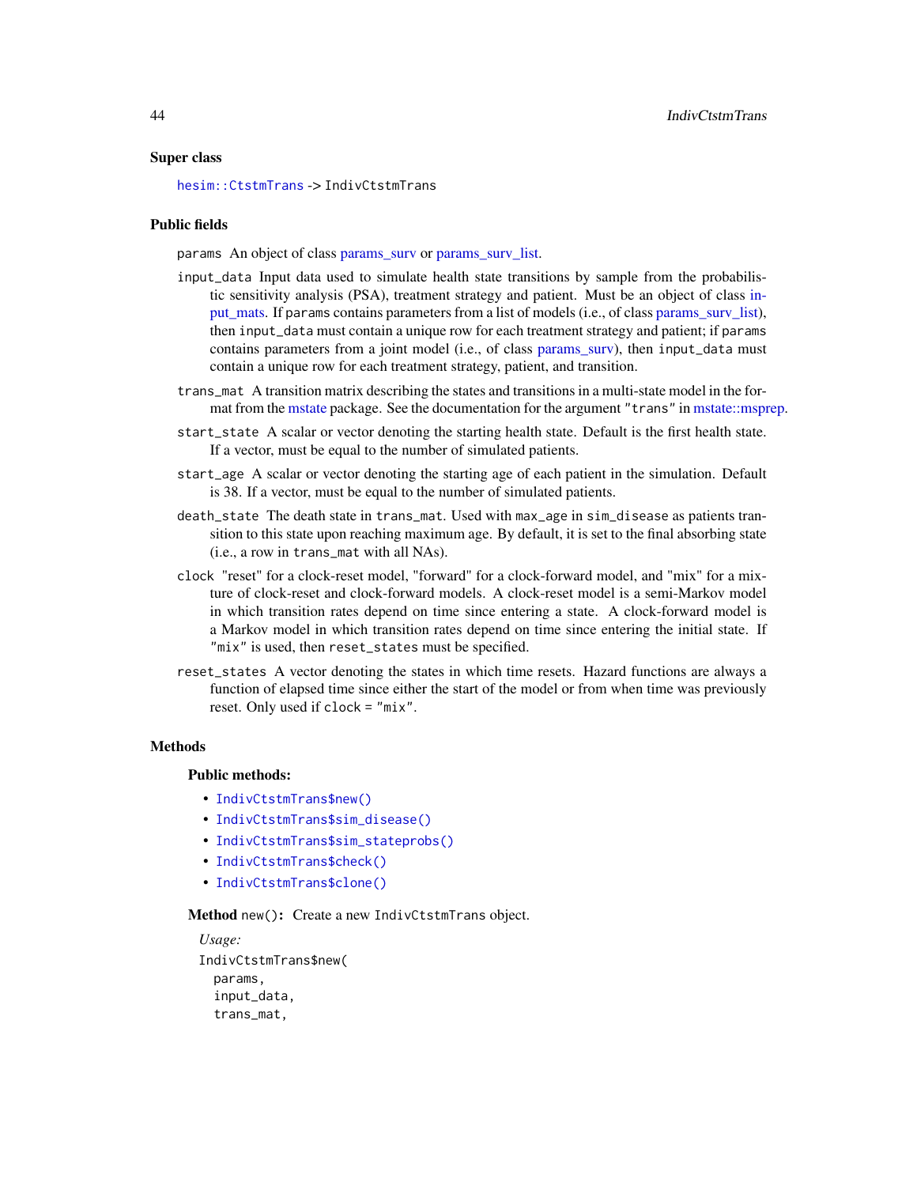### Super class

`hesim::CtstmTrans` -> `IndivCtstmTrans`

### Public fields

`params` An object of class params_surv or params_surv_list.

`input_data` Input data used to simulate health state transitions by sample from the probabilistic sensitivity analysis (PSA), treatment strategy and patient. Must be an object of class input_mats. If `params` contains parameters from a list of models (i.e., of class params_surv_list), then `input_data` must contain a unique row for each treatment strategy and patient; if `params` contains parameters from a joint model (i.e., of class params_surv), then `input_data` must contain a unique row for each treatment strategy, patient, and transition.

`trans_mat` A transition matrix describing the states and transitions in a multi-state model in the format from the mstate package. See the documentation for the argument `"trans"` in mstate::msprep.

`start_state` A scalar or vector denoting the starting health state. Default is the first health state. If a vector, must be equal to the number of simulated patients.

`start_age` A scalar or vector denoting the starting age of each patient in the simulation. Default is 38. If a vector, must be equal to the number of simulated patients.

`death_state` The death state in `trans_mat`. Used with `max_age` in `sim_disease` as patients transition to this state upon reaching maximum age. By default, it is set to the final absorbing state (i.e., a row in `trans_mat` with all NAs).

`clock` "reset" for a clock-reset model, "forward" for a clock-forward model, and "mix" for a mixture of clock-reset and clock-forward models. A clock-reset model is a semi-Markov model in which transition rates depend on time since entering a state. A clock-forward model is a Markov model in which transition rates depend on time since entering the initial state. If `"mix"` is used, then `reset_states` must be specified.

`reset_states` A vector denoting the states in which time resets. Hazard functions are always a function of elapsed time since either the start of the model or from when time was previously reset. Only used if `clock = "mix"`.

### Methods

#### Public methods:

- `IndivCtstmTrans$new()`
- `IndivCtstmTrans$sim_disease()`
- `IndivCtstmTrans$sim_stateprobs()`
- `IndivCtstmTrans$check()`
- `IndivCtstmTrans$clone()`

**Method** `new()`**:** Create a new `IndivCtstmTrans` object.

*Usage:*

```
IndivCtstmTrans$new(
  params,
  input_data,
  trans_mat,
```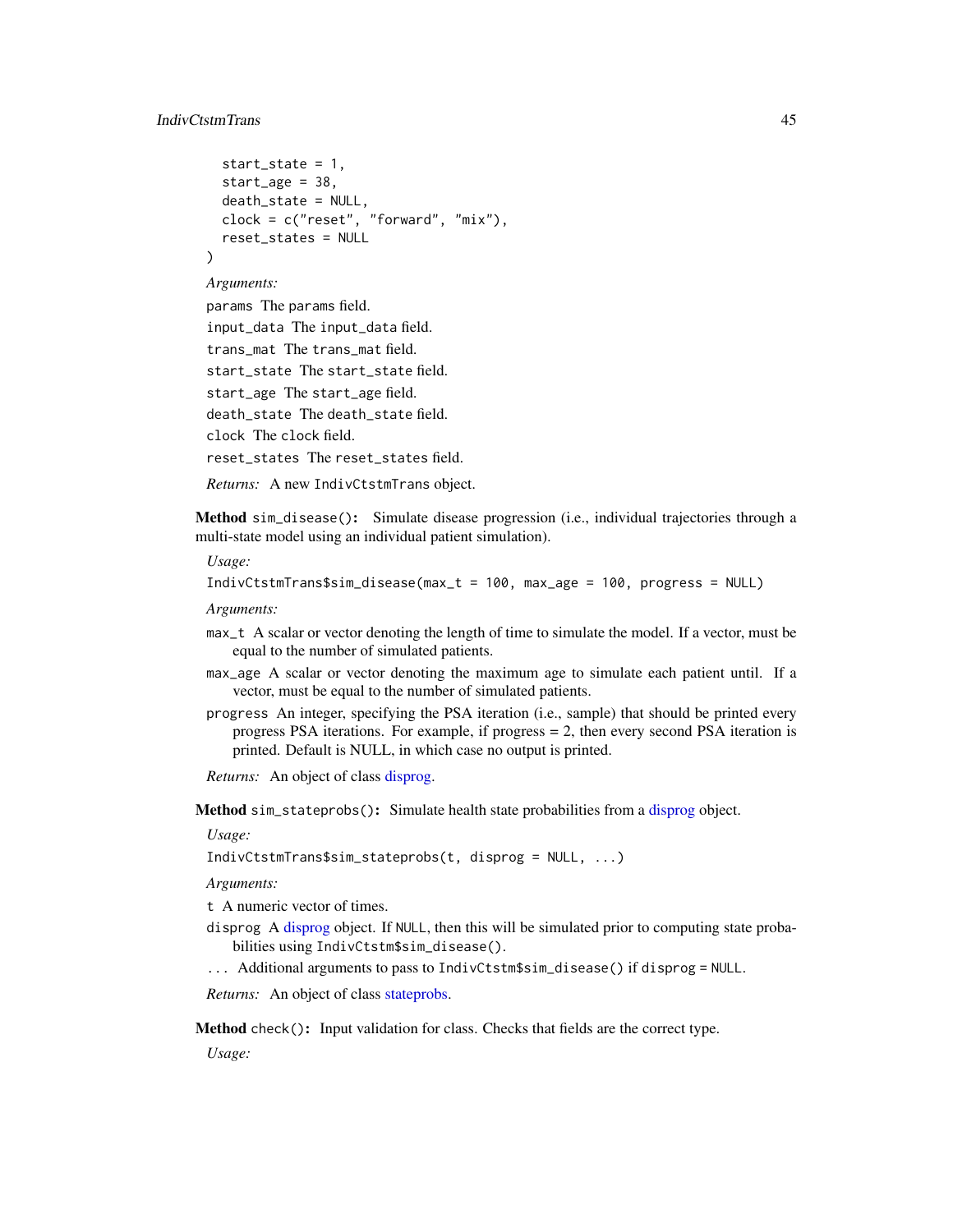```
  start_state = 1,
  start_age = 38,
  death_state = NULL,
  clock = c("reset", "forward", "mix"),
  reset_states = NULL
)
```

*Arguments:*

`params` The `params` field.

`input_data` The `input_data` field.

`trans_mat` The `trans_mat` field.

`start_state` The `start_state` field.

`start_age` The `start_age` field.

`death_state` The `death_state` field.

`clock` The `clock` field.

`reset_states` The `reset_states` field.

*Returns:* A new `IndivCtstmTrans` object.

**Method** `sim_disease()`**:** Simulate disease progression (i.e., individual trajectories through a multi-state model using an individual patient simulation).

*Usage:*

```
IndivCtstmTrans$sim_disease(max_t = 100, max_age = 100, progress = NULL)
```

*Arguments:*

- `max_t` A scalar or vector denoting the length of time to simulate the model. If a vector, must be equal to the number of simulated patients.
- `max_age` A scalar or vector denoting the maximum age to simulate each patient until. If a vector, must be equal to the number of simulated patients.
- `progress` An integer, specifying the PSA iteration (i.e., sample) that should be printed every progress PSA iterations. For example, if progress = 2, then every second PSA iteration is printed. Default is NULL, in which case no output is printed.

*Returns:* An object of class disprog.

**Method** `sim_stateprobs()`**:** Simulate health state probabilities from a disprog object.

*Usage:*

```
IndivCtstmTrans$sim_stateprobs(t, disprog = NULL, ...)
```

*Arguments:*

- `t` A numeric vector of times.
- `disprog` A disprog object. If `NULL`, then this will be simulated prior to computing state probabilities using `IndivCtstm$sim_disease()`.
- `...` Additional arguments to pass to `IndivCtstm$sim_disease()` if `disprog = NULL`.

*Returns:* An object of class stateprobs.

**Method** `check()`**:** Input validation for class. Checks that fields are the correct type.

*Usage:*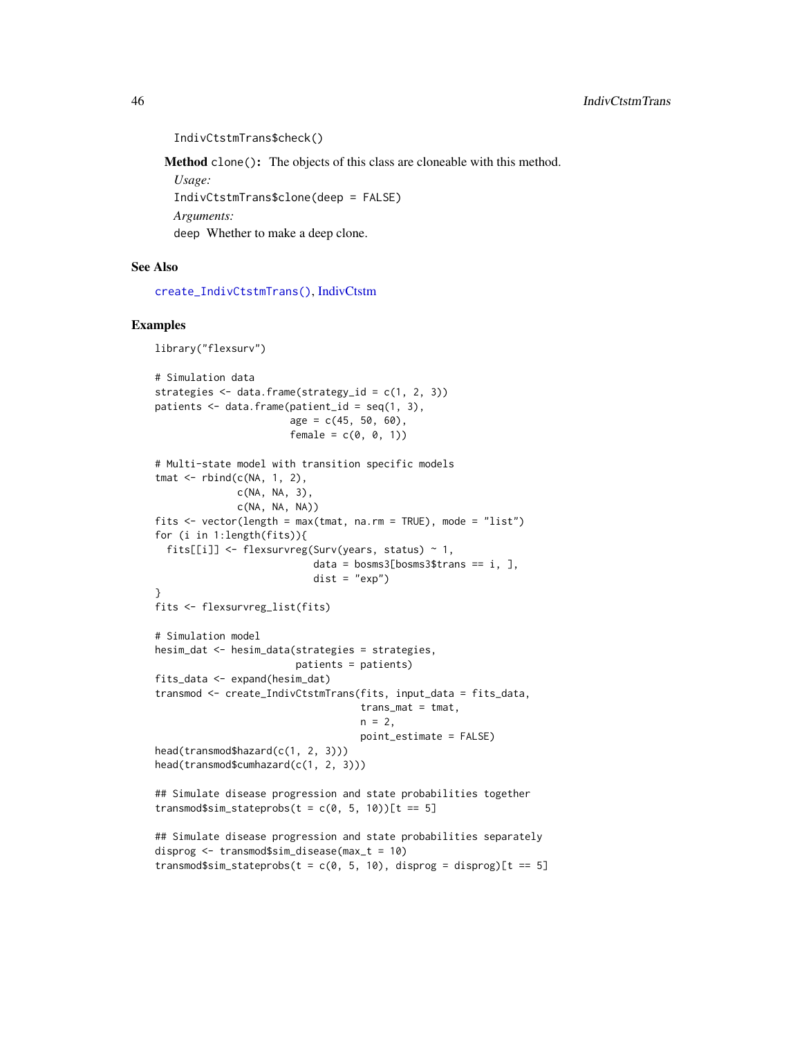```
IndivCtstmTrans$check()
```

**Method** `clone()`**:** The objects of this class are cloneable with this method.

*Usage:*

```
IndivCtstmTrans$clone(deep = FALSE)
```

*Arguments:*

`deep` Whether to make a deep clone.

## See Also

`create_IndivCtstmTrans()`, IndivCtstm

## Examples

```
library("flexsurv")

# Simulation data
strategies <- data.frame(strategy_id = c(1, 2, 3))
patients <- data.frame(patient_id = seq(1, 3),
                       age = c(45, 50, 60),
                       female = c(0, 0, 1))

# Multi-state model with transition specific models
tmat <- rbind(c(NA, 1, 2),
              c(NA, NA, 3),
              c(NA, NA, NA))
fits <- vector(length = max(tmat, na.rm = TRUE), mode = "list")
for (i in 1:length(fits)){
  fits[[i]] <- flexsurvreg(Surv(years, status) ~ 1,
                           data = bosms3[bosms3$trans == i, ],
                           dist = "exp")
}
fits <- flexsurvreg_list(fits)

# Simulation model
hesim_dat <- hesim_data(strategies = strategies,
                        patients = patients)
fits_data <- expand(hesim_dat)
transmod <- create_IndivCtstmTrans(fits, input_data = fits_data,
                                   trans_mat = tmat,
                                   n = 2,
                                   point_estimate = FALSE)
head(transmod$hazard(c(1, 2, 3)))
head(transmod$cumhazard(c(1, 2, 3)))

## Simulate disease progression and state probabilities together
transmod$sim_stateprobs(t = c(0, 5, 10))[t == 5]

## Simulate disease progression and state probabilities separately
disprog <- transmod$sim_disease(max_t = 10)
transmod$sim_stateprobs(t = c(0, 5, 10), disprog = disprog)[t == 5]
```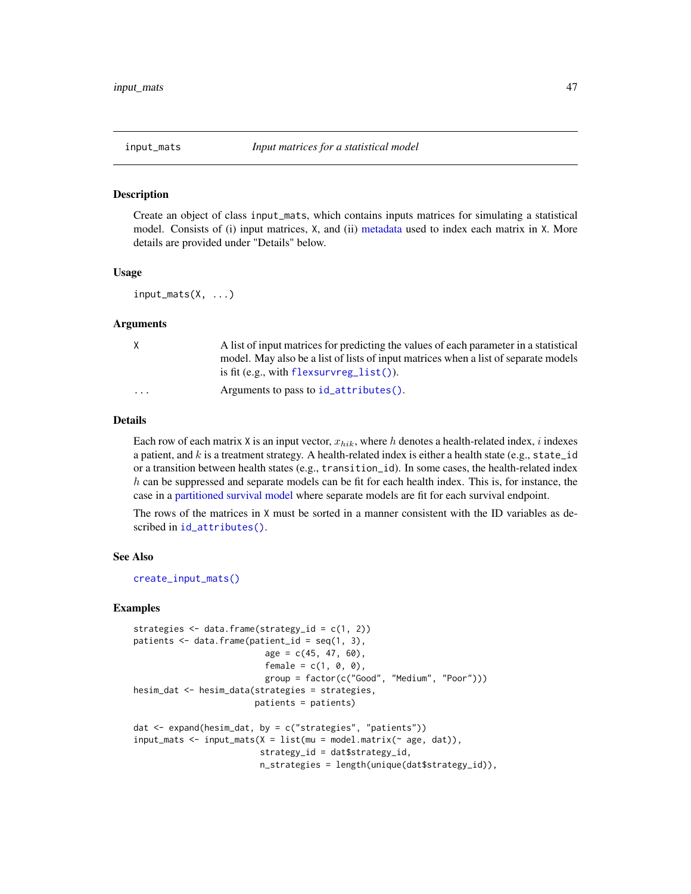## input_mats *Input matrices for a statistical model*

### Description

Create an object of class `input_mats`, which contains inputs matrices for simulating a statistical model. Consists of (i) input matrices, `X`, and (ii) metadata used to index each matrix in `X`. More details are provided under "Details" below.

### Usage

```
input_mats(X, ...)
```

### Arguments

| | |
|---|---|
| `X` | A list of input matrices for predicting the values of each parameter in a statistical model. May also be a list of lists of input matrices when a list of separate models is fit (e.g., with `flexsurvreg_list()`). |
| `...` | Arguments to pass to `id_attributes()`. |

### Details

Each row of each matrix `X` is an input vector, $x_{hik}$, where $h$ denotes a health-related index, $i$ indexes a patient, and $k$ is a treatment strategy. A health-related index is either a health state (e.g., `state_id` or a transition between health states (e.g., `transition_id`). In some cases, the health-related index $h$ can be suppressed and separate models can be fit for each health index. This is, for instance, the case in a partitioned survival model where separate models are fit for each survival endpoint.

The rows of the matrices in `X` must be sorted in a manner consistent with the ID variables as described in `id_attributes()`.

### See Also

`create_input_mats()`

### Examples

```
strategies <- data.frame(strategy_id = c(1, 2))
patients <- data.frame(patient_id = seq(1, 3),
                       age = c(45, 47, 60),
                       female = c(1, 0, 0),
                       group = factor(c("Good", "Medium", "Poor")))
hesim_dat <- hesim_data(strategies = strategies,
                      patients = patients)

dat <- expand(hesim_dat, by = c("strategies", "patients"))
input_mats <- input_mats(X = list(mu = model.matrix(~ age, dat)),
                        strategy_id = dat$strategy_id,
                        n_strategies = length(unique(dat$strategy_id)),
```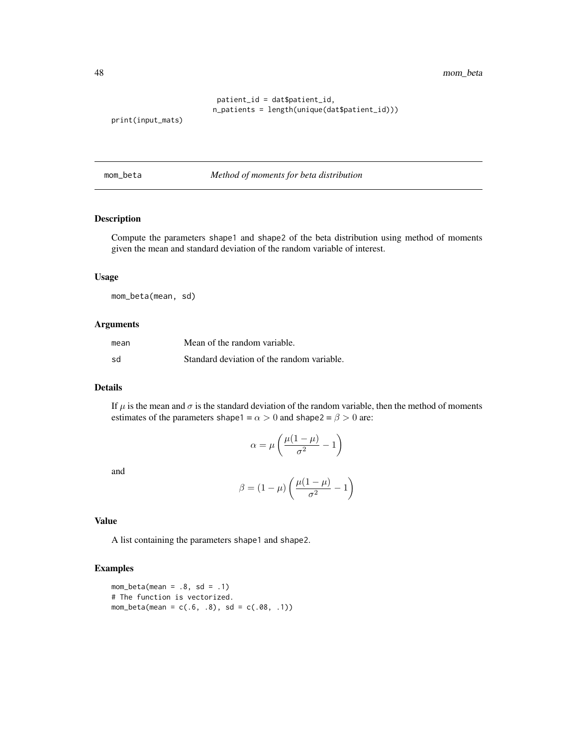```
                          patient_id = dat$patient_id,
                         n_patients = length(unique(dat$patient_id)))
print(input_mats)
```

---

## mom_beta *Method of moments for beta distribution*

---

### Description

Compute the parameters shape1 and shape2 of the beta distribution using method of moments given the mean and standard deviation of the random variable of interest.

### Usage

```
mom_beta(mean, sd)
```

### Arguments

| | |
|---|---|
| mean | Mean of the random variable. |
| sd | Standard deviation of the random variable. |

### Details

If $\mu$ is the mean and $\sigma$ is the standard deviation of the random variable, then the method of moments estimates of the parameters shape1 = $\alpha > 0$ and shape2 = $\beta > 0$ are:

$$\alpha = \mu \left( \frac{\mu(1-\mu)}{\sigma^2} - 1 \right)$$

and

$$\beta = (1-\mu) \left( \frac{\mu(1-\mu)}{\sigma^2} - 1 \right)$$

### Value

A list containing the parameters shape1 and shape2.

### Examples

```
mom_beta(mean = .8, sd = .1)
# The function is vectorized.
mom_beta(mean = c(.6, .8), sd = c(.08, .1))
```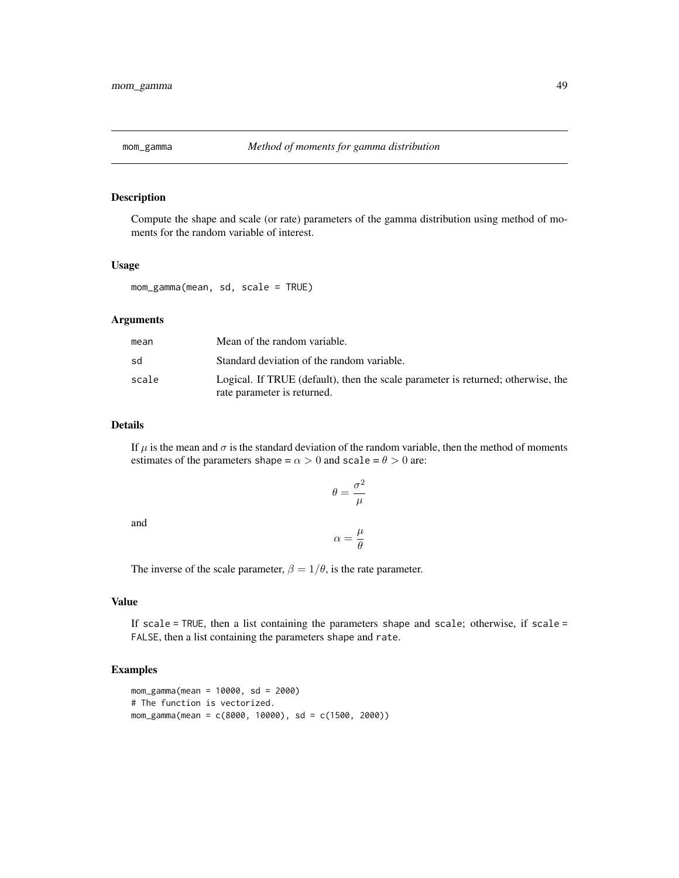# mom_gamma — *Method of moments for gamma distribution*

## Description

Compute the shape and scale (or rate) parameters of the gamma distribution using method of moments for the random variable of interest.

## Usage

```
mom_gamma(mean, sd, scale = TRUE)
```

## Arguments

| | |
|---|---|
| `mean` | Mean of the random variable. |
| `sd` | Standard deviation of the random variable. |
| `scale` | Logical. If TRUE (default), then the scale parameter is returned; otherwise, the rate parameter is returned. |

## Details

If $\mu$ is the mean and $\sigma$ is the standard deviation of the random variable, then the method of moments estimates of the parameters `shape` = $\alpha > 0$ and `scale` = $\theta > 0$ are:

$$\theta = \frac{\sigma^2}{\mu}$$

and

$$\alpha = \frac{\mu}{\theta}$$

The inverse of the scale parameter, $\beta = 1/\theta$, is the rate parameter.

## Value

If `scale = TRUE`, then a list containing the parameters `shape` and `scale`; otherwise, if `scale = FALSE`, then a list containing the parameters `shape` and `rate`.

## Examples

```
mom_gamma(mean = 10000, sd = 2000)
# The function is vectorized.
mom_gamma(mean = c(8000, 10000), sd = c(1500, 2000))
```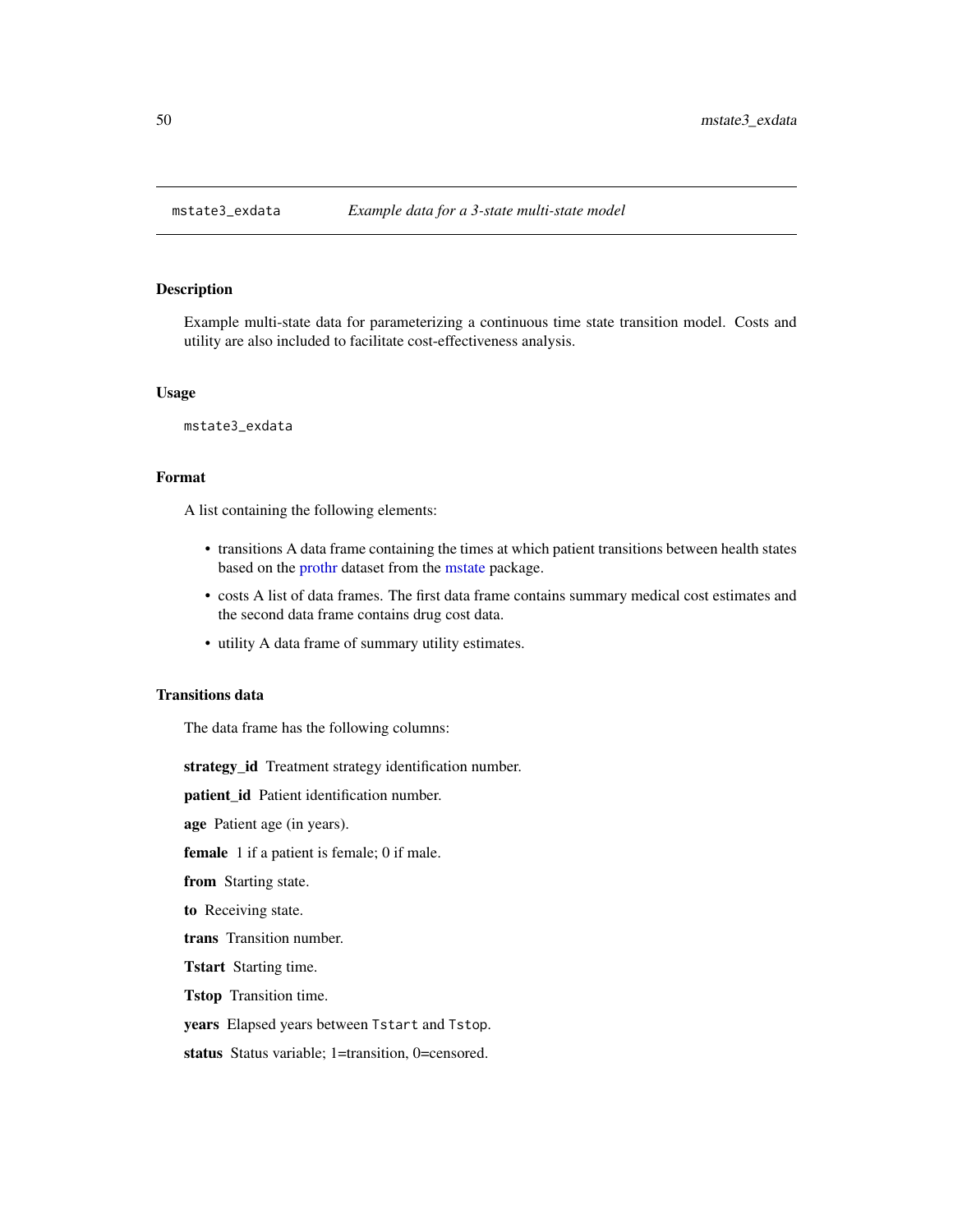# mstate3_exdata *Example data for a 3-state multi-state model*

## Description

Example multi-state data for parameterizing a continuous time state transition model. Costs and utility are also included to facilitate cost-effectiveness analysis.

## Usage

```
mstate3_exdata
```

## Format

A list containing the following elements:

- transitions A data frame containing the times at which patient transitions between health states based on the prothr dataset from the mstate package.
- costs A list of data frames. The first data frame contains summary medical cost estimates and the second data frame contains drug cost data.
- utility A data frame of summary utility estimates.

## Transitions data

The data frame has the following columns:

**strategy_id** Treatment strategy identification number.

**patient_id** Patient identification number.

**age** Patient age (in years).

**female** 1 if a patient is female; 0 if male.

**from** Starting state.

**to** Receiving state.

**trans** Transition number.

**Tstart** Starting time.

**Tstop** Transition time.

**years** Elapsed years between `Tstart` and `Tstop`.

**status** Status variable; 1=transition, 0=censored.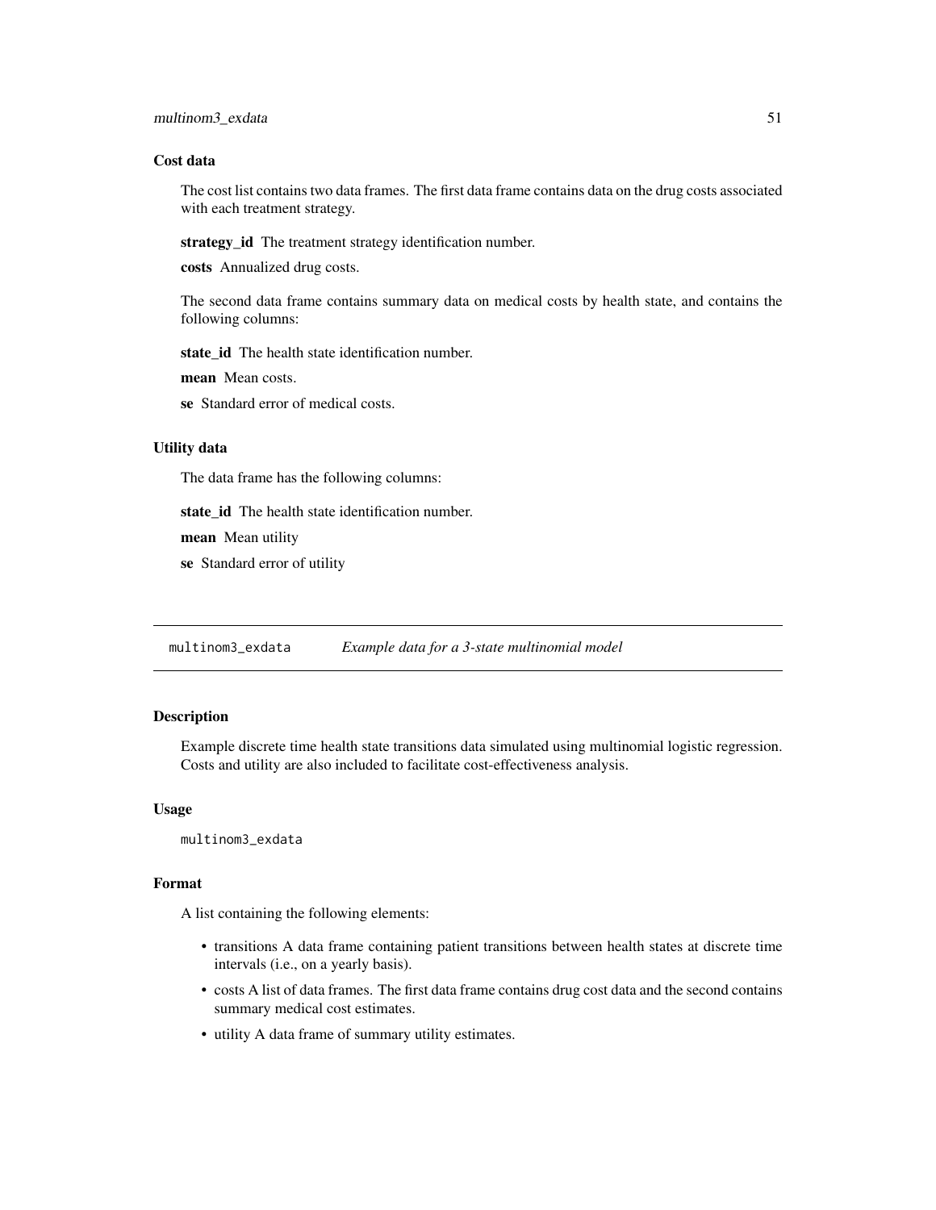### Cost data

The cost list contains two data frames. The first data frame contains data on the drug costs associated with each treatment strategy.

**strategy_id** The treatment strategy identification number.

**costs** Annualized drug costs.

The second data frame contains summary data on medical costs by health state, and contains the following columns:

**state_id** The health state identification number.

**mean** Mean costs.

**se** Standard error of medical costs.

### Utility data

The data frame has the following columns:

**state_id** The health state identification number.

**mean** Mean utility

**se** Standard error of utility

---

## multinom3_exdata *Example data for a 3-state multinomial model*

---

### Description

Example discrete time health state transitions data simulated using multinomial logistic regression. Costs and utility are also included to facilitate cost-effectiveness analysis.

### Usage

```
multinom3_exdata
```

### Format

A list containing the following elements:

- transitions A data frame containing patient transitions between health states at discrete time intervals (i.e., on a yearly basis).
- costs A list of data frames. The first data frame contains drug cost data and the second contains summary medical cost estimates.
- utility A data frame of summary utility estimates.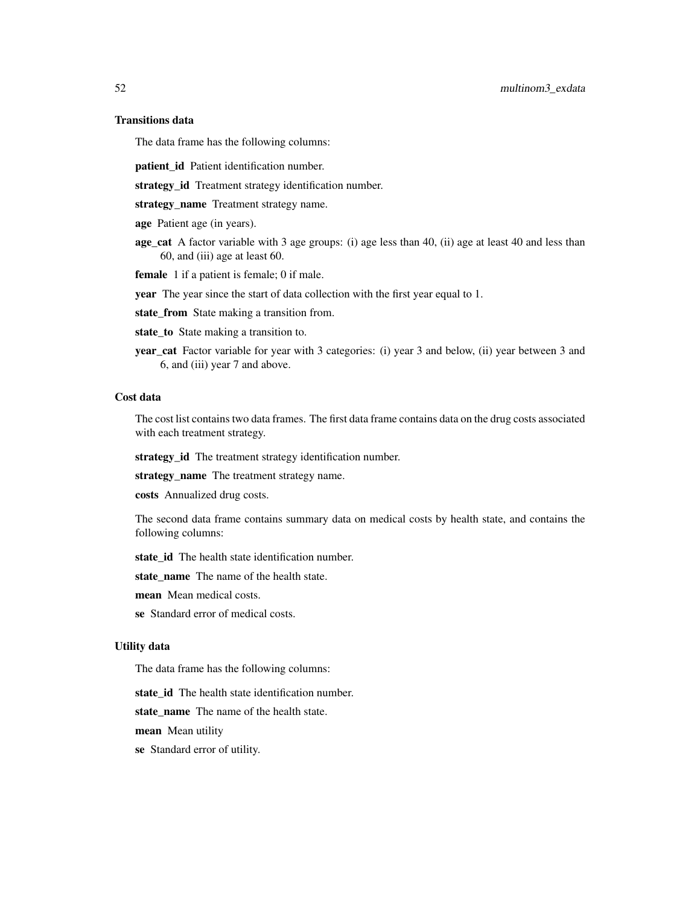### Transitions data

The data frame has the following columns:

**patient_id** Patient identification number.

**strategy_id** Treatment strategy identification number.

**strategy_name** Treatment strategy name.

**age** Patient age (in years).

**age_cat** A factor variable with 3 age groups: (i) age less than 40, (ii) age at least 40 and less than 60, and (iii) age at least 60.

**female** 1 if a patient is female; 0 if male.

**year** The year since the start of data collection with the first year equal to 1.

**state_from** State making a transition from.

**state_to** State making a transition to.

**year_cat** Factor variable for year with 3 categories: (i) year 3 and below, (ii) year between 3 and 6, and (iii) year 7 and above.

### Cost data

The cost list contains two data frames. The first data frame contains data on the drug costs associated with each treatment strategy.

**strategy_id** The treatment strategy identification number.

**strategy_name** The treatment strategy name.

**costs** Annualized drug costs.

The second data frame contains summary data on medical costs by health state, and contains the following columns:

**state_id** The health state identification number.

**state_name** The name of the health state.

**mean** Mean medical costs.

**se** Standard error of medical costs.

### Utility data

The data frame has the following columns:

**state_id** The health state identification number.

**state_name** The name of the health state.

**mean** Mean utility

**se** Standard error of utility.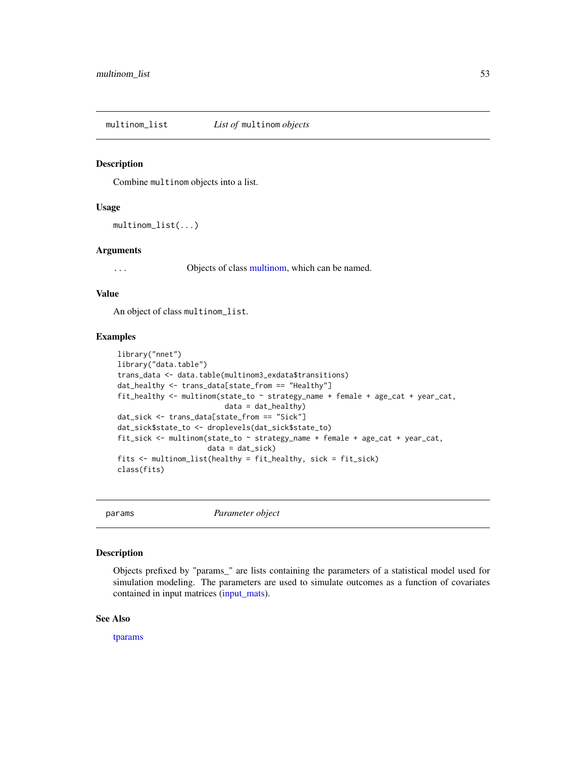## multinom_list — *List of* `multinom` *objects*

### Description

Combine `multinom` objects into a list.

### Usage

```
multinom_list(...)
```

### Arguments

| | |
|---|---|
| `...` | Objects of class multinom, which can be named. |

### Value

An object of class `multinom_list`.

### Examples

```
library("nnet")
library("data.table")
trans_data <- data.table(multinom3_exdata$transitions)
dat_healthy <- trans_data[state_from == "Healthy"]
fit_healthy <- multinom(state_to ~ strategy_name + female + age_cat + year_cat,
                        data = dat_healthy)
dat_sick <- trans_data[state_from == "Sick"]
dat_sick$state_to <- droplevels(dat_sick$state_to)
fit_sick <- multinom(state_to ~ strategy_name + female + age_cat + year_cat,
                     data = dat_sick)
fits <- multinom_list(healthy = fit_healthy, sick = fit_sick)
class(fits)
```

## params — *Parameter object*

### Description

Objects prefixed by "params_" are lists containing the parameters of a statistical model used for simulation modeling. The parameters are used to simulate outcomes as a function of covariates contained in input matrices (input_mats).

### See Also

tparams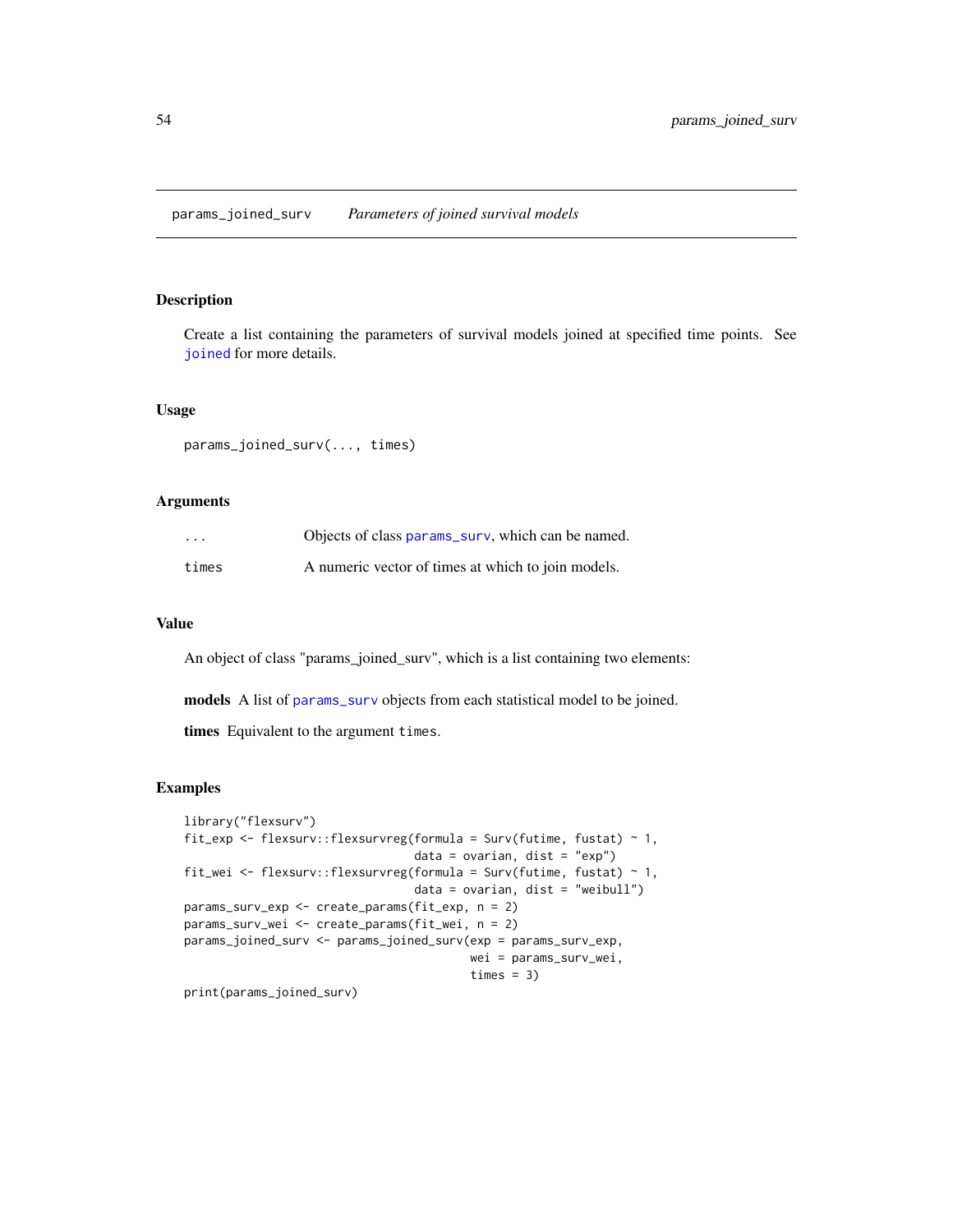## params_joined_surv    *Parameters of joined survival models*

### Description

Create a list containing the parameters of survival models joined at specified time points. See `joined` for more details.

### Usage

```
params_joined_surv(..., times)
```

### Arguments

| | |
|---|---|
| `...` | Objects of class `params_surv`, which can be named. |
| `times` | A numeric vector of times at which to join models. |

### Value

An object of class "params_joined_surv", which is a list containing two elements:

**models** A list of `params_surv` objects from each statistical model to be joined.

**times** Equivalent to the argument `times`.

### Examples

```
library("flexsurv")
fit_exp <- flexsurv::flexsurvreg(formula = Surv(futime, fustat) ~ 1,
                                 data = ovarian, dist = "exp")
fit_wei <- flexsurv::flexsurvreg(formula = Surv(futime, fustat) ~ 1,
                                 data = ovarian, dist = "weibull")
params_surv_exp <- create_params(fit_exp, n = 2)
params_surv_wei <- create_params(fit_wei, n = 2)
params_joined_surv <- params_joined_surv(exp = params_surv_exp,
                                         wei = params_surv_wei,
                                         times = 3)
print(params_joined_surv)
```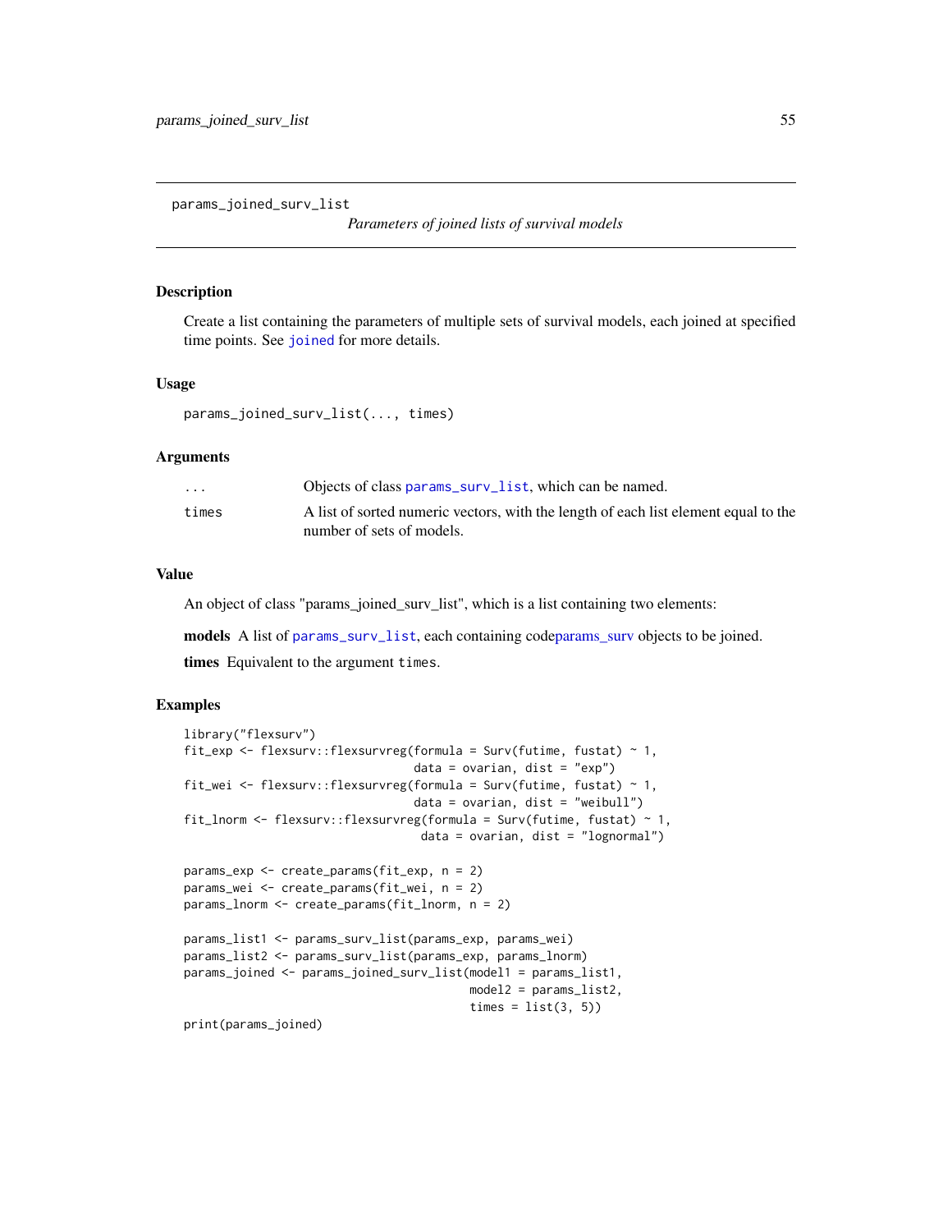# params_joined_surv_list

*Parameters of joined lists of survival models*

## Description

Create a list containing the parameters of multiple sets of survival models, each joined at specified time points. See joined for more details.

## Usage

```
params_joined_surv_list(..., times)
```

## Arguments

| | |
|---|---|
| ... | Objects of class params_surv_list, which can be named. |
| times | A list of sorted numeric vectors, with the length of each list element equal to the number of sets of models. |

## Value

An object of class "params_joined_surv_list", which is a list containing two elements:

**models** A list of params_surv_list, each containing codeparams_surv objects to be joined.

**times** Equivalent to the argument times.

## Examples

```
library("flexsurv")
fit_exp <- flexsurv::flexsurvreg(formula = Surv(futime, fustat) ~ 1,
                                 data = ovarian, dist = "exp")
fit_wei <- flexsurv::flexsurvreg(formula = Surv(futime, fustat) ~ 1,
                                 data = ovarian, dist = "weibull")
fit_lnorm <- flexsurv::flexsurvreg(formula = Surv(futime, fustat) ~ 1,
                                   data = ovarian, dist = "lognormal")

params_exp <- create_params(fit_exp, n = 2)
params_wei <- create_params(fit_wei, n = 2)
params_lnorm <- create_params(fit_lnorm, n = 2)

params_list1 <- params_surv_list(params_exp, params_wei)
params_list2 <- params_surv_list(params_exp, params_lnorm)
params_joined <- params_joined_surv_list(model1 = params_list1,
                                         model2 = params_list2,
                                         times = list(3, 5))
print(params_joined)
```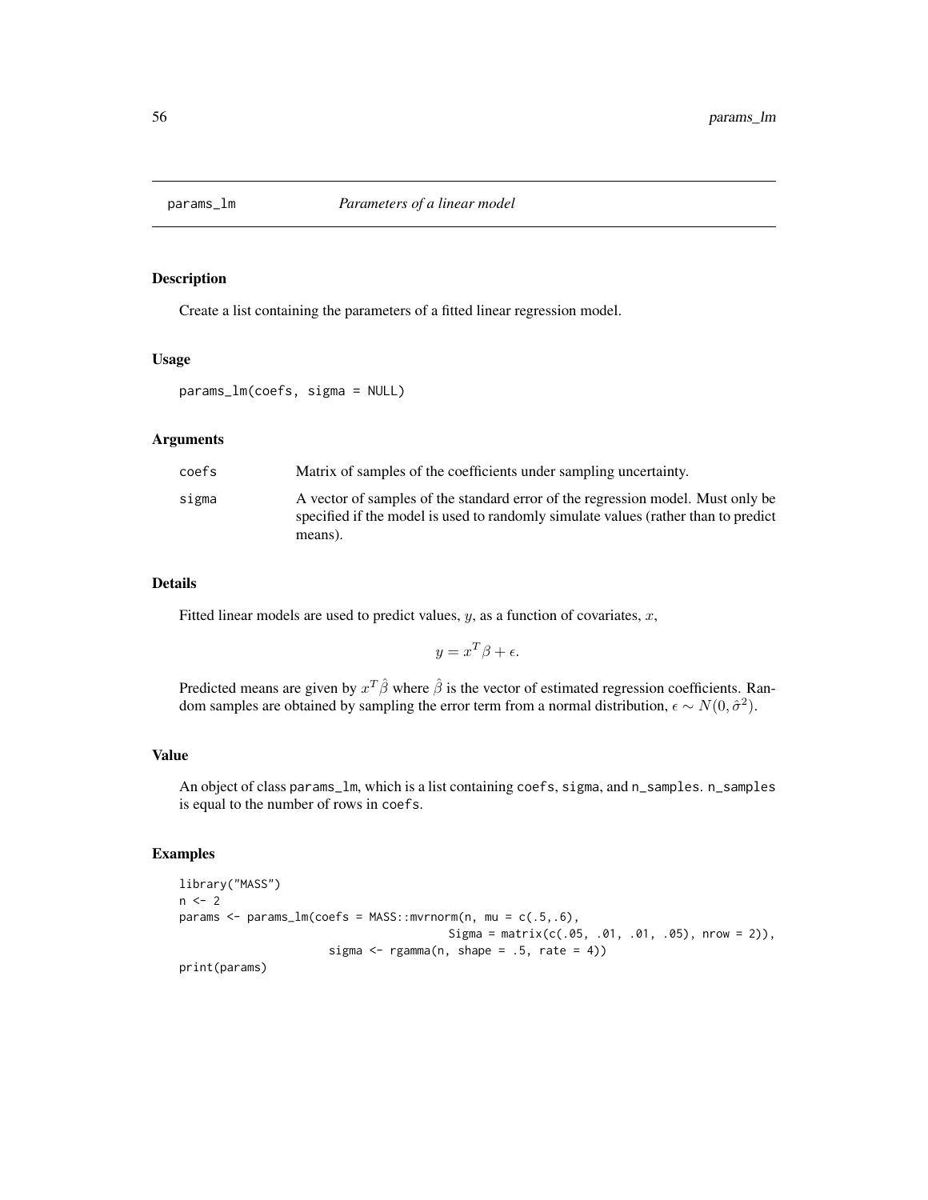# params_lm — *Parameters of a linear model*

## Description

Create a list containing the parameters of a fitted linear regression model.

## Usage

```
params_lm(coefs, sigma = NULL)
```

## Arguments

| | |
|---|---|
| coefs | Matrix of samples of the coefficients under sampling uncertainty. |
| sigma | A vector of samples of the standard error of the regression model. Must only be specified if the model is used to randomly simulate values (rather than to predict means). |

## Details

Fitted linear models are used to predict values, $y$, as a function of covariates, $x$,

$$y = x^T \beta + \epsilon.$$

Predicted means are given by $x^T \hat{\beta}$ where $\hat{\beta}$ is the vector of estimated regression coefficients. Random samples are obtained by sampling the error term from a normal distribution, $\epsilon \sim N(0, \hat{\sigma}^2)$.

## Value

An object of class `params_lm`, which is a list containing `coefs`, `sigma`, and `n_samples`. `n_samples` is equal to the number of rows in `coefs`.

## Examples

```
library("MASS")
n <- 2
params <- params_lm(coefs = MASS::mvrnorm(n, mu = c(.5,.6),
                                          Sigma = matrix(c(.05, .01, .01, .05), nrow = 2)),
                    sigma <- rgamma(n, shape = .5, rate = 4))
print(params)
```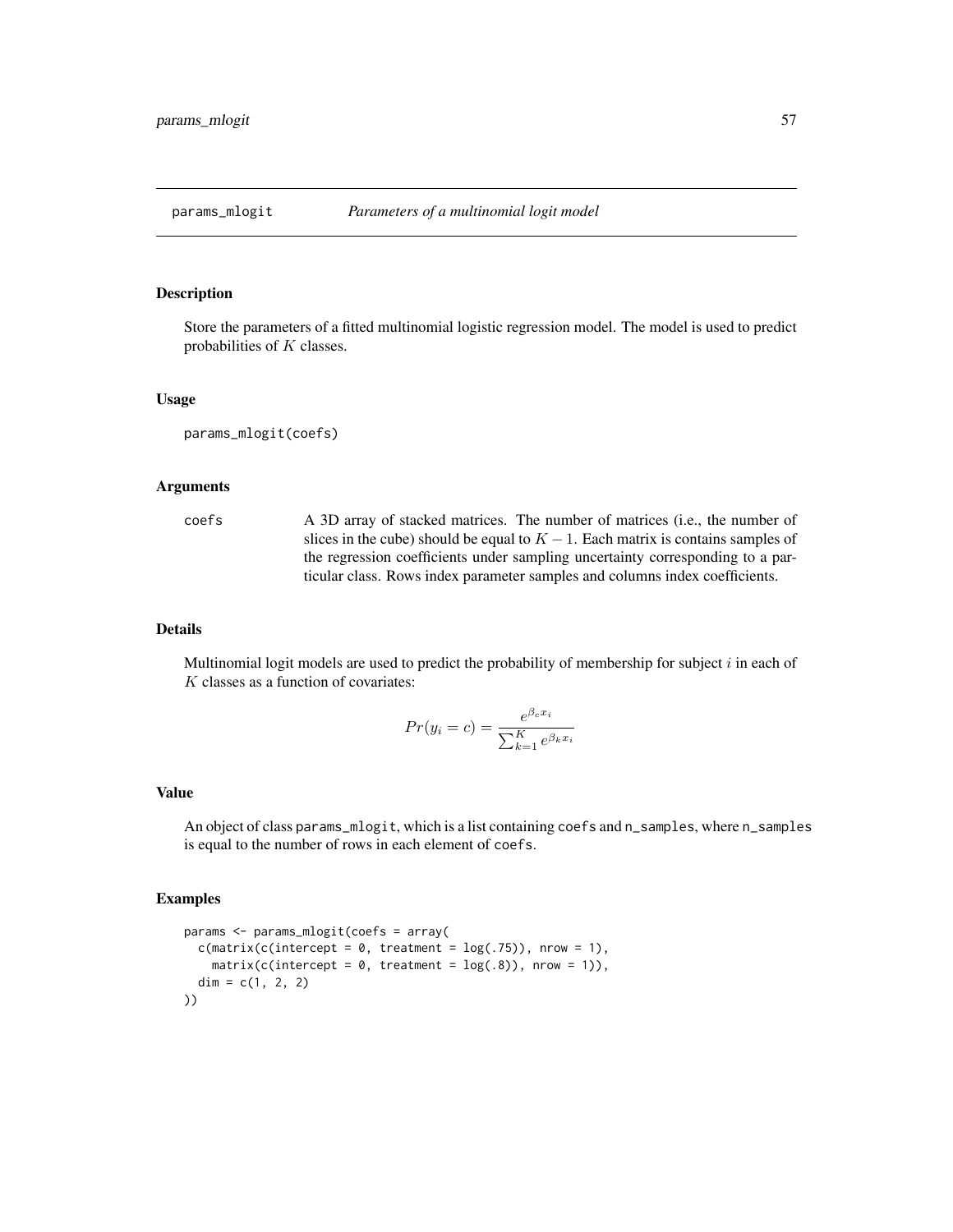## params_mlogit *Parameters of a multinomial logit model*

### Description

Store the parameters of a fitted multinomial logistic regression model. The model is used to predict probabilities of $K$ classes.

### Usage

```
params_mlogit(coefs)
```

### Arguments

`coefs` A 3D array of stacked matrices. The number of matrices (i.e., the number of slices in the cube) should be equal to $K - 1$. Each matrix is contains samples of the regression coefficients under sampling uncertainty corresponding to a particular class. Rows index parameter samples and columns index coefficients.

### Details

Multinomial logit models are used to predict the probability of membership for subject $i$ in each of $K$ classes as a function of covariates:

$$Pr(y_i = c) = \frac{e^{\beta_c x_i}}{\sum_{k=1}^{K} e^{\beta_k x_i}}$$

### Value

An object of class `params_mlogit`, which is a list containing `coefs` and `n_samples`, where `n_samples` is equal to the number of rows in each element of `coefs`.

### Examples

```
params <- params_mlogit(coefs = array(
  c(matrix(c(intercept = 0, treatment = log(.75)), nrow = 1),
    matrix(c(intercept = 0, treatment = log(.8)), nrow = 1)),
  dim = c(1, 2, 2)
))
```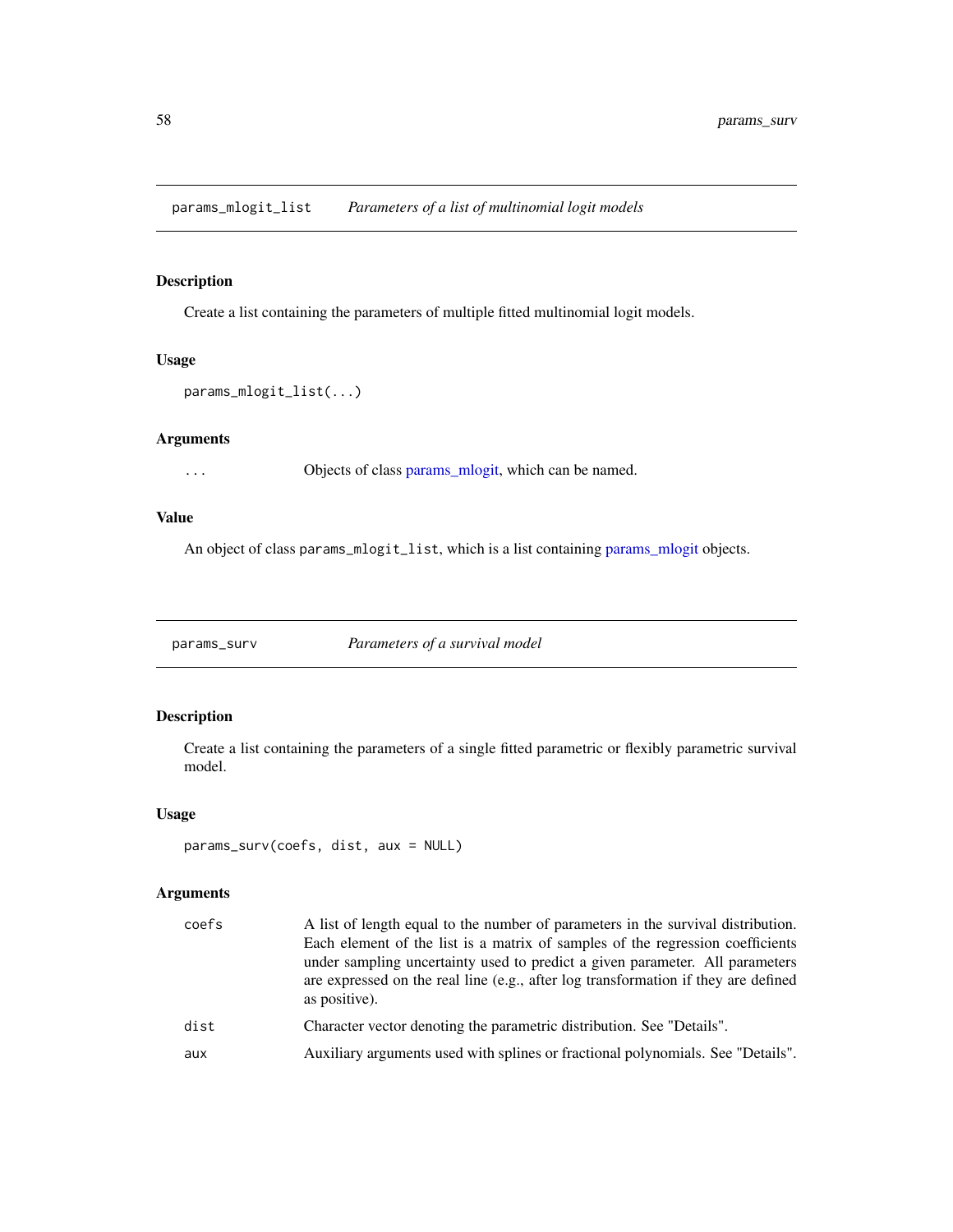## params_mlogit_list — *Parameters of a list of multinomial logit models*

### Description

Create a list containing the parameters of multiple fitted multinomial logit models.

### Usage

```
params_mlogit_list(...)
```

### Arguments

| | |
|---|---|
| ... | Objects of class params_mlogit, which can be named. |

### Value

An object of class `params_mlogit_list`, which is a list containing params_mlogit objects.

## params_surv — *Parameters of a survival model*

### Description

Create a list containing the parameters of a single fitted parametric or flexibly parametric survival model.

### Usage

```
params_surv(coefs, dist, aux = NULL)
```

### Arguments

| | |
|---|---|
| coefs | A list of length equal to the number of parameters in the survival distribution. Each element of the list is a matrix of samples of the regression coefficients under sampling uncertainty used to predict a given parameter. All parameters are expressed on the real line (e.g., after log transformation if they are defined as positive). |
| dist | Character vector denoting the parametric distribution. See "Details". |
| aux | Auxiliary arguments used with splines or fractional polynomials. See "Details". |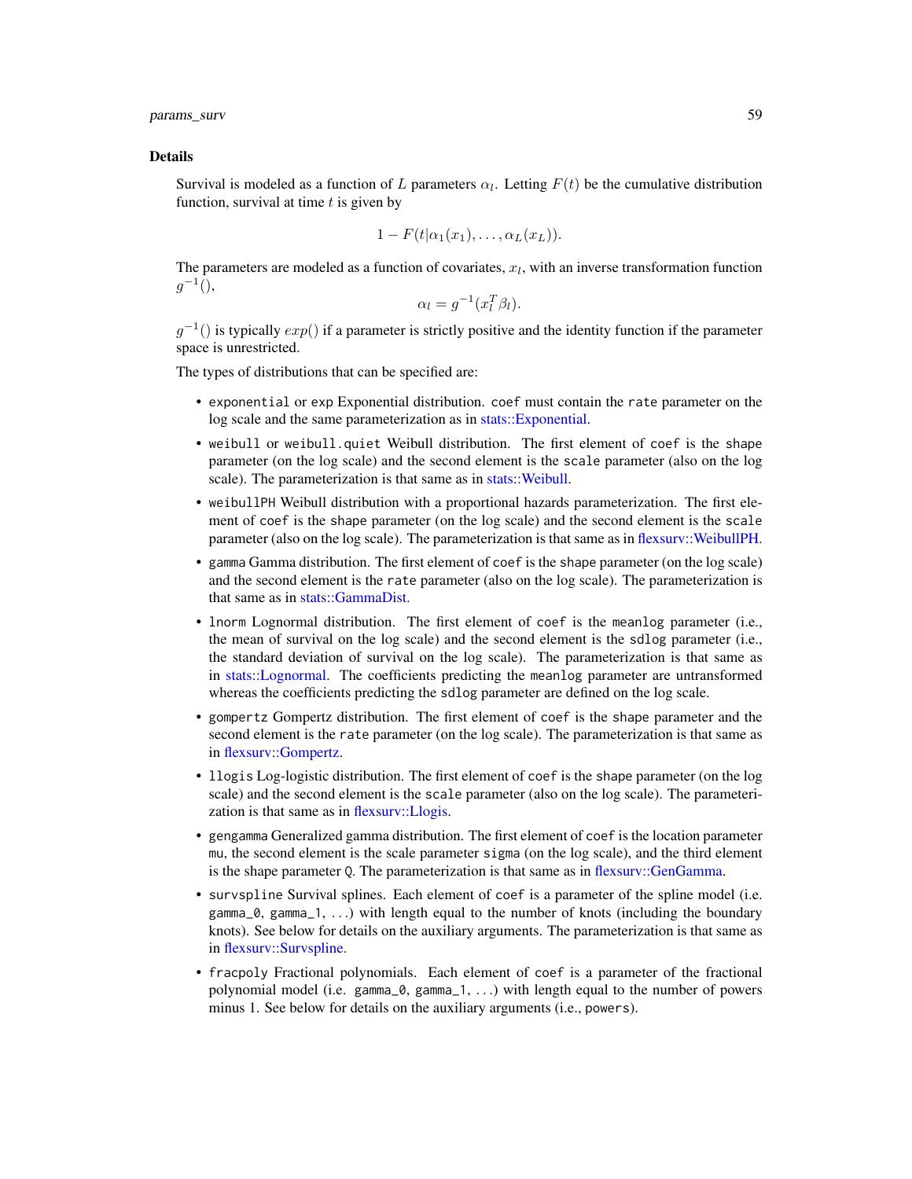### Details

Survival is modeled as a function of $L$ parameters $\alpha_l$. Letting $F(t)$ be the cumulative distribution function, survival at time $t$ is given by

$$1 - F(t|\alpha_1(x_1), \ldots, \alpha_L(x_L)).$$

The parameters are modeled as a function of covariates, $x_l$, with an inverse transformation function $g^{-1}()$,

$$\alpha_l = g^{-1}(x_l^T \beta_l).$$

$g^{-1}()$ is typically $exp()$ if a parameter is strictly positive and the identity function if the parameter space is unrestricted.

The types of distributions that can be specified are:

- `exponential` or `exp` Exponential distribution. `coef` must contain the `rate` parameter on the log scale and the same parameterization as in stats::Exponential.
- `weibull` or `weibull.quiet` Weibull distribution. The first element of `coef` is the `shape` parameter (on the log scale) and the second element is the `scale` parameter (also on the log scale). The parameterization is that same as in stats::Weibull.
- `weibullPH` Weibull distribution with a proportional hazards parameterization. The first element of `coef` is the `shape` parameter (on the log scale) and the second element is the `scale` parameter (also on the log scale). The parameterization is that same as in flexsurv::WeibullPH.
- `gamma` Gamma distribution. The first element of `coef` is the `shape` parameter (on the log scale) and the second element is the `rate` parameter (also on the log scale). The parameterization is that same as in stats::GammaDist.
- `lnorm` Lognormal distribution. The first element of `coef` is the `meanlog` parameter (i.e., the mean of survival on the log scale) and the second element is the `sdlog` parameter (i.e., the standard deviation of survival on the log scale). The parameterization is that same as in stats::Lognormal. The coefficients predicting the `meanlog` parameter are untransformed whereas the coefficients predicting the `sdlog` parameter are defined on the log scale.
- `gompertz` Gompertz distribution. The first element of `coef` is the `shape` parameter and the second element is the `rate` parameter (on the log scale). The parameterization is that same as in flexsurv::Gompertz.
- `llogis` Log-logistic distribution. The first element of `coef` is the `shape` parameter (on the log scale) and the second element is the `scale` parameter (also on the log scale). The parameterization is that same as in flexsurv::Llogis.
- `gengamma` Generalized gamma distribution. The first element of `coef` is the location parameter `mu`, the second element is the scale parameter `sigma` (on the log scale), and the third element is the shape parameter `Q`. The parameterization is that same as in flexsurv::GenGamma.
- `survspline` Survival splines. Each element of `coef` is a parameter of the spline model (i.e. `gamma_0`, `gamma_1`, ...) with length equal to the number of knots (including the boundary knots). See below for details on the auxiliary arguments. The parameterization is that same as in flexsurv::Survspline.
- `fracpoly` Fractional polynomials. Each element of `coef` is a parameter of the fractional polynomial model (i.e. `gamma_0`, `gamma_1`, ...) with length equal to the number of powers minus 1. See below for details on the auxiliary arguments (i.e., `powers`).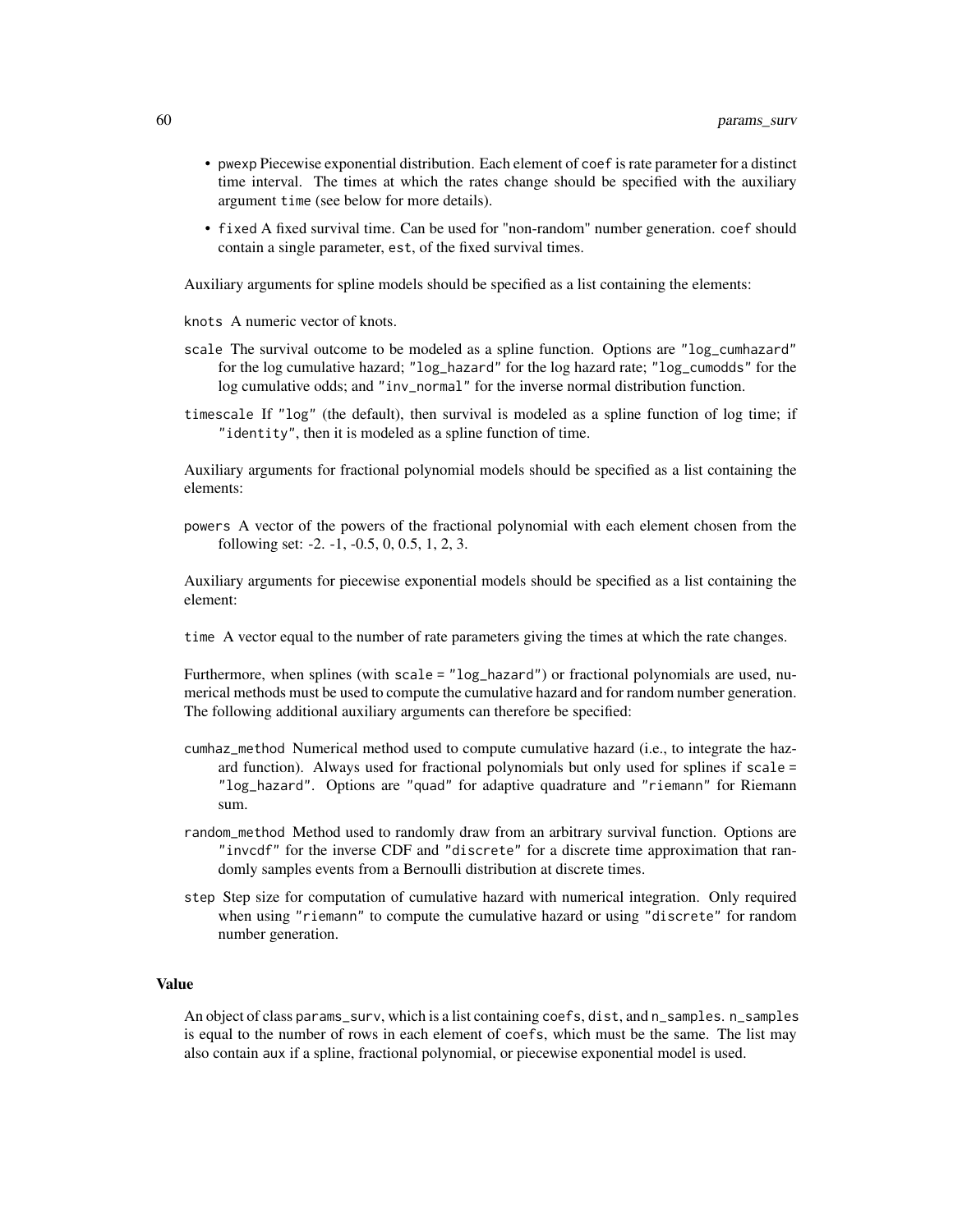- pwexp Piecewise exponential distribution. Each element of coef is rate parameter for a distinct time interval. The times at which the rates change should be specified with the auxiliary argument time (see below for more details).
- fixed A fixed survival time. Can be used for "non-random" number generation. coef should contain a single parameter, est, of the fixed survival times.

Auxiliary arguments for spline models should be specified as a list containing the elements:

knots A numeric vector of knots.

scale The survival outcome to be modeled as a spline function. Options are "log_cumhazard" for the log cumulative hazard; "log_hazard" for the log hazard rate; "log_cumodds" for the log cumulative odds; and "inv_normal" for the inverse normal distribution function.

timescale If "log" (the default), then survival is modeled as a spline function of log time; if "identity", then it is modeled as a spline function of time.

Auxiliary arguments for fractional polynomial models should be specified as a list containing the elements:

powers A vector of the powers of the fractional polynomial with each element chosen from the following set: -2. -1, -0.5, 0, 0.5, 1, 2, 3.

Auxiliary arguments for piecewise exponential models should be specified as a list containing the element:

time A vector equal to the number of rate parameters giving the times at which the rate changes.

Furthermore, when splines (with scale = "log_hazard") or fractional polynomials are used, numerical methods must be used to compute the cumulative hazard and for random number generation. The following additional auxiliary arguments can therefore be specified:

cumhaz_method Numerical method used to compute cumulative hazard (i.e., to integrate the hazard function). Always used for fractional polynomials but only used for splines if scale = "log_hazard". Options are "quad" for adaptive quadrature and "riemann" for Riemann sum.

random_method Method used to randomly draw from an arbitrary survival function. Options are "invcdf" for the inverse CDF and "discrete" for a discrete time approximation that randomly samples events from a Bernoulli distribution at discrete times.

step Step size for computation of cumulative hazard with numerical integration. Only required when using "riemann" to compute the cumulative hazard or using "discrete" for random number generation.

### Value

An object of class params_surv, which is a list containing coefs, dist, and n_samples. n_samples is equal to the number of rows in each element of coefs, which must be the same. The list may also contain aux if a spline, fractional polynomial, or piecewise exponential model is used.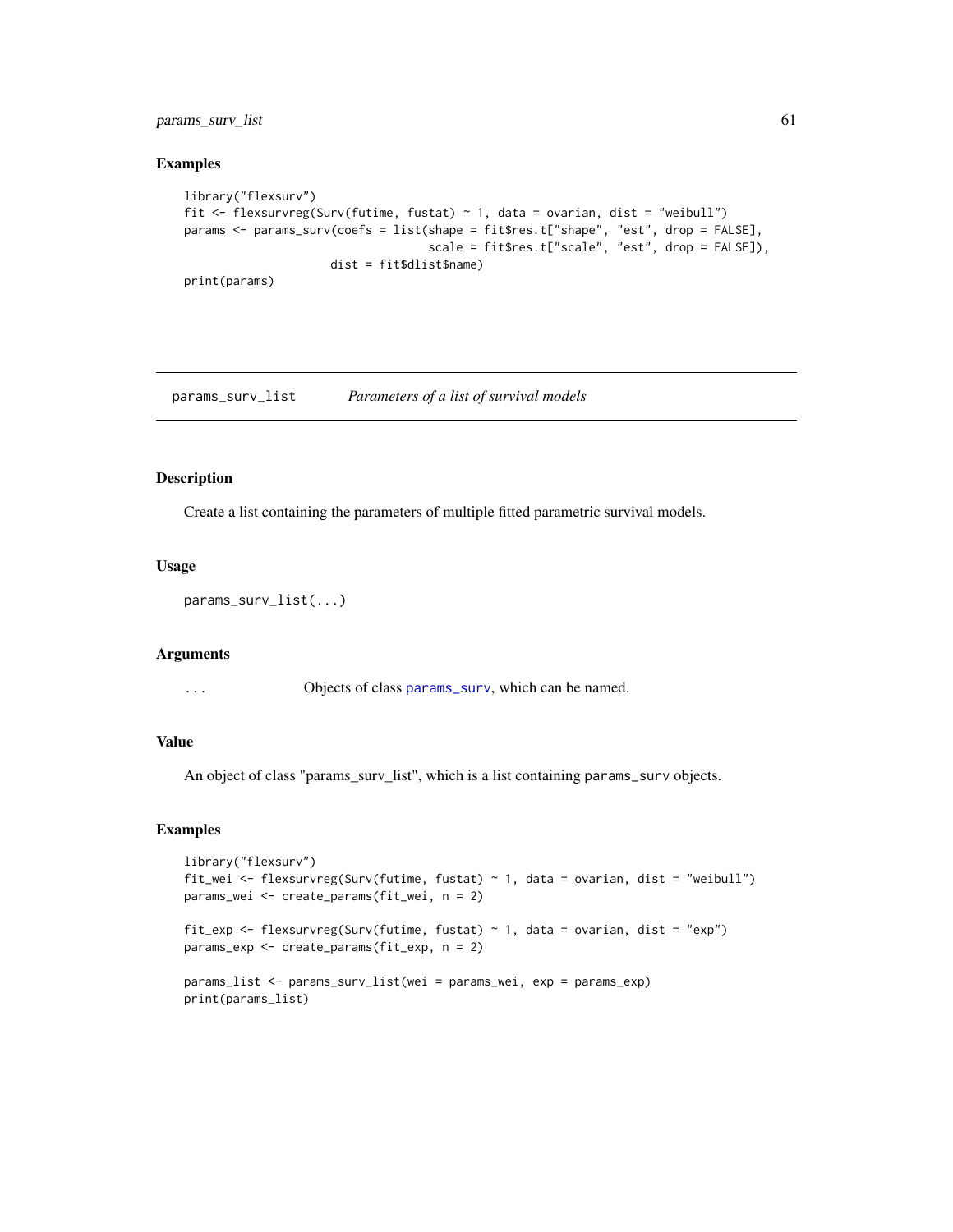## Examples

```
library("flexsurv")
fit <- flexsurvreg(Surv(futime, fustat) ~ 1, data = ovarian, dist = "weibull")
params <- params_surv(coefs = list(shape = fit$res.t["shape", "est", drop = FALSE],
                                   scale = fit$res.t["scale", "est", drop = FALSE]),
                      dist = fit$dlist$name)
print(params)
```

---

# params_surv_list — *Parameters of a list of survival models*

## Description

Create a list containing the parameters of multiple fitted parametric survival models.

## Usage

```
params_surv_list(...)
```

## Arguments

| | |
|---|---|
| ... | Objects of class params_surv, which can be named. |

## Value

An object of class "params_surv_list", which is a list containing `params_surv` objects.

## Examples

```
library("flexsurv")
fit_wei <- flexsurvreg(Surv(futime, fustat) ~ 1, data = ovarian, dist = "weibull")
params_wei <- create_params(fit_wei, n = 2)

fit_exp <- flexsurvreg(Surv(futime, fustat) ~ 1, data = ovarian, dist = "exp")
params_exp <- create_params(fit_exp, n = 2)

params_list <- params_surv_list(wei = params_wei, exp = params_exp)
print(params_list)
```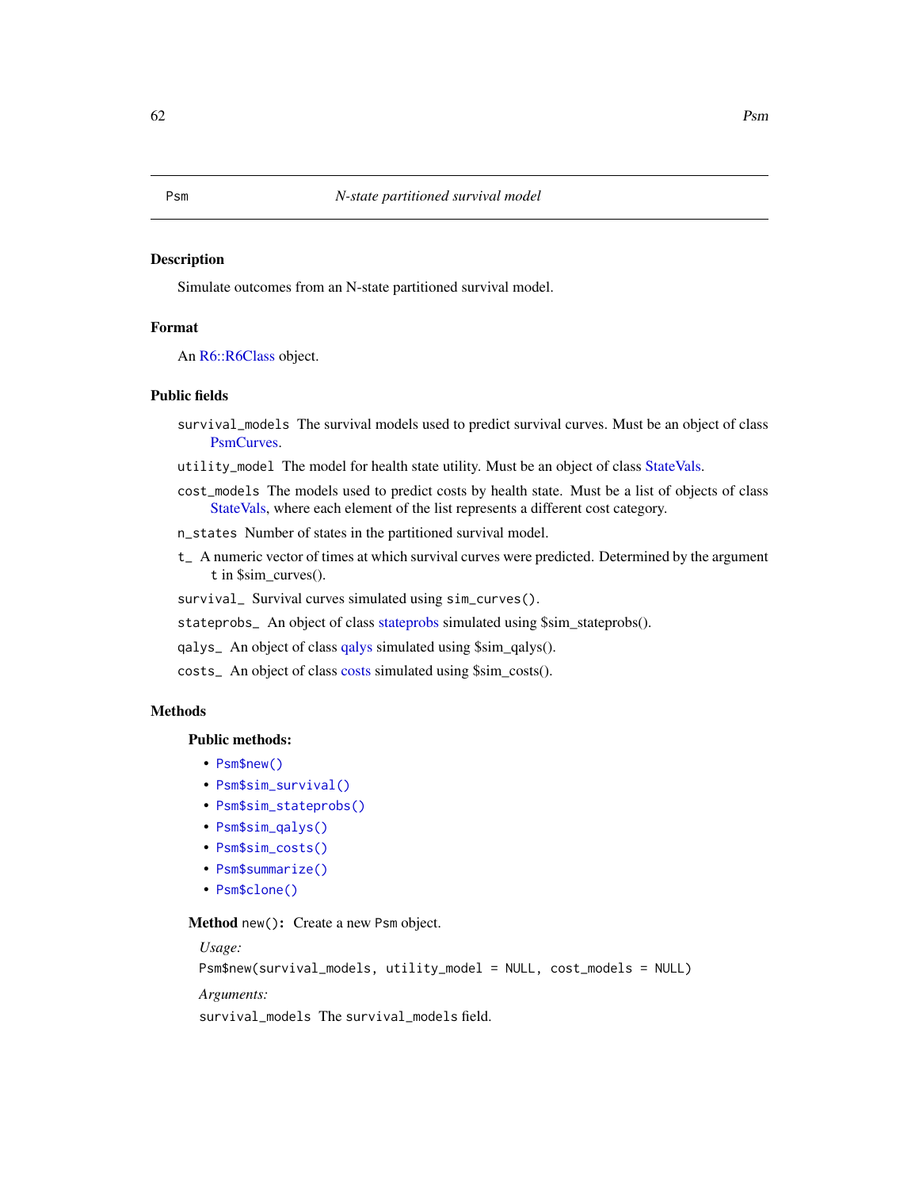Psm N-state partitioned survival model

## Description

Simulate outcomes from an N-state partitioned survival model.

## Format

An R6::R6Class object.

## Public fields

`survival_models` The survival models used to predict survival curves. Must be an object of class PsmCurves.

`utility_model` The model for health state utility. Must be an object of class StateVals.

`cost_models` The models used to predict costs by health state. Must be a list of objects of class StateVals, where each element of the list represents a different cost category.

`n_states` Number of states in the partitioned survival model.

`t_` A numeric vector of times at which survival curves were predicted. Determined by the argument `t` in $sim_curves().

`survival_` Survival curves simulated using `sim_curves()`.

`stateprobs_` An object of class stateprobs simulated using $sim_stateprobs().

`qalys_` An object of class qalys simulated using $sim_qalys().

`costs_` An object of class costs simulated using $sim_costs().

## Methods

### Public methods:

- `Psm$new()`
- `Psm$sim_survival()`
- `Psm$sim_stateprobs()`
- `Psm$sim_qalys()`
- `Psm$sim_costs()`
- `Psm$summarize()`
- `Psm$clone()`

**Method** `new()`**:** Create a new `Psm` object.

*Usage:*

```
Psm$new(survival_models, utility_model = NULL, cost_models = NULL)
```

*Arguments:*

`survival_models` The `survival_models` field.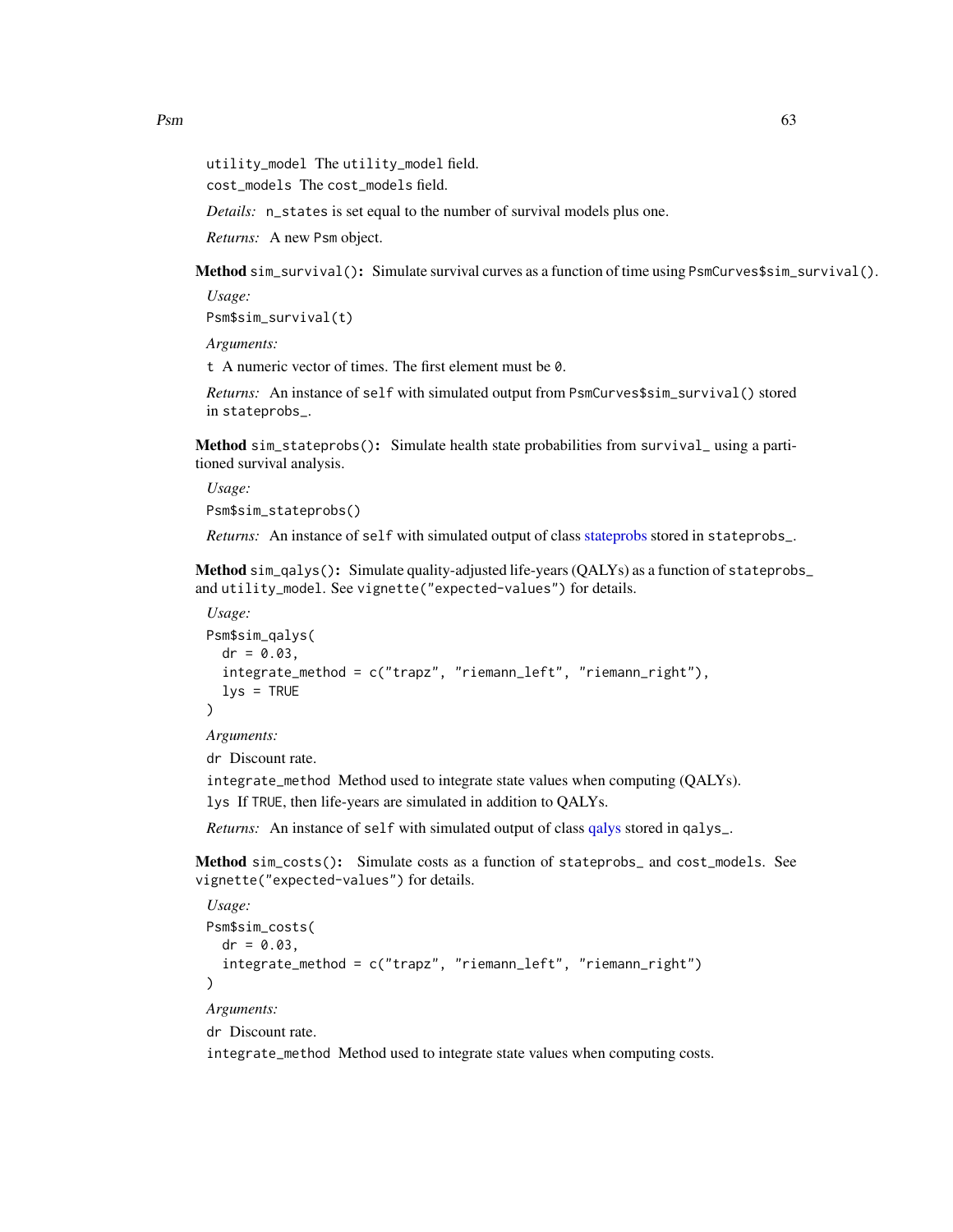`utility_model` The `utility_model` field.

`cost_models` The `cost_models` field.

*Details:* `n_states` is set equal to the number of survival models plus one.

*Returns:* A new `Psm` object.

**Method** `sim_survival()`**:** Simulate survival curves as a function of time using `PsmCurves$sim_survival()`.

*Usage:*

```
Psm$sim_survival(t)
```

*Arguments:*

`t` A numeric vector of times. The first element must be `0`.

*Returns:* An instance of `self` with simulated output from `PsmCurves$sim_survival()` stored in `stateprobs_`.

**Method** `sim_stateprobs()`**:** Simulate health state probabilities from `survival_` using a partitioned survival analysis.

*Usage:*

```
Psm$sim_stateprobs()
```

*Returns:* An instance of `self` with simulated output of class stateprobs stored in `stateprobs_`.

**Method** `sim_qalys()`**:** Simulate quality-adjusted life-years (QALYs) as a function of `stateprobs_` and `utility_model`. See `vignette("expected-values")` for details.

*Usage:*

```
Psm$sim_qalys(
  dr = 0.03,
  integrate_method = c("trapz", "riemann_left", "riemann_right"),
  lys = TRUE
)
```

*Arguments:*

`dr` Discount rate.

`integrate_method` Method used to integrate state values when computing (QALYs).

`lys` If `TRUE`, then life-years are simulated in addition to QALYs.

*Returns:* An instance of `self` with simulated output of class qalys stored in `qalys_`.

**Method** `sim_costs()`**:** Simulate costs as a function of `stateprobs_` and `cost_models`. See `vignette("expected-values")` for details.

*Usage:*

```
Psm$sim_costs(
  dr = 0.03,
  integrate_method = c("trapz", "riemann_left", "riemann_right")
)
```

*Arguments:*

`dr` Discount rate.

`integrate_method` Method used to integrate state values when computing costs.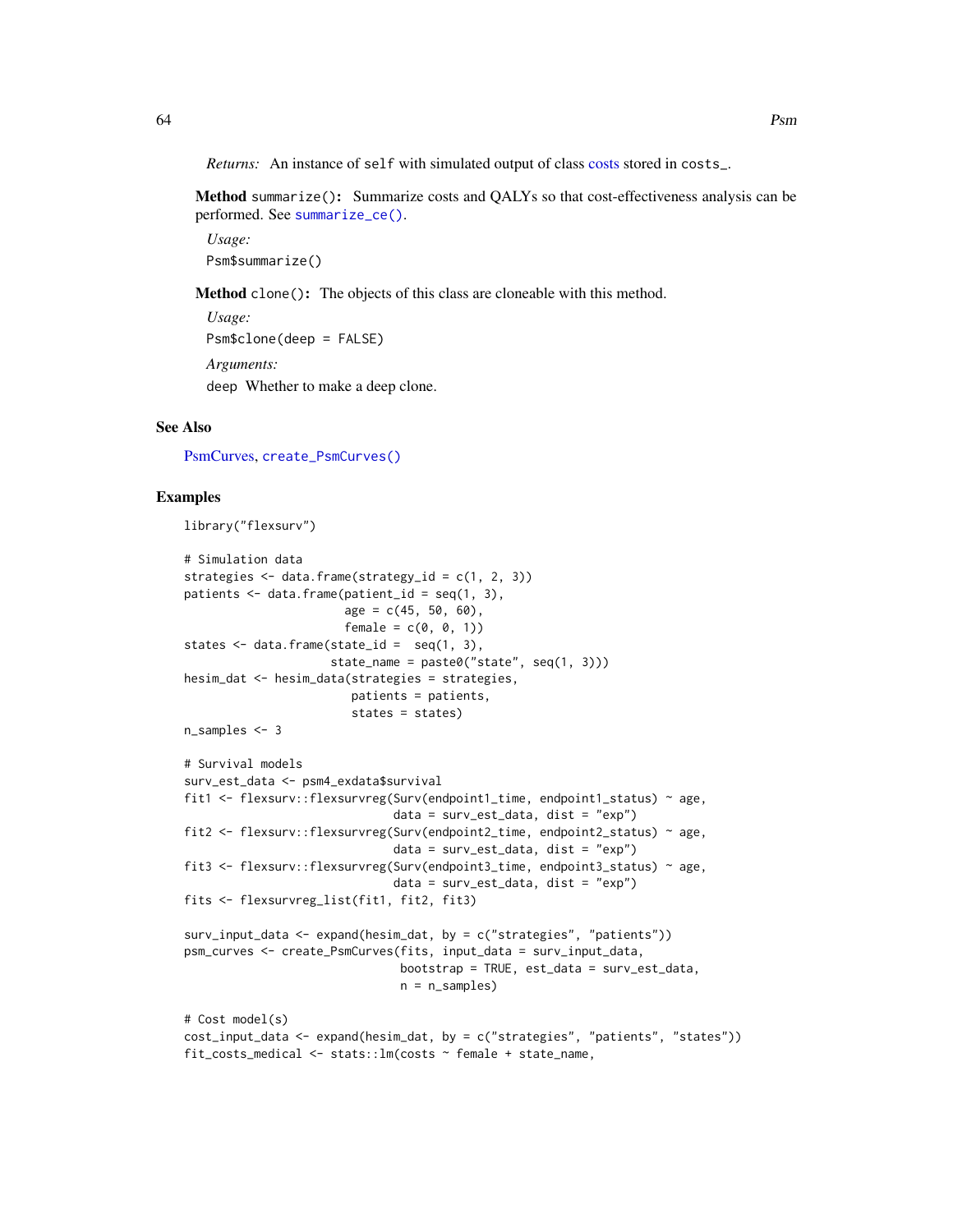*Returns:* An instance of `self` with simulated output of class costs stored in `costs_`.

**Method** `summarize()`**:** Summarize costs and QALYs so that cost-effectiveness analysis can be performed. See `summarize_ce()`.

*Usage:*

```
Psm$summarize()
```

**Method** `clone()`**:** The objects of this class are cloneable with this method.

*Usage:*

```
Psm$clone(deep = FALSE)
```

*Arguments:*

`deep` Whether to make a deep clone.

## See Also

PsmCurves, `create_PsmCurves()`

## Examples

```
library("flexsurv")

# Simulation data
strategies <- data.frame(strategy_id = c(1, 2, 3))
patients <- data.frame(patient_id = seq(1, 3),
                       age = c(45, 50, 60),
                       female = c(0, 0, 1))
states <- data.frame(state_id =  seq(1, 3),
                     state_name = paste0("state", seq(1, 3)))
hesim_dat <- hesim_data(strategies = strategies,
                        patients = patients,
                        states = states)
n_samples <- 3

# Survival models
surv_est_data <- psm4_exdata$survival
fit1 <- flexsurv::flexsurvreg(Surv(endpoint1_time, endpoint1_status) ~ age,
                              data = surv_est_data, dist = "exp")
fit2 <- flexsurv::flexsurvreg(Surv(endpoint2_time, endpoint2_status) ~ age,
                              data = surv_est_data, dist = "exp")
fit3 <- flexsurv::flexsurvreg(Surv(endpoint3_time, endpoint3_status) ~ age,
                              data = surv_est_data, dist = "exp")
fits <- flexsurvreg_list(fit1, fit2, fit3)

surv_input_data <- expand(hesim_dat, by = c("strategies", "patients"))
psm_curves <- create_PsmCurves(fits, input_data = surv_input_data,
                               bootstrap = TRUE, est_data = surv_est_data,
                               n = n_samples)

# Cost model(s)
cost_input_data <- expand(hesim_dat, by = c("strategies", "patients", "states"))
fit_costs_medical <- stats::lm(costs ~ female + state_name,
```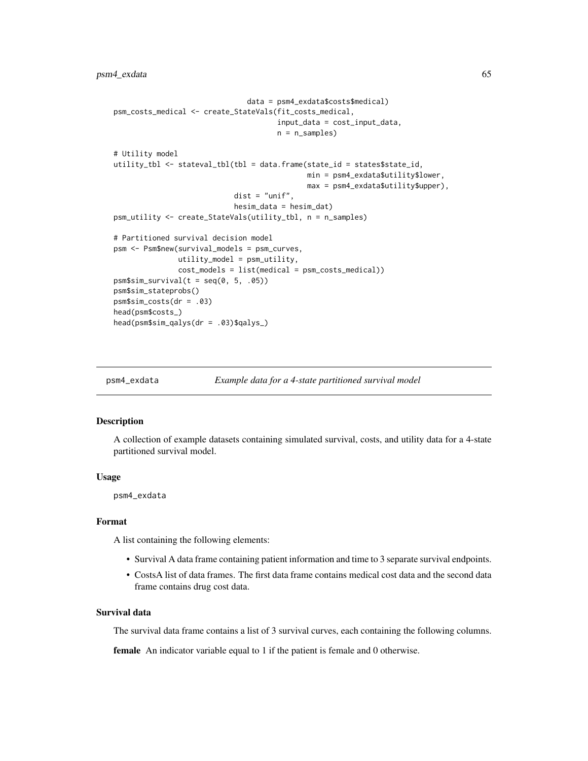```
                              data = psm4_exdata$costs$medical)
psm_costs_medical <- create_StateVals(fit_costs_medical,
                                      input_data = cost_input_data,
                                      n = n_samples)

# Utility model
utility_tbl <- stateval_tbl(tbl = data.frame(state_id = states$state_id,
                                             min = psm4_exdata$utility$lower,
                                             max = psm4_exdata$utility$upper),
                            dist = "unif",
                            hesim_data = hesim_dat)
psm_utility <- create_StateVals(utility_tbl, n = n_samples)

# Partitioned survival decision model
psm <- Psm$new(survival_models = psm_curves,
               utility_model = psm_utility,
               cost_models = list(medical = psm_costs_medical))
psm$sim_survival(t = seq(0, 5, .05))
psm$sim_stateprobs()
psm$sim_costs(dr = .03)
head(psm$costs_)
head(psm$sim_qalys(dr = .03)$qalys_)
```

---

`psm4_exdata` *Example data for a 4-state partitioned survival model*

### Description

A collection of example datasets containing simulated survival, costs, and utility data for a 4-state partitioned survival model.

### Usage

```
psm4_exdata
```

### Format

A list containing the following elements:

- Survival A data frame containing patient information and time to 3 separate survival endpoints.
- CostsA list of data frames. The first data frame contains medical cost data and the second data frame contains drug cost data.

### Survival data

The survival data frame contains a list of 3 survival curves, each containing the following columns.

**female** An indicator variable equal to 1 if the patient is female and 0 otherwise.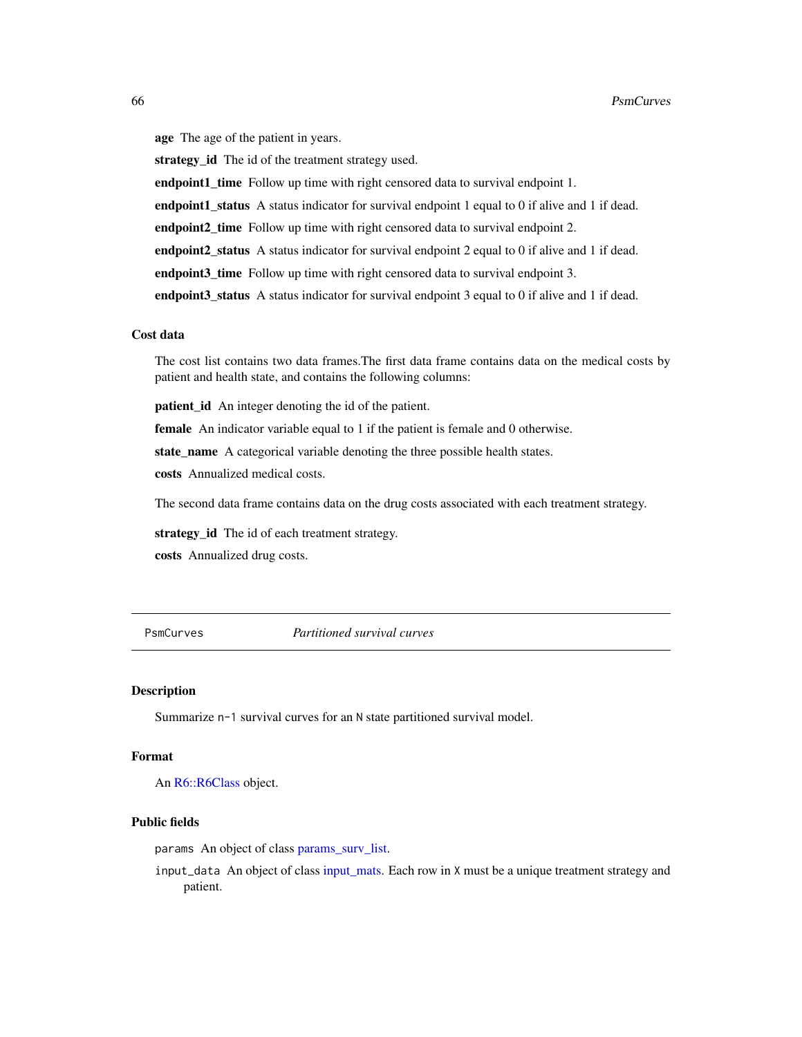**age** The age of the patient in years.

**strategy_id** The id of the treatment strategy used.

**endpoint1_time** Follow up time with right censored data to survival endpoint 1.

**endpoint1_status** A status indicator for survival endpoint 1 equal to 0 if alive and 1 if dead.

**endpoint2_time** Follow up time with right censored data to survival endpoint 2.

**endpoint2_status** A status indicator for survival endpoint 2 equal to 0 if alive and 1 if dead.

**endpoint3_time** Follow up time with right censored data to survival endpoint 3.

**endpoint3_status** A status indicator for survival endpoint 3 equal to 0 if alive and 1 if dead.

### Cost data

The cost list contains two data frames.The first data frame contains data on the medical costs by patient and health state, and contains the following columns:

**patient_id** An integer denoting the id of the patient.

**female** An indicator variable equal to 1 if the patient is female and 0 otherwise.

**state_name** A categorical variable denoting the three possible health states.

**costs** Annualized medical costs.

The second data frame contains data on the drug costs associated with each treatment strategy.

**strategy_id** The id of each treatment strategy.

**costs** Annualized drug costs.

---

`PsmCurves` *Partitioned survival curves*

---

### Description

Summarize `n-1` survival curves for an `N` state partitioned survival model.

### Format

An R6::R6Class object.

### Public fields

`params` An object of class params_surv_list.

`input_data` An object of class input_mats. Each row in `X` must be a unique treatment strategy and patient.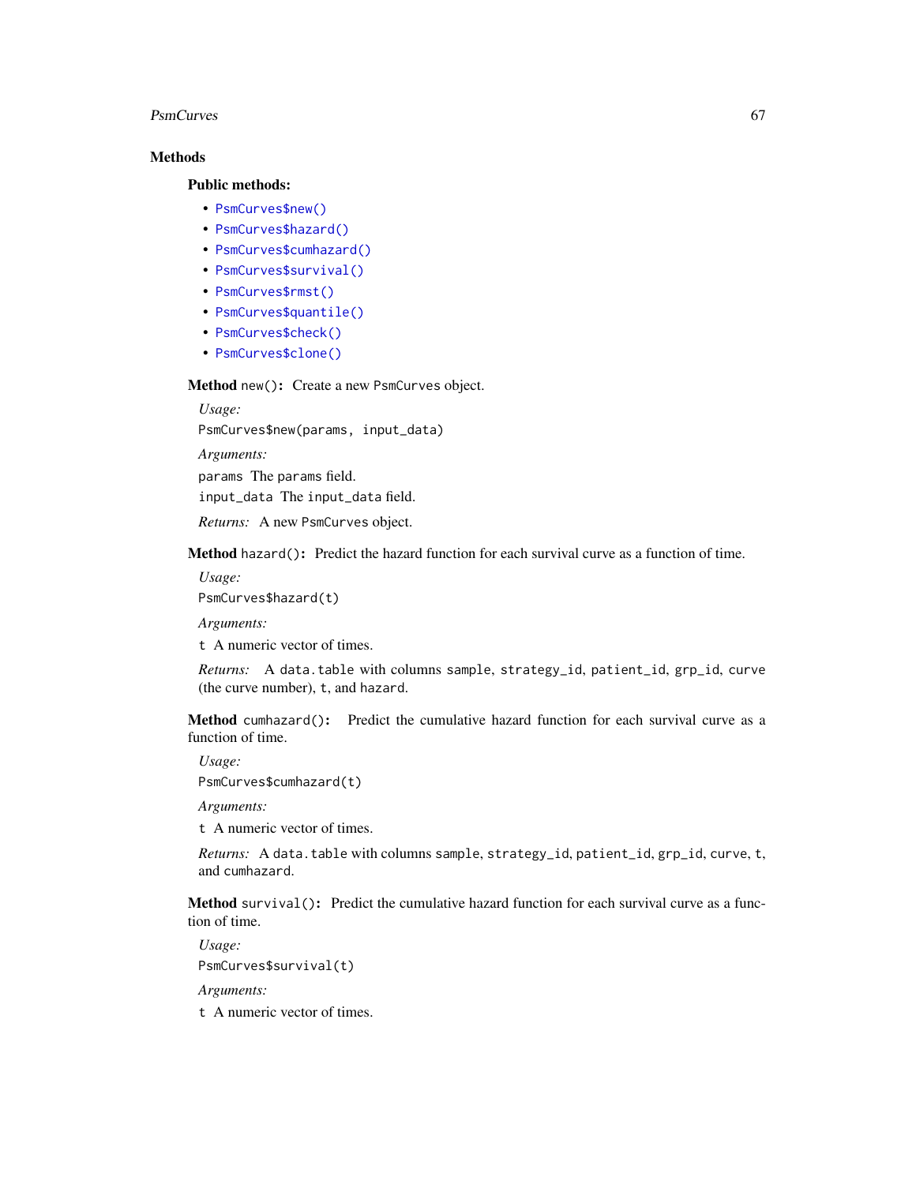## Methods

### Public methods:

- `PsmCurves$new()`
- `PsmCurves$hazard()`
- `PsmCurves$cumhazard()`
- `PsmCurves$survival()`
- `PsmCurves$rmst()`
- `PsmCurves$quantile()`
- `PsmCurves$check()`
- `PsmCurves$clone()`

**Method** `new()`**:** Create a new `PsmCurves` object.

*Usage:*

```
PsmCurves$new(params, input_data)
```

*Arguments:*

`params` The `params` field.

`input_data` The `input_data` field.

*Returns:* A new `PsmCurves` object.

**Method** `hazard()`**:** Predict the hazard function for each survival curve as a function of time.

*Usage:*

```
PsmCurves$hazard(t)
```

*Arguments:*

`t` A numeric vector of times.

*Returns:* A `data.table` with columns `sample`, `strategy_id`, `patient_id`, `grp_id`, `curve` (the curve number), `t`, and `hazard`.

**Method** `cumhazard()`**:** Predict the cumulative hazard function for each survival curve as a function of time.

*Usage:*

```
PsmCurves$cumhazard(t)
```

*Arguments:*

`t` A numeric vector of times.

*Returns:* A `data.table` with columns `sample`, `strategy_id`, `patient_id`, `grp_id`, `curve`, `t`, and `cumhazard`.

**Method** `survival()`**:** Predict the cumulative hazard function for each survival curve as a function of time.

*Usage:*

```
PsmCurves$survival(t)
```

*Arguments:*

`t` A numeric vector of times.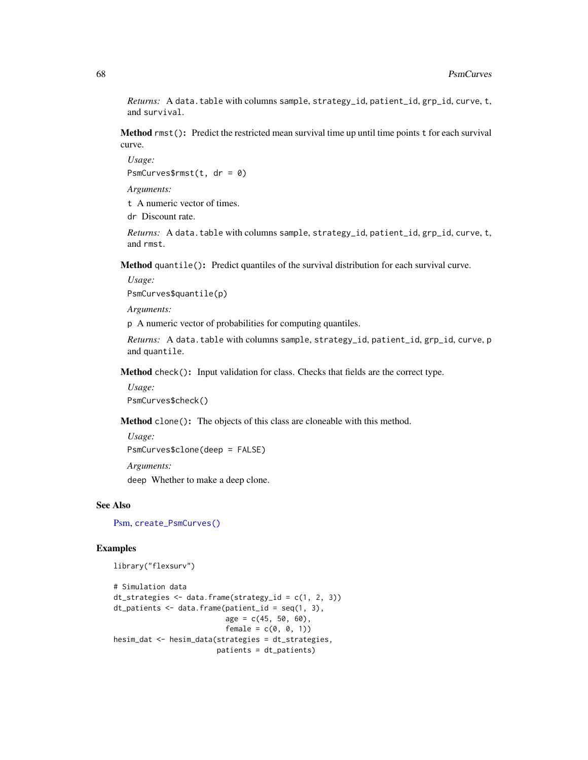*Returns:* A `data.table` with columns `sample`, `strategy_id`, `patient_id`, `grp_id`, `curve`, `t`, and `survival`.

**Method** `rmst()`**:** Predict the restricted mean survival time up until time points `t` for each survival curve.

*Usage:*

```
PsmCurves$rmst(t, dr = 0)
```

*Arguments:*

`t` A numeric vector of times.

`dr` Discount rate.

*Returns:* A `data.table` with columns `sample`, `strategy_id`, `patient_id`, `grp_id`, `curve`, `t`, and `rmst`.

**Method** `quantile()`**:** Predict quantiles of the survival distribution for each survival curve.

*Usage:*

```
PsmCurves$quantile(p)
```

*Arguments:*

`p` A numeric vector of probabilities for computing quantiles.

*Returns:* A `data.table` with columns `sample`, `strategy_id`, `patient_id`, `grp_id`, `curve`, `p` and `quantile`.

**Method** `check()`**:** Input validation for class. Checks that fields are the correct type.

*Usage:*

```
PsmCurves$check()
```

**Method** `clone()`**:** The objects of this class are cloneable with this method.

*Usage:*

```
PsmCurves$clone(deep = FALSE)
```

*Arguments:*

`deep` Whether to make a deep clone.

## See Also

Psm, `create_PsmCurves()`

## Examples

```
library("flexsurv")

# Simulation data
dt_strategies <- data.frame(strategy_id = c(1, 2, 3))
dt_patients <- data.frame(patient_id = seq(1, 3),
                          age = c(45, 50, 60),
                          female = c(0, 0, 1))
hesim_dat <- hesim_data(strategies = dt_strategies,
                        patients = dt_patients)
```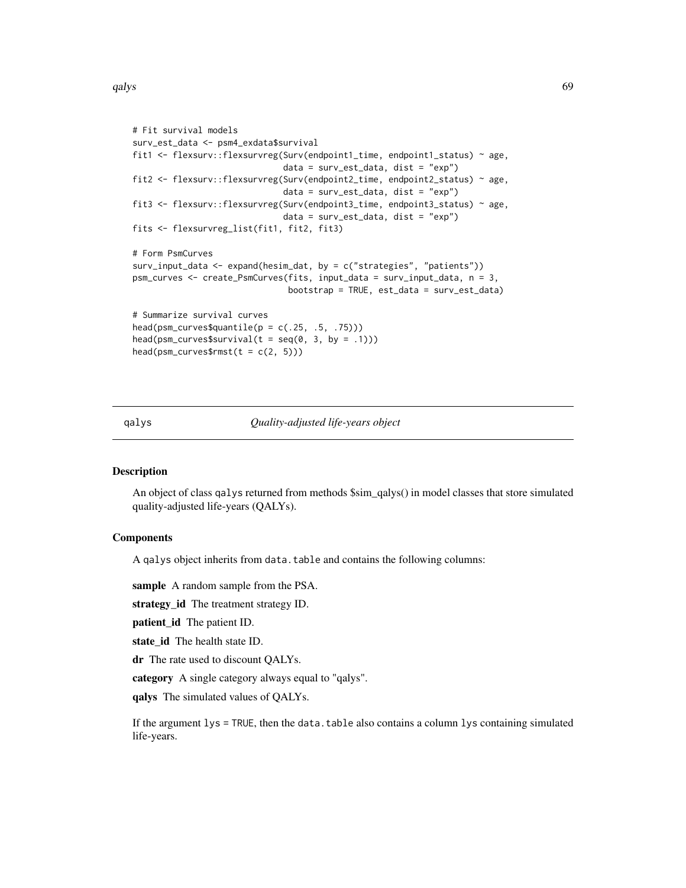```
# Fit survival models
surv_est_data <- psm4_exdata$survival
fit1 <- flexsurv::flexsurvreg(Surv(endpoint1_time, endpoint1_status) ~ age,
                              data = surv_est_data, dist = "exp")
fit2 <- flexsurv::flexsurvreg(Surv(endpoint2_time, endpoint2_status) ~ age,
                              data = surv_est_data, dist = "exp")
fit3 <- flexsurv::flexsurvreg(Surv(endpoint3_time, endpoint3_status) ~ age,
                              data = surv_est_data, dist = "exp")
fits <- flexsurvreg_list(fit1, fit2, fit3)

# Form PsmCurves
surv_input_data <- expand(hesim_dat, by = c("strategies", "patients"))
psm_curves <- create_PsmCurves(fits, input_data = surv_input_data, n = 3,
                               bootstrap = TRUE, est_data = surv_est_data)

# Summarize survival curves
head(psm_curves$quantile(p = c(.25, .5, .75)))
head(psm_curves$survival(t = seq(0, 3, by = .1)))
head(psm_curves$rmst(t = c(2, 5)))
```

## qalys — *Quality-adjusted life-years object*

### Description

An object of class qalys returned from methods $sim_qalys() in model classes that store simulated quality-adjusted life-years (QALYs).

### Components

A qalys object inherits from data.table and contains the following columns:

**sample** A random sample from the PSA.

**strategy_id** The treatment strategy ID.

**patient_id** The patient ID.

**state_id** The health state ID.

**dr** The rate used to discount QALYs.

**category** A single category always equal to "qalys".

**qalys** The simulated values of QALYs.

If the argument lys = TRUE, then the data.table also contains a column lys containing simulated life-years.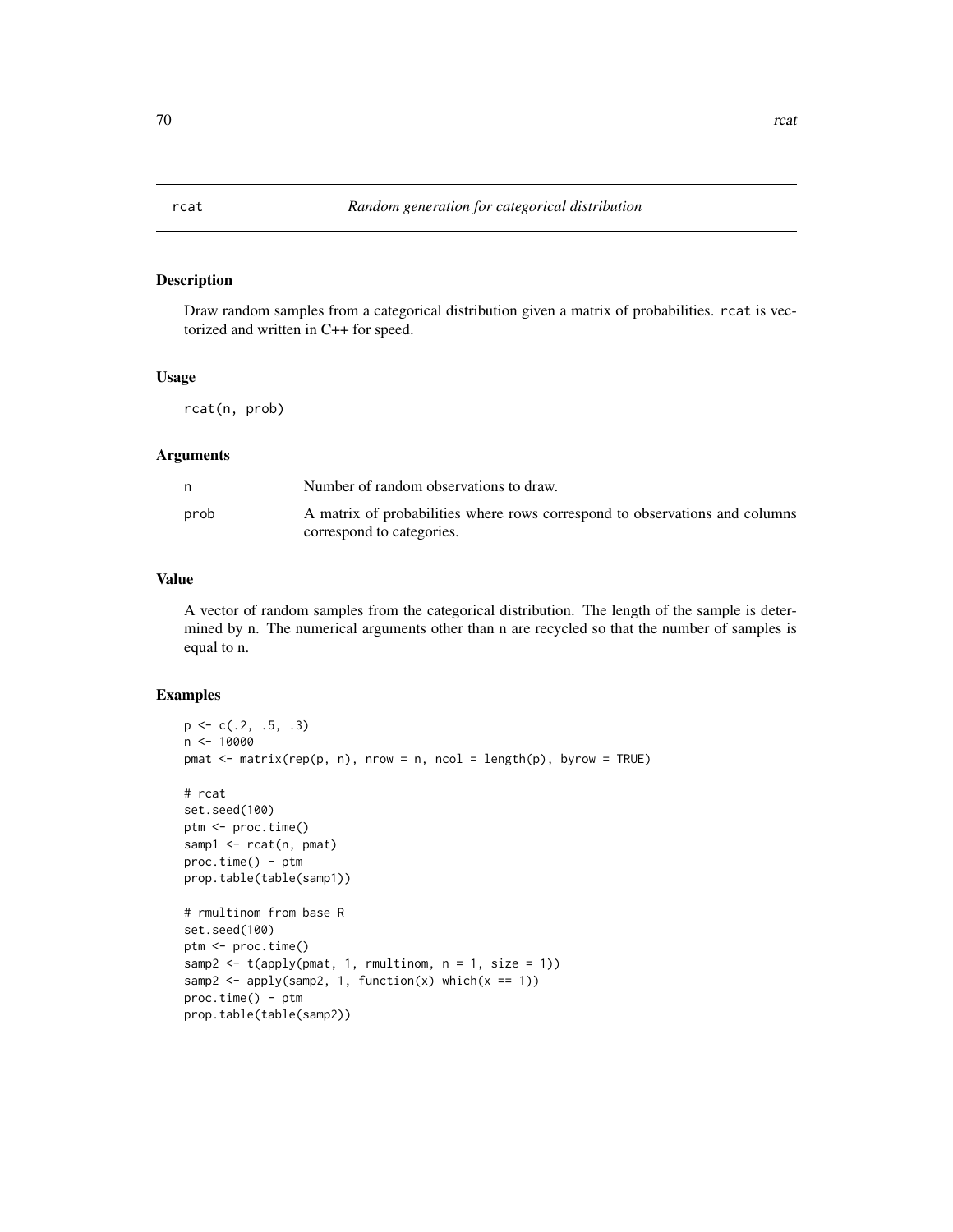# rcat — *Random generation for categorical distribution*

## Description

Draw random samples from a categorical distribution given a matrix of probabilities. `rcat` is vectorized and written in C++ for speed.

## Usage

```
rcat(n, prob)
```

## Arguments

| | |
|---|---|
| `n` | Number of random observations to draw. |
| `prob` | A matrix of probabilities where rows correspond to observations and columns correspond to categories. |

## Value

A vector of random samples from the categorical distribution. The length of the sample is determined by n. The numerical arguments other than n are recycled so that the number of samples is equal to n.

## Examples

```
p <- c(.2, .5, .3)
n <- 10000
pmat <- matrix(rep(p, n), nrow = n, ncol = length(p), byrow = TRUE)

# rcat
set.seed(100)
ptm <- proc.time()
samp1 <- rcat(n, pmat)
proc.time() - ptm
prop.table(table(samp1))

# rmultinom from base R
set.seed(100)
ptm <- proc.time()
samp2 <- t(apply(pmat, 1, rmultinom, n = 1, size = 1))
samp2 <- apply(samp2, 1, function(x) which(x == 1))
proc.time() - ptm
prop.table(table(samp2))
```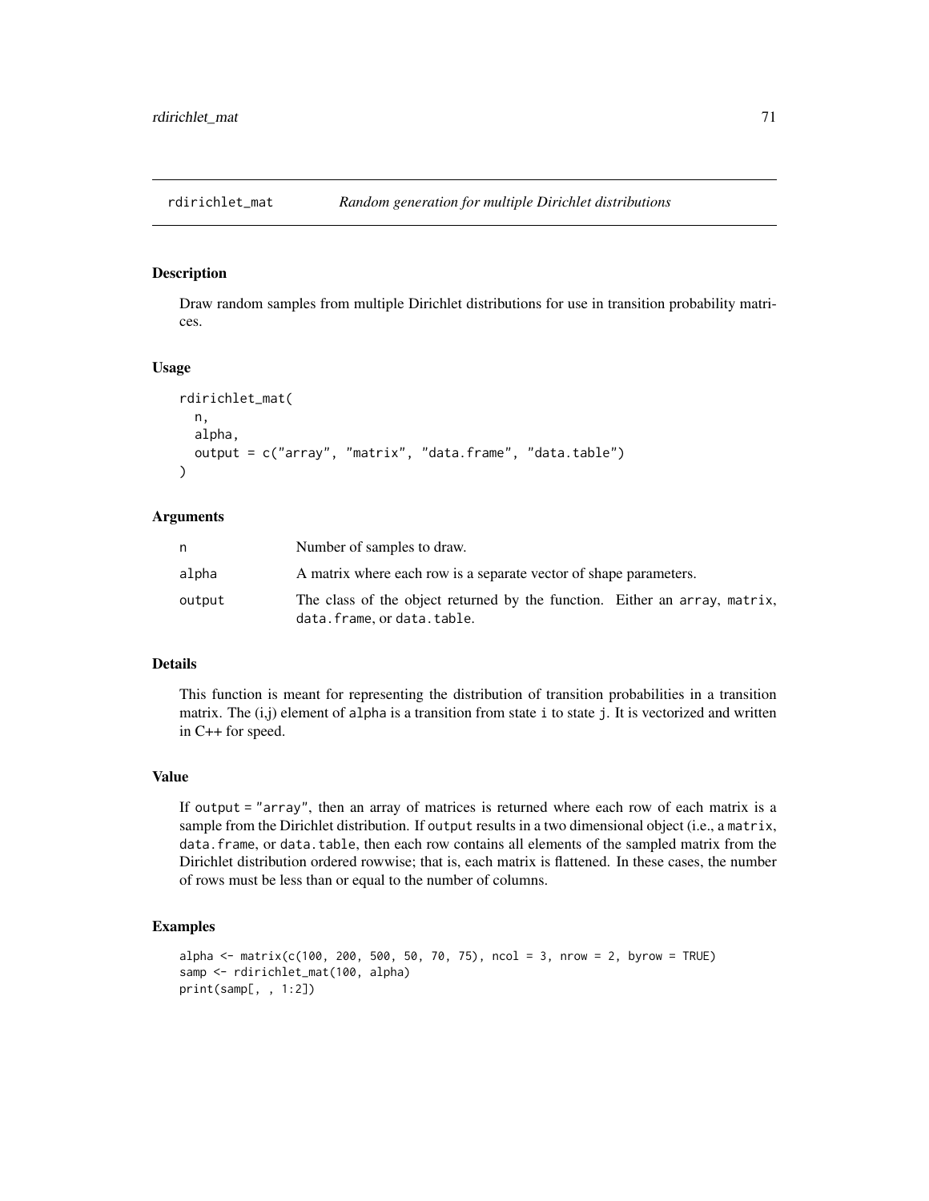## rdirichlet_mat *Random generation for multiple Dirichlet distributions*

### Description

Draw random samples from multiple Dirichlet distributions for use in transition probability matrices.

### Usage

```
rdirichlet_mat(
  n,
  alpha,
  output = c("array", "matrix", "data.frame", "data.table")
)
```

### Arguments

| | |
|---|---|
| `n` | Number of samples to draw. |
| `alpha` | A matrix where each row is a separate vector of shape parameters. |
| `output` | The class of the object returned by the function. Either an `array`, `matrix`, `data.frame`, or `data.table`. |

### Details

This function is meant for representing the distribution of transition probabilities in a transition matrix. The (i,j) element of `alpha` is a transition from state `i` to state `j`. It is vectorized and written in C++ for speed.

### Value

If `output = "array"`, then an array of matrices is returned where each row of each matrix is a sample from the Dirichlet distribution. If `output` results in a two dimensional object (i.e., a `matrix`, `data.frame`, or `data.table`, then each row contains all elements of the sampled matrix from the Dirichlet distribution ordered rowwise; that is, each matrix is flattened. In these cases, the number of rows must be less than or equal to the number of columns.

### Examples

```
alpha <- matrix(c(100, 200, 500, 50, 70, 75), ncol = 3, nrow = 2, byrow = TRUE)
samp <- rdirichlet_mat(100, alpha)
print(samp[, , 1:2])
```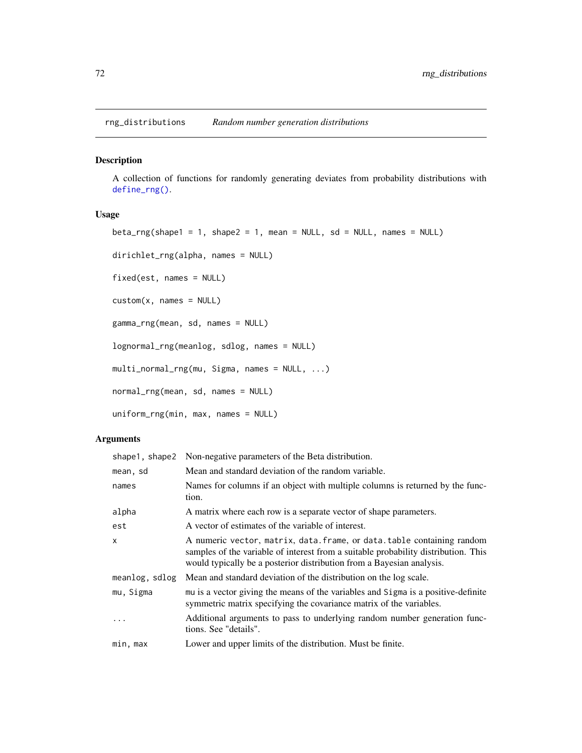## rng_distributions — *Random number generation distributions*

### Description

A collection of functions for randomly generating deviates from probability distributions with `define_rng()`.

### Usage

```
beta_rng(shape1 = 1, shape2 = 1, mean = NULL, sd = NULL, names = NULL)

dirichlet_rng(alpha, names = NULL)

fixed(est, names = NULL)

custom(x, names = NULL)

gamma_rng(mean, sd, names = NULL)

lognormal_rng(meanlog, sdlog, names = NULL)

multi_normal_rng(mu, Sigma, names = NULL, ...)

normal_rng(mean, sd, names = NULL)

uniform_rng(min, max, names = NULL)
```

### Arguments

| | |
|---|---|
| `shape1, shape2` | Non-negative parameters of the Beta distribution. |
| `mean, sd` | Mean and standard deviation of the random variable. |
| `names` | Names for columns if an object with multiple columns is returned by the function. |
| `alpha` | A matrix where each row is a separate vector of shape parameters. |
| `est` | A vector of estimates of the variable of interest. |
| `x` | A numeric `vector`, `matrix`, `data.frame`, or `data.table` containing random samples of the variable of interest from a suitable probability distribution. This would typically be a posterior distribution from a Bayesian analysis. |
| `meanlog, sdlog` | Mean and standard deviation of the distribution on the log scale. |
| `mu, Sigma` | `mu` is a vector giving the means of the variables and `Sigma` is a positive-definite symmetric matrix specifying the covariance matrix of the variables. |
| `...` | Additional arguments to pass to underlying random number generation functions. See "details". |
| `min, max` | Lower and upper limits of the distribution. Must be finite. |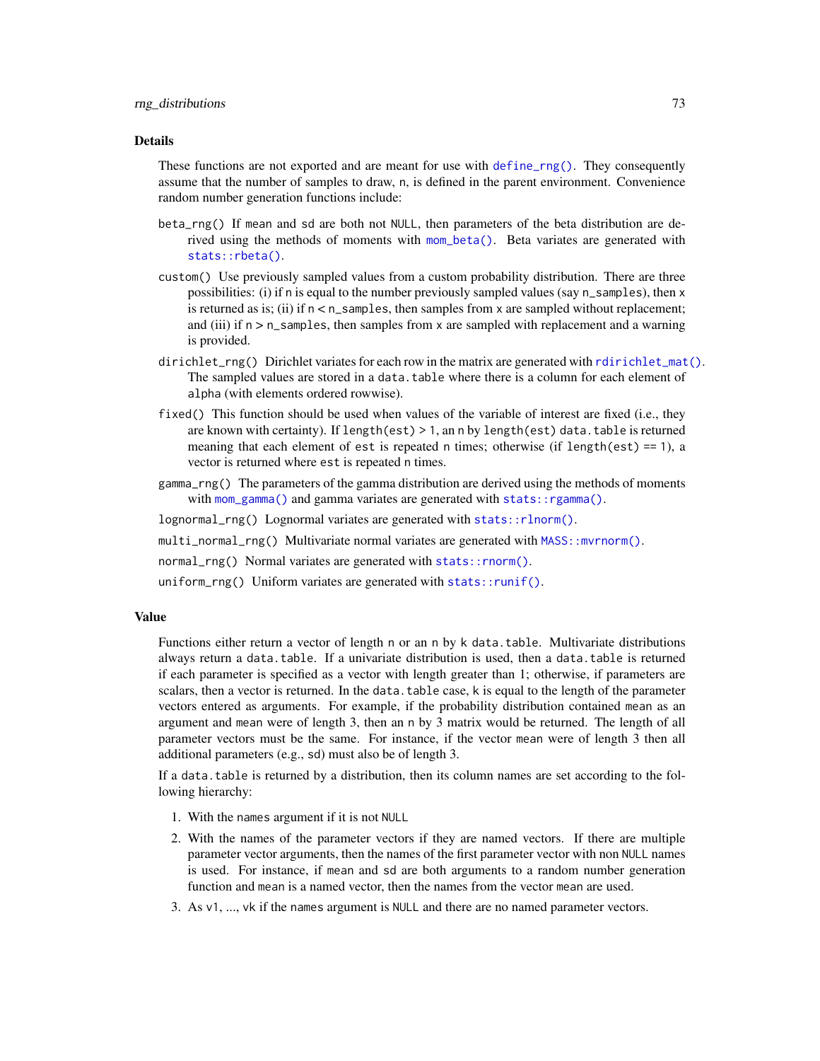## Details

These functions are not exported and are meant for use with `define_rng()`. They consequently assume that the number of samples to draw, `n`, is defined in the parent environment. Convenience random number generation functions include:

`beta_rng()` If `mean` and `sd` are both not `NULL`, then parameters of the beta distribution are derived using the methods of moments with `mom_beta()`. Beta variates are generated with `stats::rbeta()`.

`custom()` Use previously sampled values from a custom probability distribution. There are three possibilities: (i) if `n` is equal to the number previously sampled values (say `n_samples`), then `x` is returned as is; (ii) if `n` < `n_samples`, then samples from `x` are sampled without replacement; and (iii) if `n` > `n_samples`, then samples from `x` are sampled with replacement and a warning is provided.

`dirichlet_rng()` Dirichlet variates for each row in the matrix are generated with `rdirichlet_mat()`. The sampled values are stored in a `data.table` where there is a column for each element of `alpha` (with elements ordered rowwise).

`fixed()` This function should be used when values of the variable of interest are fixed (i.e., they are known with certainty). If `length(est) > 1`, an `n` by `length(est)` `data.table` is returned meaning that each element of `est` is repeated `n` times; otherwise (if `length(est) == 1`), a vector is returned where `est` is repeated `n` times.

`gamma_rng()` The parameters of the gamma distribution are derived using the methods of moments with `mom_gamma()` and gamma variates are generated with `stats::rgamma()`.

`lognormal_rng()` Lognormal variates are generated with `stats::rlnorm()`.

`multi_normal_rng()` Multivariate normal variates are generated with `MASS::mvrnorm()`.

`normal_rng()` Normal variates are generated with `stats::rnorm()`.

`uniform_rng()` Uniform variates are generated with `stats::runif()`.

## Value

Functions either return a vector of length `n` or an `n` by `k` `data.table`. Multivariate distributions always return a `data.table`. If a univariate distribution is used, then a `data.table` is returned if each parameter is specified as a vector with length greater than 1; otherwise, if parameters are scalars, then a vector is returned. In the `data.table` case, `k` is equal to the length of the parameter vectors entered as arguments. For example, if the probability distribution contained `mean` as an argument and `mean` were of length 3, then an `n` by 3 matrix would be returned. The length of all parameter vectors must be the same. For instance, if the vector `mean` were of length 3 then all additional parameters (e.g., `sd`) must also be of length 3.

If a `data.table` is returned by a distribution, then its column names are set according to the following hierarchy:

1. With the `names` argument if it is not `NULL`
2. With the names of the parameter vectors if they are named vectors. If there are multiple parameter vector arguments, then the names of the first parameter vector with non `NULL` names is used. For instance, if `mean` and `sd` are both arguments to a random number generation function and `mean` is a named vector, then the names from the vector `mean` are used.
3. As `v1`, ..., `vk` if the `names` argument is `NULL` and there are no named parameter vectors.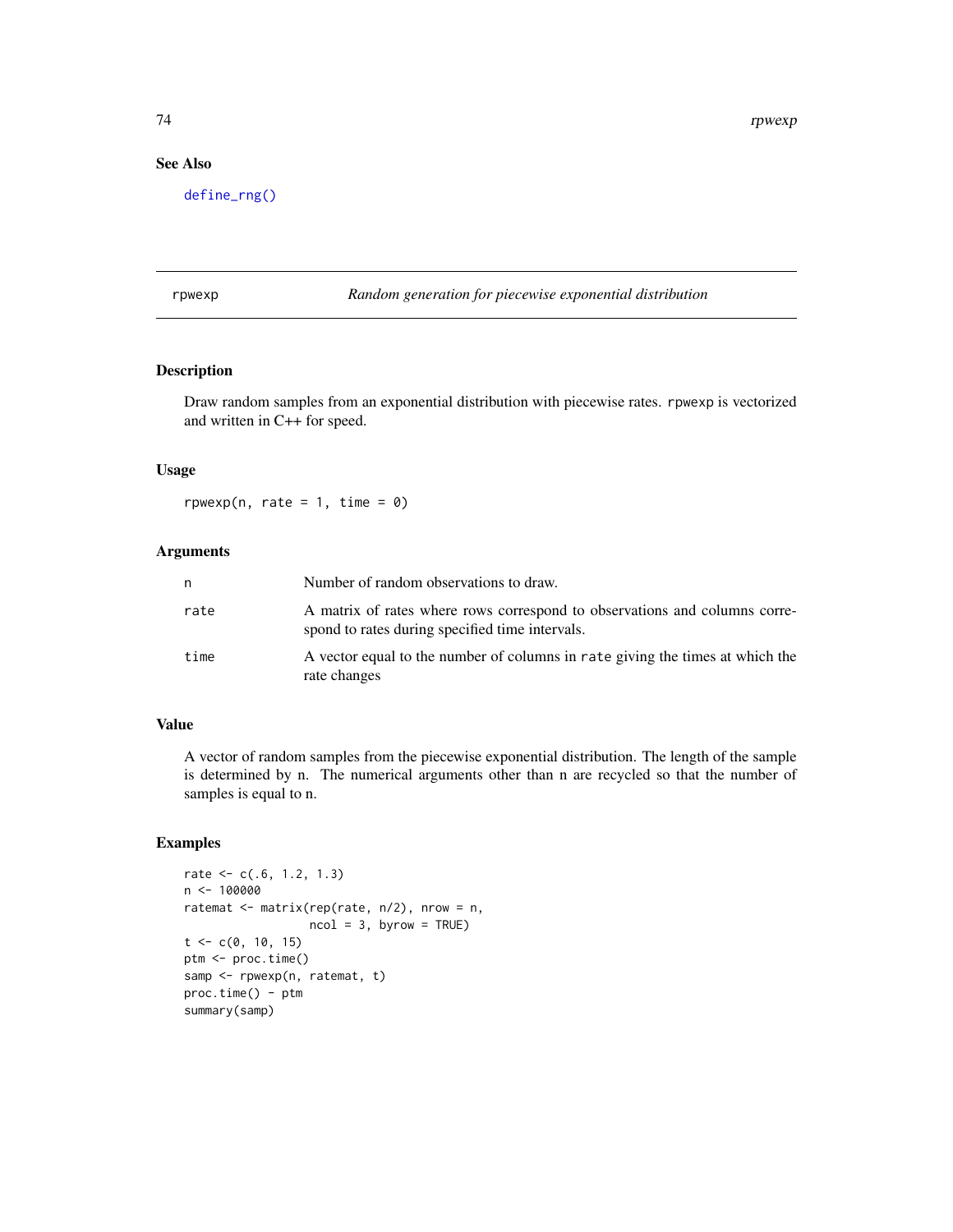## See Also

define_rng()

---

## rpwexp — *Random generation for piecewise exponential distribution*

### Description

Draw random samples from an exponential distribution with piecewise rates. rpwexp is vectorized and written in C++ for speed.

### Usage

```
rpwexp(n, rate = 1, time = 0)
```

### Arguments

| | |
|---|---|
| n | Number of random observations to draw. |
| rate | A matrix of rates where rows correspond to observations and columns correspond to rates during specified time intervals. |
| time | A vector equal to the number of columns in rate giving the times at which the rate changes |

### Value

A vector of random samples from the piecewise exponential distribution. The length of the sample is determined by n. The numerical arguments other than n are recycled so that the number of samples is equal to n.

### Examples

```
rate <- c(.6, 1.2, 1.3)
n <- 100000
ratemat <- matrix(rep(rate, n/2), nrow = n,
                  ncol = 3, byrow = TRUE)
t <- c(0, 10, 15)
ptm <- proc.time()
samp <- rpwexp(n, ratemat, t)
proc.time() - ptm
summary(samp)
```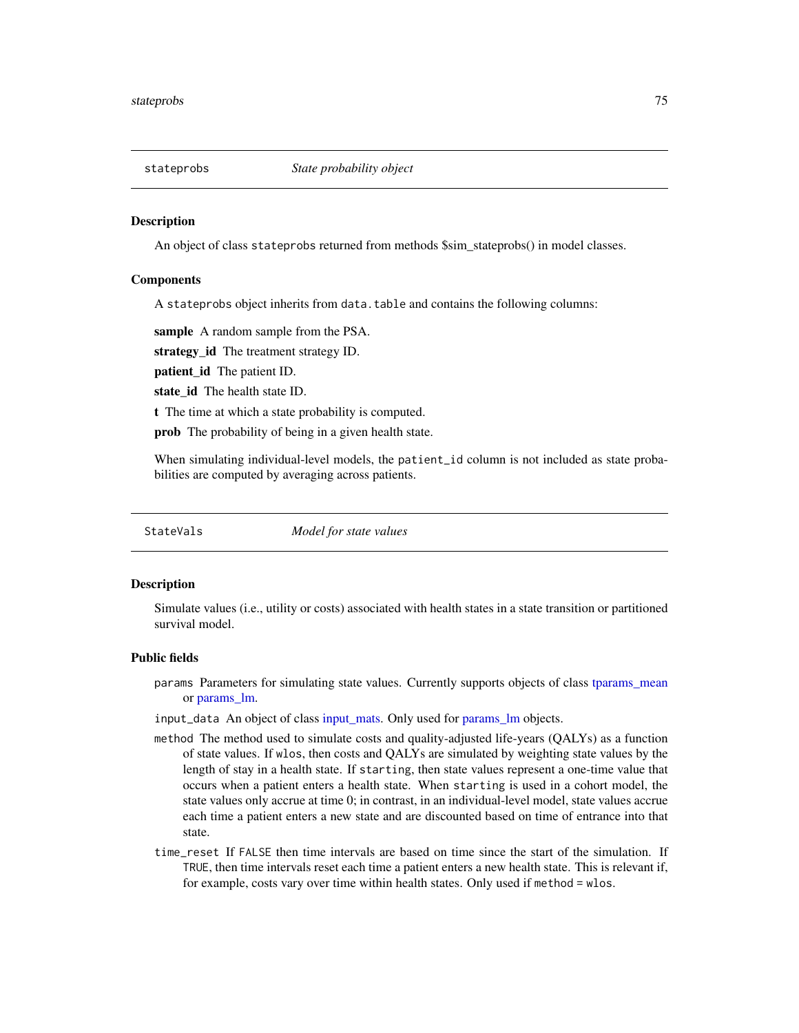## stateprobs — *State probability object*

### Description

An object of class `stateprobs` returned from methods $sim_stateprobs() in model classes.

### Components

A `stateprobs` object inherits from `data.table` and contains the following columns:

**sample** A random sample from the PSA.

**strategy_id** The treatment strategy ID.

**patient_id** The patient ID.

**state_id** The health state ID.

**t** The time at which a state probability is computed.

**prob** The probability of being in a given health state.

When simulating individual-level models, the `patient_id` column is not included as state probabilities are computed by averaging across patients.

## StateVals — *Model for state values*

### Description

Simulate values (i.e., utility or costs) associated with health states in a state transition or partitioned survival model.

### Public fields

`params` Parameters for simulating state values. Currently supports objects of class tparams_mean or params_lm.

`input_data` An object of class input_mats. Only used for params_lm objects.

`method` The method used to simulate costs and quality-adjusted life-years (QALYs) as a function of state values. If `wlos`, then costs and QALYs are simulated by weighting state values by the length of stay in a health state. If `starting`, then state values represent a one-time value that occurs when a patient enters a health state. When `starting` is used in a cohort model, the state values only accrue at time 0; in contrast, in an individual-level model, state values accrue each time a patient enters a new state and are discounted based on time of entrance into that state.

`time_reset` If `FALSE` then time intervals are based on time since the start of the simulation. If `TRUE`, then time intervals reset each time a patient enters a new health state. This is relevant if, for example, costs vary over time within health states. Only used if `method = wlos`.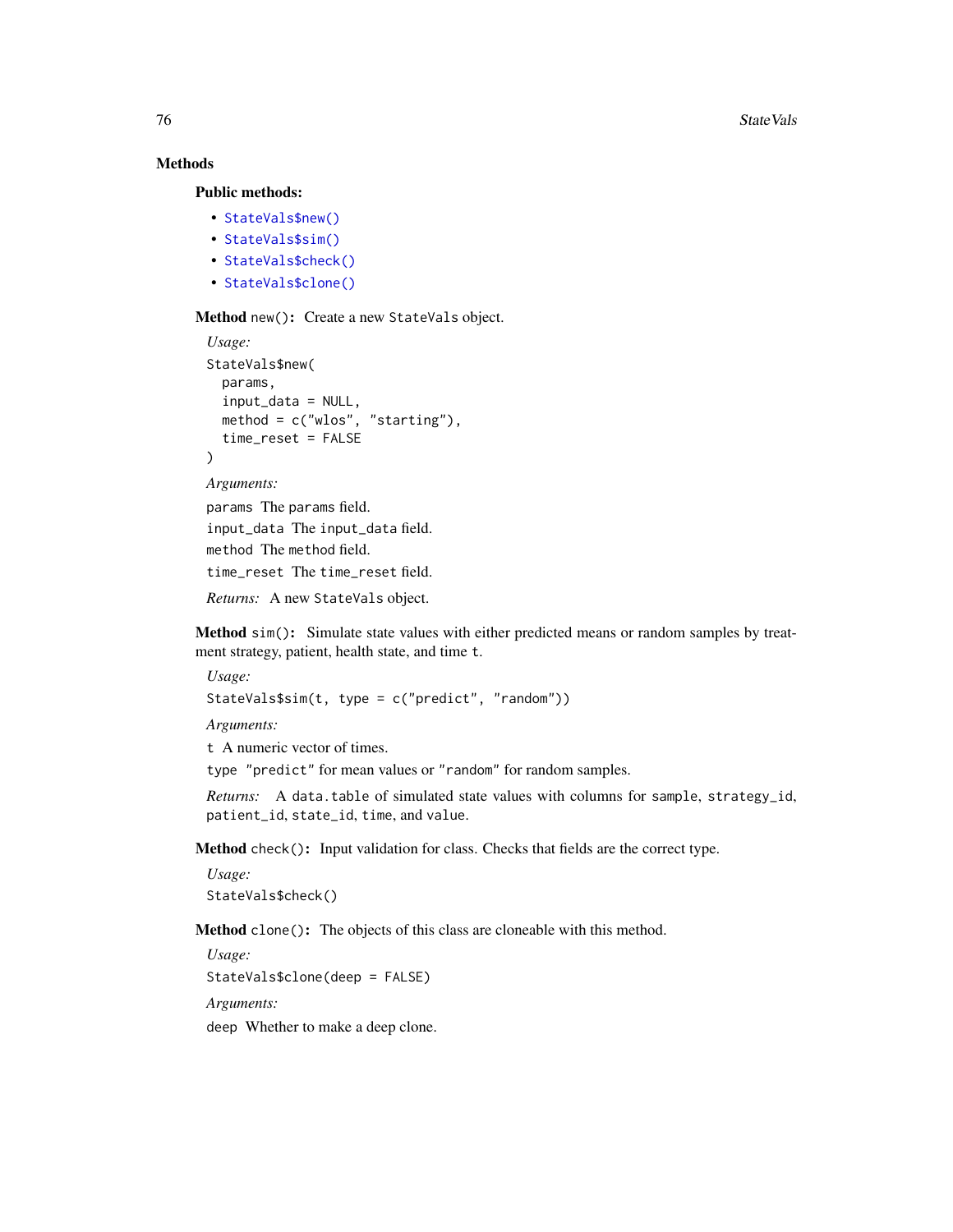## Methods

### Public methods:

- `StateVals$new()`
- `StateVals$sim()`
- `StateVals$check()`
- `StateVals$clone()`

**Method** `new()`**:** Create a new `StateVals` object.

*Usage:*

```
StateVals$new(
  params,
  input_data = NULL,
  method = c("wlos", "starting"),
  time_reset = FALSE
)
```

*Arguments:*

`params` The `params` field.

`input_data` The `input_data` field.

`method` The `method` field.

`time_reset` The `time_reset` field.

*Returns:* A new `StateVals` object.

**Method** `sim()`**:** Simulate state values with either predicted means or random samples by treatment strategy, patient, health state, and time `t`.

*Usage:*

```
StateVals$sim(t, type = c("predict", "random"))
```

*Arguments:*

`t` A numeric vector of times.

`type` `"predict"` for mean values or `"random"` for random samples.

*Returns:* A `data.table` of simulated state values with columns for `sample`, `strategy_id`, `patient_id`, `state_id`, `time`, and `value`.

**Method** `check()`**:** Input validation for class. Checks that fields are the correct type.

*Usage:*

```
StateVals$check()
```

**Method** `clone()`**:** The objects of this class are cloneable with this method.

*Usage:*

```
StateVals$clone(deep = FALSE)
```

*Arguments:*

`deep` Whether to make a deep clone.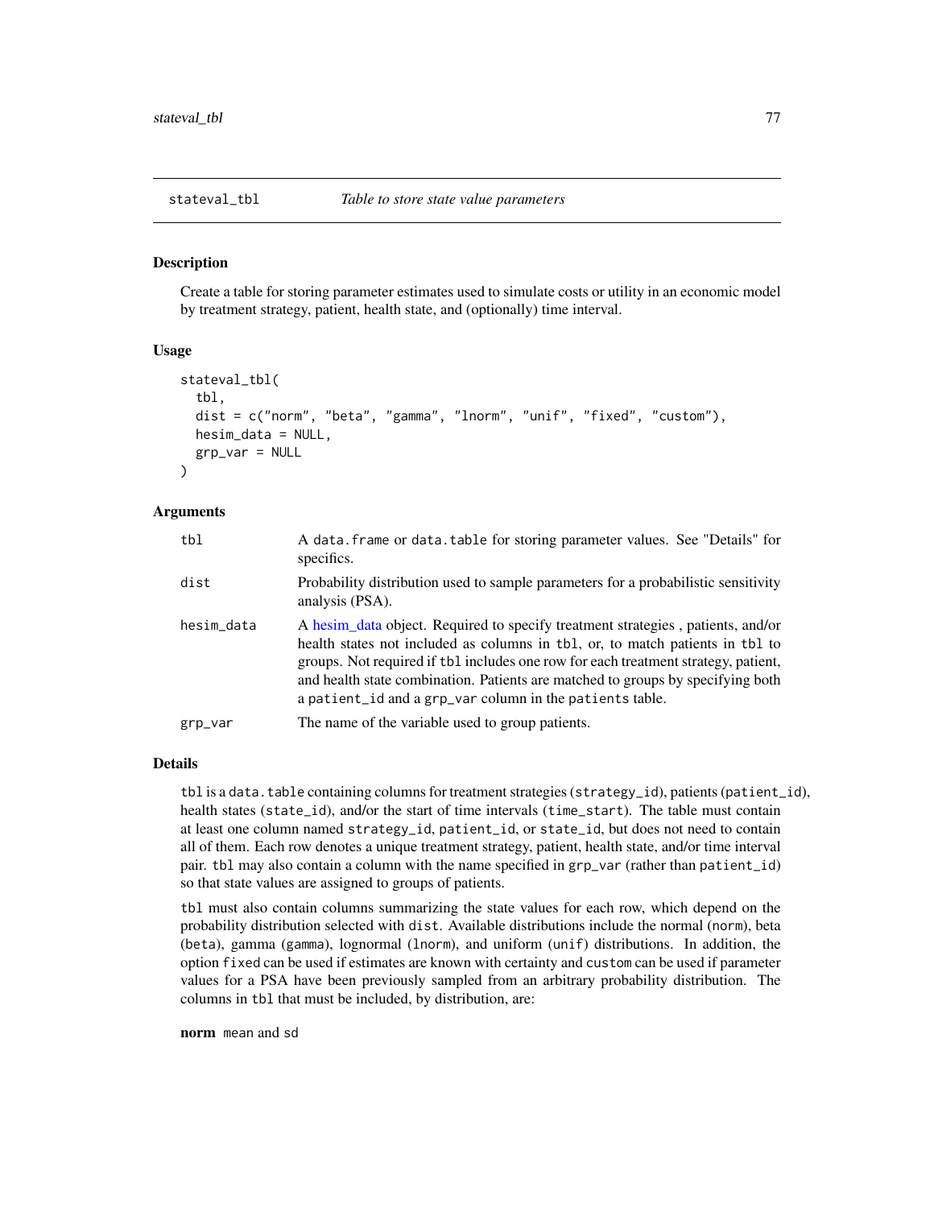# stateval_tbl *Table to store state value parameters*

## Description

Create a table for storing parameter estimates used to simulate costs or utility in an economic model by treatment strategy, patient, health state, and (optionally) time interval.

## Usage

```
stateval_tbl(
  tbl,
  dist = c("norm", "beta", "gamma", "lnorm", "unif", "fixed", "custom"),
  hesim_data = NULL,
  grp_var = NULL
)
```

## Arguments

| Argument | Description |
|---|---|
| `tbl` | A `data.frame` or `data.table` for storing parameter values. See "Details" for specifics. |
| `dist` | Probability distribution used to sample parameters for a probabilistic sensitivity analysis (PSA). |
| `hesim_data` | A hesim_data object. Required to specify treatment strategies , patients, and/or health states not included as columns in `tbl`, or, to match patients in `tbl` to groups. Not required if `tbl` includes one row for each treatment strategy, patient, and health state combination. Patients are matched to groups by specifying both a `patient_id` and a `grp_var` column in the `patients` table. |
| `grp_var` | The name of the variable used to group patients. |

## Details

`tbl` is a `data.table` containing columns for treatment strategies (`strategy_id`), patients (`patient_id`), health states (`state_id`), and/or the start of time intervals (`time_start`). The table must contain at least one column named `strategy_id`, `patient_id`, or `state_id`, but does not need to contain all of them. Each row denotes a unique treatment strategy, patient, health state, and/or time interval pair. `tbl` may also contain a column with the name specified in `grp_var` (rather than `patient_id`) so that state values are assigned to groups of patients.

`tbl` must also contain columns summarizing the state values for each row, which depend on the probability distribution selected with `dist`. Available distributions include the normal (`norm`), beta (`beta`), gamma (`gamma`), lognormal (`lnorm`), and uniform (`unif`) distributions. In addition, the option `fixed` can be used if estimates are known with certainty and `custom` can be used if parameter values for a PSA have been previously sampled from an arbitrary probability distribution. The columns in `tbl` that must be included, by distribution, are:

**norm** `mean` and `sd`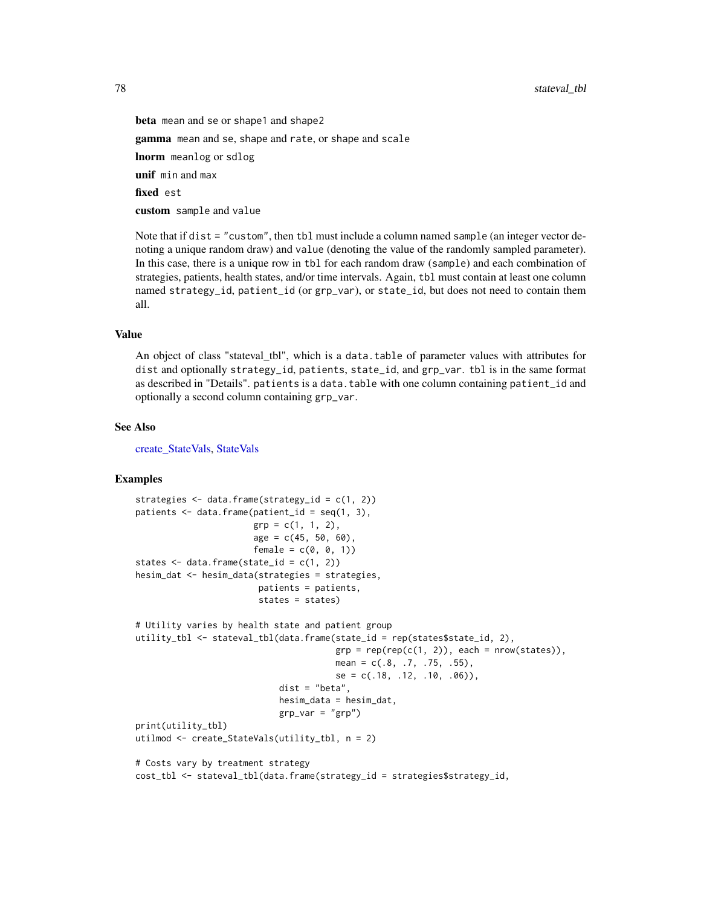**beta** mean and se or shape1 and shape2

**gamma** mean and se, shape and rate, or shape and scale

**lnorm** meanlog or sdlog

**unif** min and max

**fixed** est

**custom** sample and value

Note that if dist = "custom", then tbl must include a column named sample (an integer vector denoting a unique random draw) and value (denoting the value of the randomly sampled parameter). In this case, there is a unique row in tbl for each random draw (sample) and each combination of strategies, patients, health states, and/or time intervals. Again, tbl must contain at least one column named strategy_id, patient_id (or grp_var), or state_id, but does not need to contain them all.

## Value

An object of class "stateval_tbl", which is a data.table of parameter values with attributes for dist and optionally strategy_id, patients, state_id, and grp_var. tbl is in the same format as described in "Details". patients is a data.table with one column containing patient_id and optionally a second column containing grp_var.

## See Also

create_StateVals, StateVals

## Examples

```
strategies <- data.frame(strategy_id = c(1, 2))
patients <- data.frame(patient_id = seq(1, 3),
                       grp = c(1, 1, 2),
                       age = c(45, 50, 60),
                       female = c(0, 0, 1))
states <- data.frame(state_id = c(1, 2))
hesim_dat <- hesim_data(strategies = strategies,
                        patients = patients,
                        states = states)

# Utility varies by health state and patient group
utility_tbl <- stateval_tbl(data.frame(state_id = rep(states$state_id, 2),
                                       grp = rep(rep(c(1, 2)), each = nrow(states)),
                                       mean = c(.8, .7, .75, .55),
                                       se = c(.18, .12, .10, .06)),
                            dist = "beta",
                            hesim_data = hesim_dat,
                            grp_var = "grp")
print(utility_tbl)
utilmod <- create_StateVals(utility_tbl, n = 2)

# Costs vary by treatment strategy
cost_tbl <- stateval_tbl(data.frame(strategy_id = strategies$strategy_id,
```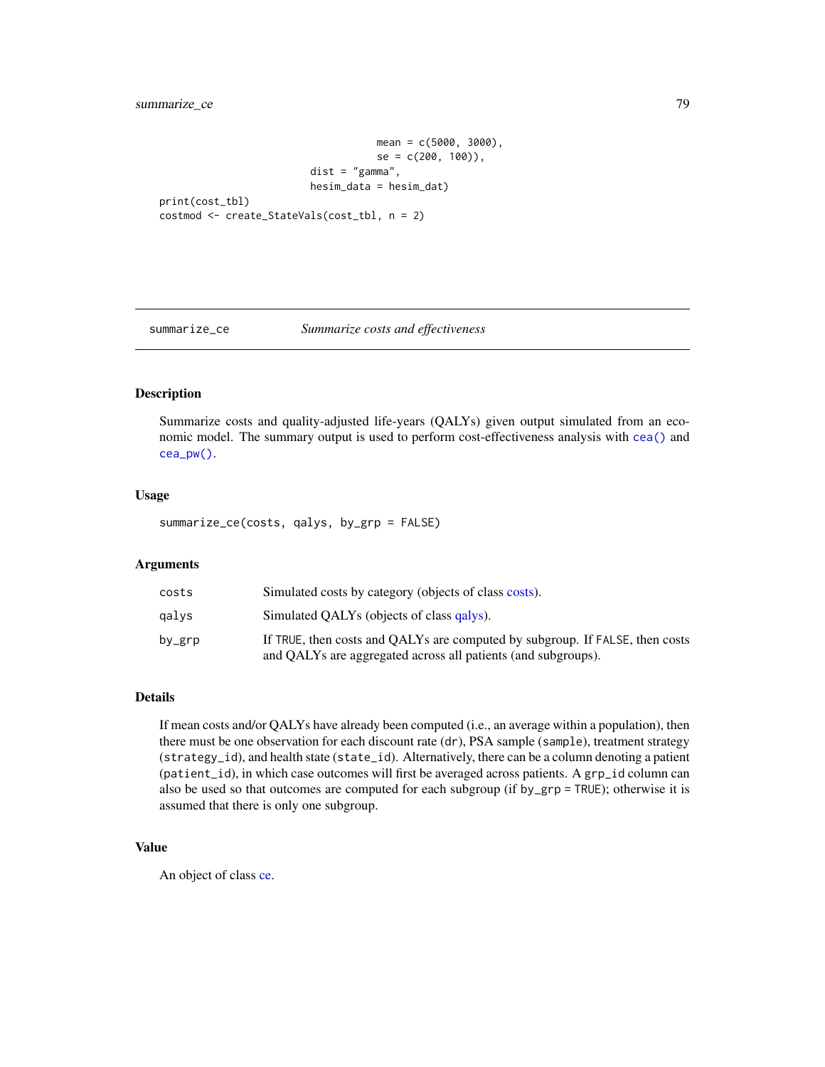```
                                        mean = c(5000, 3000),
                                        se = c(200, 100)),
                             dist = "gamma",
                             hesim_data = hesim_dat)
print(cost_tbl)
costmod <- create_StateVals(cost_tbl, n = 2)
```

## summarize_ce *Summarize costs and effectiveness*

### Description

Summarize costs and quality-adjusted life-years (QALYs) given output simulated from an economic model. The summary output is used to perform cost-effectiveness analysis with `cea()` and `cea_pw()`.

### Usage

```
summarize_ce(costs, qalys, by_grp = FALSE)
```

### Arguments

| | |
|---|---|
| costs | Simulated costs by category (objects of class costs). |
| qalys | Simulated QALYs (objects of class qalys). |
| by_grp | If TRUE, then costs and QALYs are computed by subgroup. If FALSE, then costs and QALYs are aggregated across all patients (and subgroups). |

### Details

If mean costs and/or QALYs have already been computed (i.e., an average within a population), then there must be one observation for each discount rate (`dr`), PSA sample (`sample`), treatment strategy (`strategy_id`), and health state (`state_id`). Alternatively, there can be a column denoting a patient (`patient_id`), in which case outcomes will first be averaged across patients. A `grp_id` column can also be used so that outcomes are computed for each subgroup (if `by_grp = TRUE`); otherwise it is assumed that there is only one subgroup.

### Value

An object of class ce.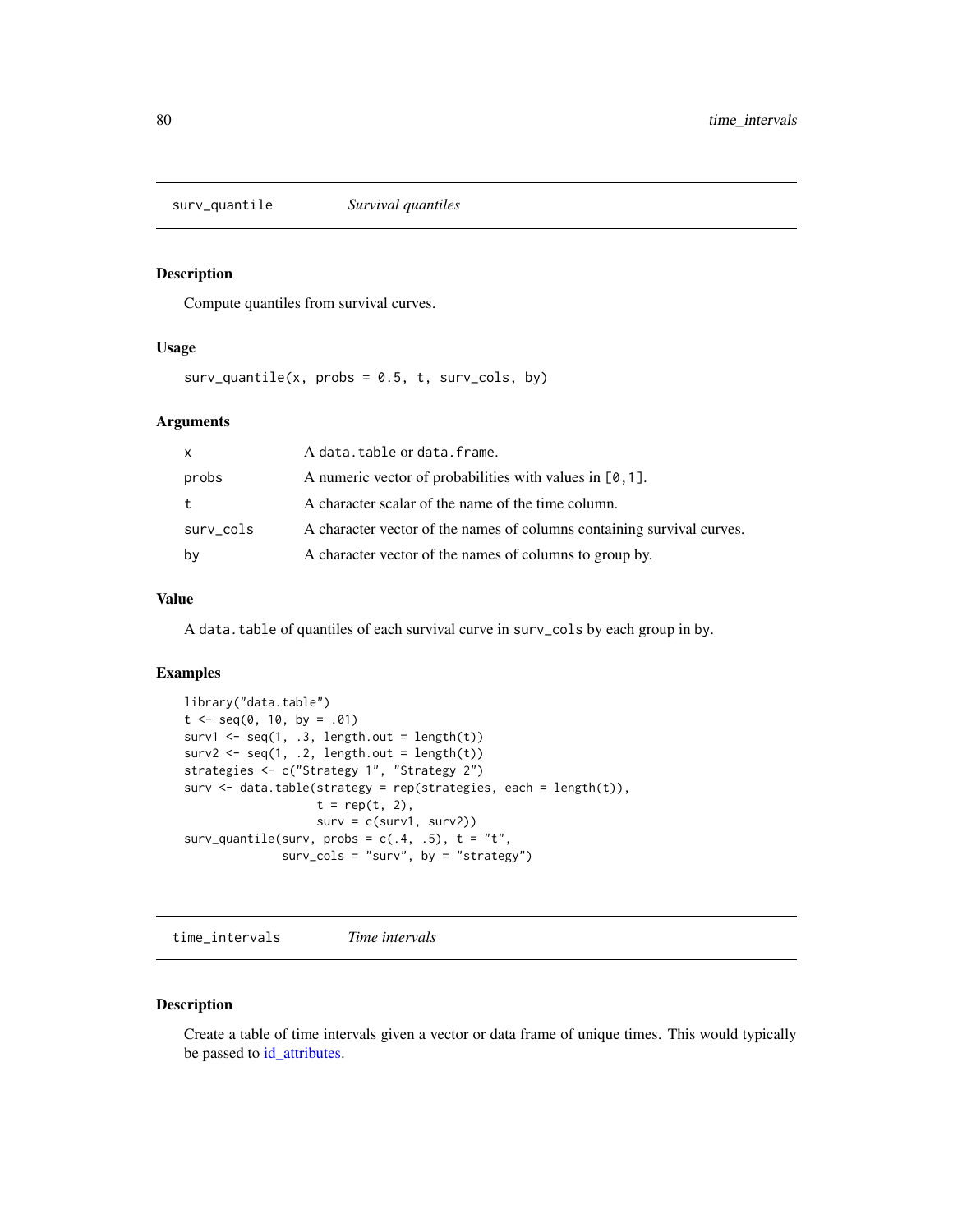## surv_quantile *Survival quantiles*

### Description

Compute quantiles from survival curves.

### Usage

```
surv_quantile(x, probs = 0.5, t, surv_cols, by)
```

### Arguments

| | |
|---|---|
| x | A data.table or data.frame. |
| probs | A numeric vector of probabilities with values in [0,1]. |
| t | A character scalar of the name of the time column. |
| surv_cols | A character vector of the names of columns containing survival curves. |
| by | A character vector of the names of columns to group by. |

### Value

A data.table of quantiles of each survival curve in surv_cols by each group in by.

### Examples

```
library("data.table")
t <- seq(0, 10, by = .01)
surv1 <- seq(1, .3, length.out = length(t))
surv2 <- seq(1, .2, length.out = length(t))
strategies <- c("Strategy 1", "Strategy 2")
surv <- data.table(strategy = rep(strategies, each = length(t)),
                   t = rep(t, 2),
                   surv = c(surv1, surv2))
surv_quantile(surv, probs = c(.4, .5), t = "t",
              surv_cols = "surv", by = "strategy")
```

## time_intervals *Time intervals*

### Description

Create a table of time intervals given a vector or data frame of unique times. This would typically be passed to id_attributes.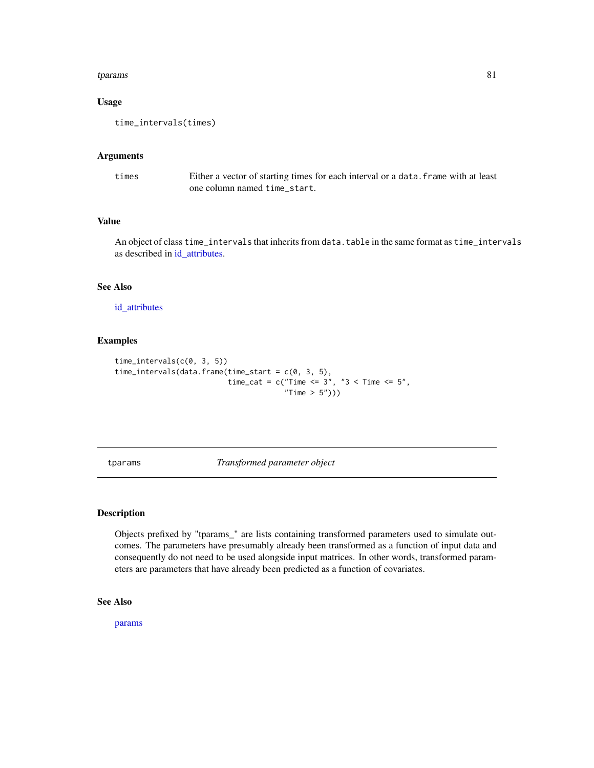### Usage

```
time_intervals(times)
```

### Arguments

| | |
|---|---|
| times | Either a vector of starting times for each interval or a `data.frame` with at least one column named `time_start`. |

### Value

An object of class `time_intervals` that inherits from `data.table` in the same format as `time_intervals` as described in id_attributes.

### See Also

id_attributes

### Examples

```
time_intervals(c(0, 3, 5))
time_intervals(data.frame(time_start = c(0, 3, 5),
                          time_cat = c("Time <= 3", "3 < Time <= 5",
                                       "Time > 5")))
```

---

## tparams *Transformed parameter object*

### Description

Objects prefixed by "tparams_" are lists containing transformed parameters used to simulate outcomes. The parameters have presumably already been transformed as a function of input data and consequently do not need to be used alongside input matrices. In other words, transformed parameters are parameters that have already been predicted as a function of covariates.

### See Also

params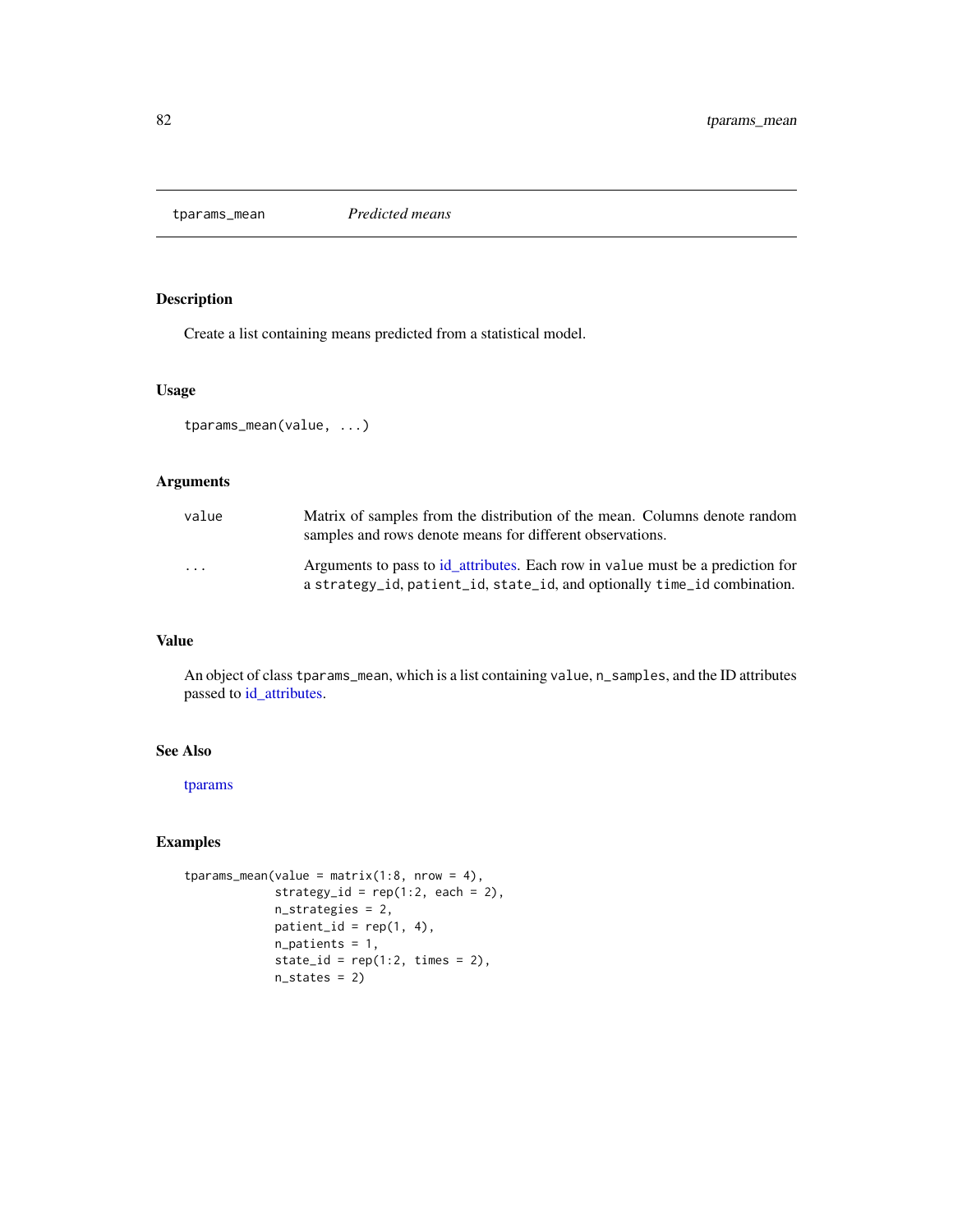# tparams_mean *Predicted means*

## Description

Create a list containing means predicted from a statistical model.

## Usage

```
tparams_mean(value, ...)
```

## Arguments

| | |
|---|---|
| value | Matrix of samples from the distribution of the mean. Columns denote random samples and rows denote means for different observations. |
| ... | Arguments to pass to id_attributes. Each row in value must be a prediction for a strategy_id, patient_id, state_id, and optionally time_id combination. |

## Value

An object of class tparams_mean, which is a list containing value, n_samples, and the ID attributes passed to id_attributes.

## See Also

tparams

## Examples

```
tparams_mean(value = matrix(1:8, nrow = 4),
             strategy_id = rep(1:2, each = 2),
             n_strategies = 2,
             patient_id = rep(1, 4),
             n_patients = 1,
             state_id = rep(1:2, times = 2),
             n_states = 2)
```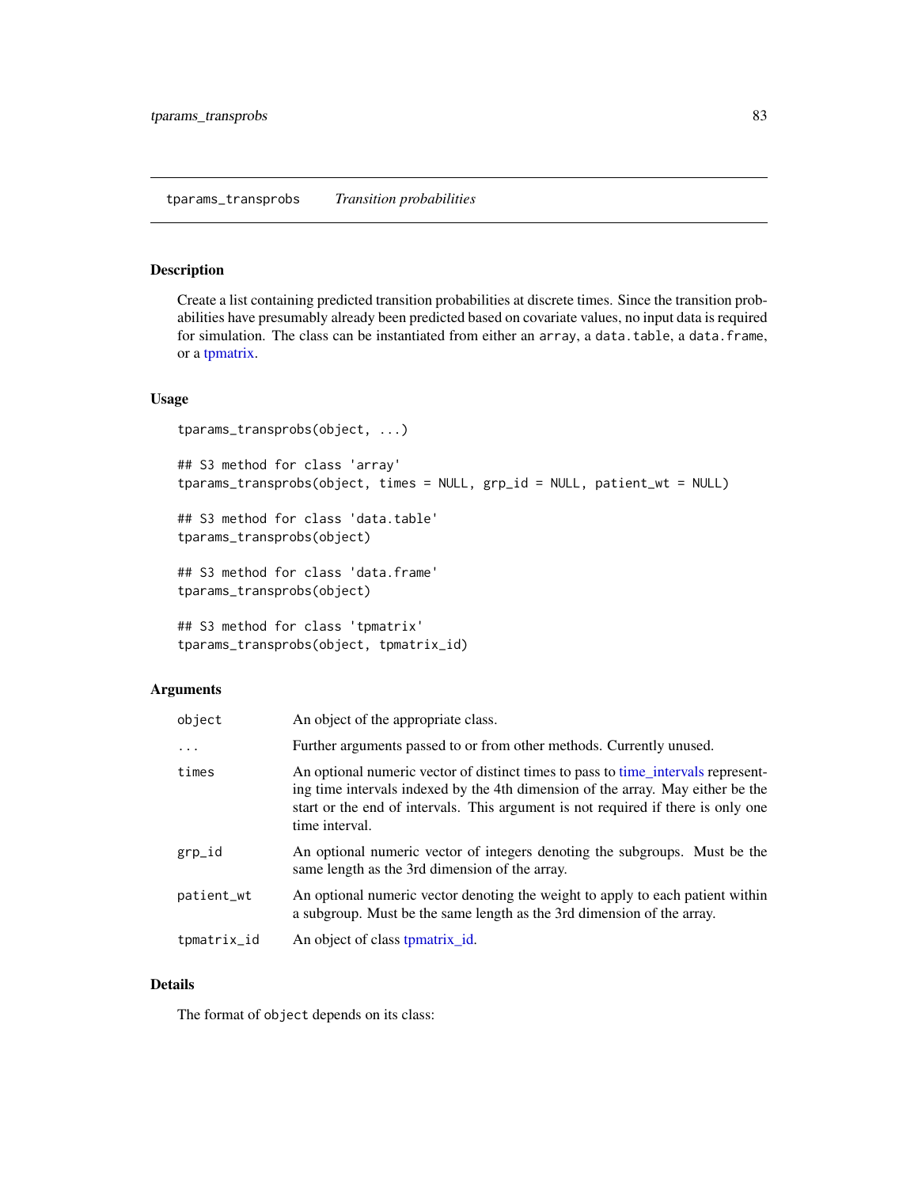## tparams_transprobs    *Transition probabilities*

### Description

Create a list containing predicted transition probabilities at discrete times. Since the transition probabilities have presumably already been predicted based on covariate values, no input data is required for simulation. The class can be instantiated from either an `array`, a `data.table`, a `data.frame`, or a tpmatrix.

### Usage

```
tparams_transprobs(object, ...)

## S3 method for class 'array'
tparams_transprobs(object, times = NULL, grp_id = NULL, patient_wt = NULL)

## S3 method for class 'data.table'
tparams_transprobs(object)

## S3 method for class 'data.frame'
tparams_transprobs(object)

## S3 method for class 'tpmatrix'
tparams_transprobs(object, tpmatrix_id)
```

### Arguments

| | |
|---|---|
| `object` | An object of the appropriate class. |
| `...` | Further arguments passed to or from other methods. Currently unused. |
| `times` | An optional numeric vector of distinct times to pass to time_intervals representing time intervals indexed by the 4th dimension of the array. May either be the start or the end of intervals. This argument is not required if there is only one time interval. |
| `grp_id` | An optional numeric vector of integers denoting the subgroups. Must be the same length as the 3rd dimension of the array. |
| `patient_wt` | An optional numeric vector denoting the weight to apply to each patient within a subgroup. Must be the same length as the 3rd dimension of the array. |
| `tpmatrix_id` | An object of class tpmatrix_id. |

### Details

The format of `object` depends on its class: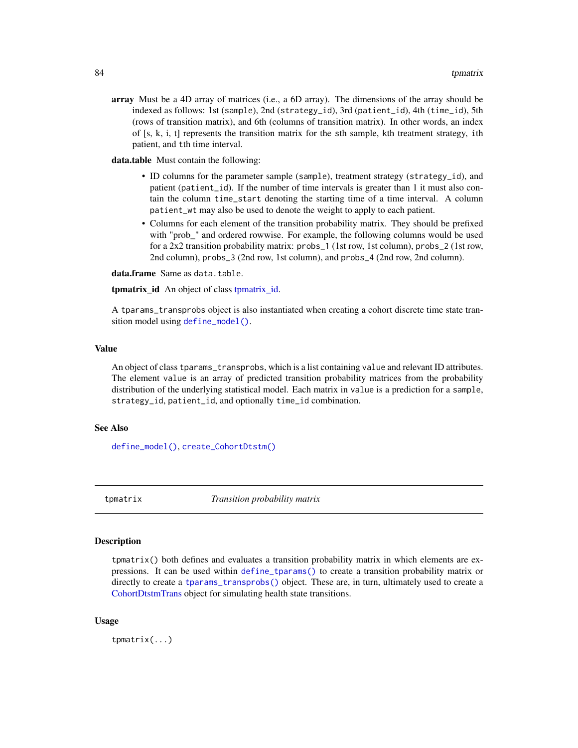**array** Must be a 4D array of matrices (i.e., a 6D array). The dimensions of the array should be indexed as follows: 1st (`sample`), 2nd (`strategy_id`), 3rd (`patient_id`), 4th (`time_id`), 5th (rows of transition matrix), and 6th (columns of transition matrix). In other words, an index of [s, k, i, t] represents the transition matrix for the `s`th sample, `k`th treatment strategy, `i`th patient, and `t`th time interval.

**data.table** Must contain the following:

- ID columns for the parameter sample (`sample`), treatment strategy (`strategy_id`), and patient (`patient_id`). If the number of time intervals is greater than 1 it must also contain the column `time_start` denoting the starting time of a time interval. A column `patient_wt` may also be used to denote the weight to apply to each patient.
- Columns for each element of the transition probability matrix. They should be prefixed with "prob_" and ordered rowwise. For example, the following columns would be used for a 2x2 transition probability matrix: `probs_1` (1st row, 1st column), `probs_2` (1st row, 2nd column), `probs_3` (2nd row, 1st column), and `probs_4` (2nd row, 2nd column).

**data.frame** Same as `data.table`.

**tpmatrix_id** An object of class tpmatrix_id.

A `tparams_transprobs` object is also instantiated when creating a cohort discrete time state transition model using `define_model()`.

### Value

An object of class `tparams_transprobs`, which is a list containing `value` and relevant ID attributes. The element `value` is an array of predicted transition probability matrices from the probability distribution of the underlying statistical model. Each matrix in `value` is a prediction for a `sample`, `strategy_id`, `patient_id`, and optionally `time_id` combination.

### See Also

`define_model()`, `create_CohortDtstm()`

---

## tpmatrix *Transition probability matrix*

### Description

`tpmatrix()` both defines and evaluates a transition probability matrix in which elements are expressions. It can be used within `define_tparams()` to create a transition probability matrix or directly to create a `tparams_transprobs()` object. These are, in turn, ultimately used to create a CohortDtstmTrans object for simulating health state transitions.

### Usage

```
tpmatrix(...)
```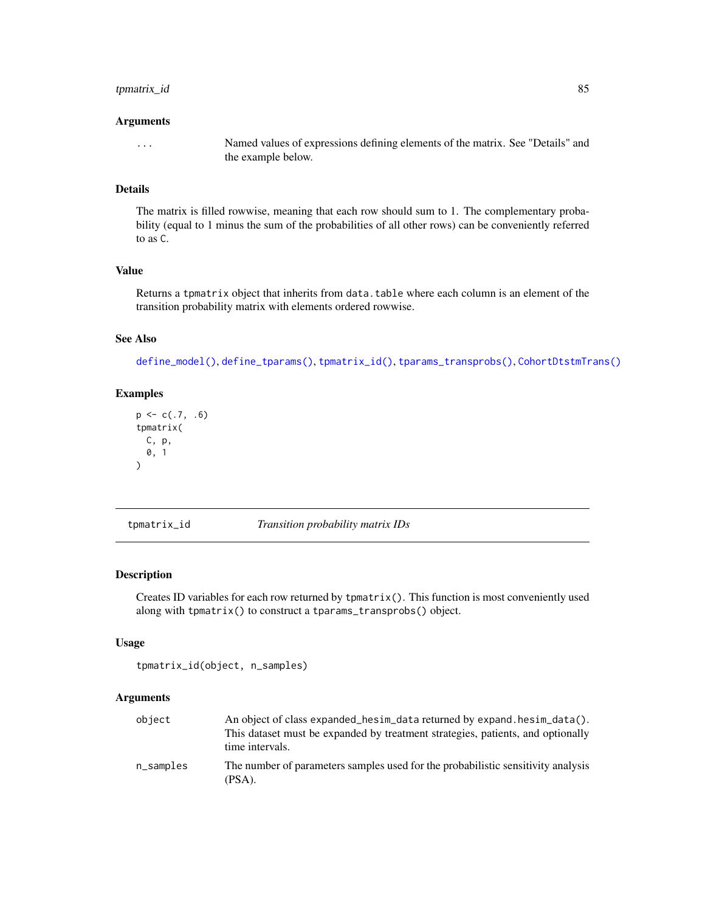## Arguments

| | |
|---|---|
| `...` | Named values of expressions defining elements of the matrix. See "Details" and the example below. |

## Details

The matrix is filled rowwise, meaning that each row should sum to 1. The complementary probability (equal to 1 minus the sum of the probabilities of all other rows) can be conveniently referred to as `C`.

## Value

Returns a `tpmatrix` object that inherits from `data.table` where each column is an element of the transition probability matrix with elements ordered rowwise.

## See Also

`define_model()`, `define_tparams()`, `tpmatrix_id()`, `tparams_transprobs()`, `CohortDtstmTrans()`

## Examples

```
p <- c(.7, .6)
tpmatrix(
  C, p,
  0, 1
)
```

---

# tpmatrix_id — *Transition probability matrix IDs*

## Description

Creates ID variables for each row returned by `tpmatrix()`. This function is most conveniently used along with `tpmatrix()` to construct a `tparams_transprobs()` object.

## Usage

```
tpmatrix_id(object, n_samples)
```

## Arguments

| | |
|---|---|
| `object` | An object of class `expanded_hesim_data` returned by `expand.hesim_data()`. This dataset must be expanded by treatment strategies, patients, and optionally time intervals. |
| `n_samples` | The number of parameters samples used for the probabilistic sensitivity analysis (PSA). |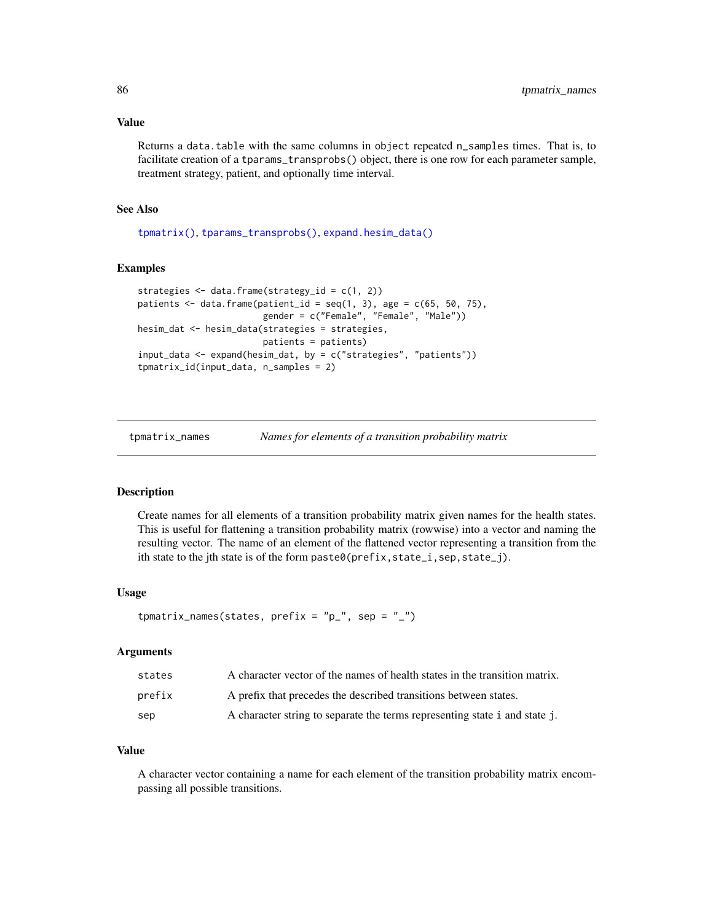## Value

Returns a data.table with the same columns in object repeated n_samples times. That is, to facilitate creation of a tparams_transprobs() object, there is one row for each parameter sample, treatment strategy, patient, and optionally time interval.

## See Also

tpmatrix(), tparams_transprobs(), expand.hesim_data()

## Examples

```
strategies <- data.frame(strategy_id = c(1, 2))
patients <- data.frame(patient_id = seq(1, 3), age = c(65, 50, 75),
                       gender = c("Female", "Female", "Male"))
hesim_dat <- hesim_data(strategies = strategies,
                        patients = patients)
input_data <- expand(hesim_dat, by = c("strategies", "patients"))
tpmatrix_id(input_data, n_samples = 2)
```

---

# tpmatrix_names — *Names for elements of a transition probability matrix*

## Description

Create names for all elements of a transition probability matrix given names for the health states. This is useful for flattening a transition probability matrix (rowwise) into a vector and naming the resulting vector. The name of an element of the flattened vector representing a transition from the ith state to the jth state is of the form paste0(prefix,state_i,sep,state_j).

## Usage

```
tpmatrix_names(states, prefix = "p_", sep = "_")
```

## Arguments

| | |
|---|---|
| states | A character vector of the names of health states in the transition matrix. |
| prefix | A prefix that precedes the described transitions between states. |
| sep | A character string to separate the terms representing state i and state j. |

## Value

A character vector containing a name for each element of the transition probability matrix encompassing all possible transitions.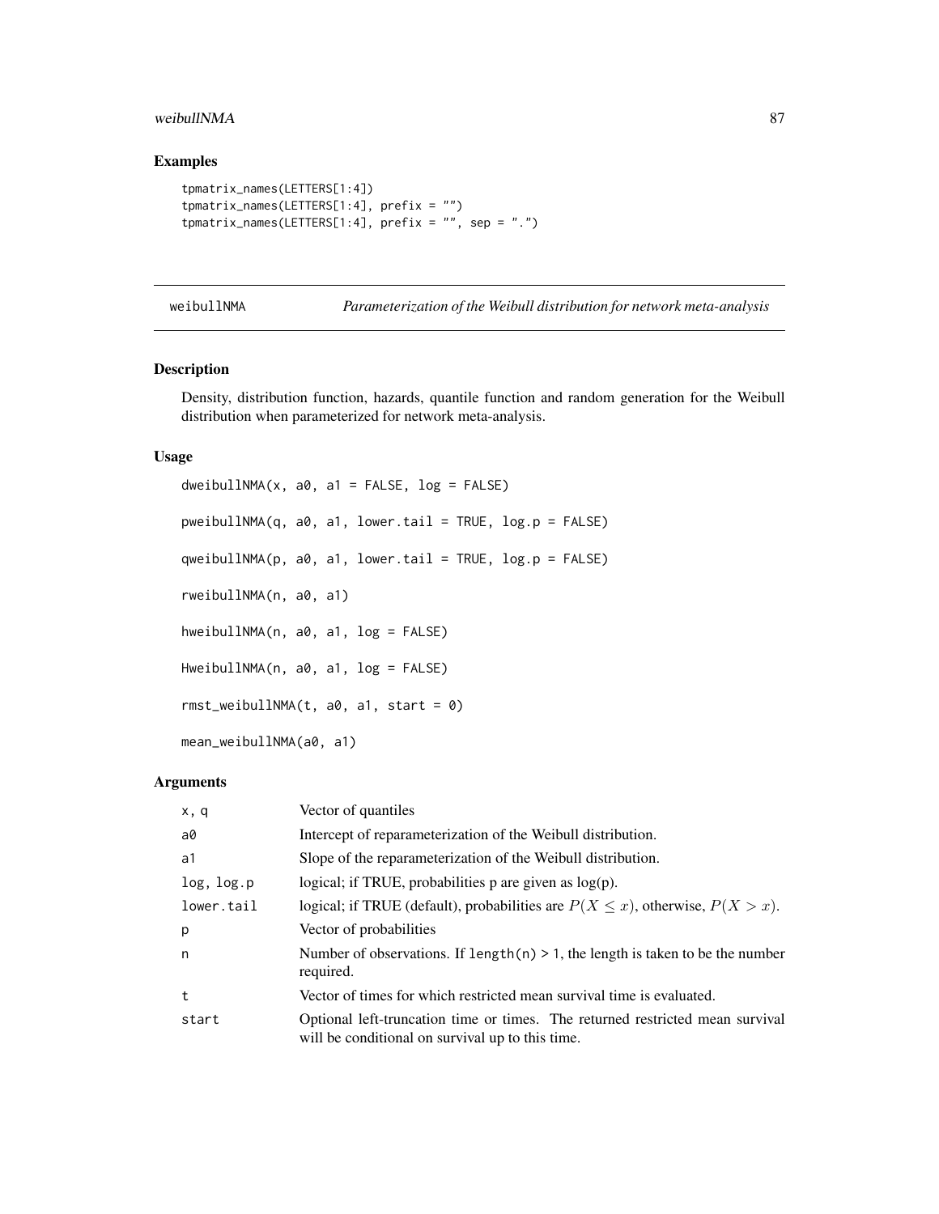## Examples

```
tpmatrix_names(LETTERS[1:4])
tpmatrix_names(LETTERS[1:4], prefix = "")
tpmatrix_names(LETTERS[1:4], prefix = "", sep = ".")
```

---

## weibullNMA — *Parameterization of the Weibull distribution for network meta-analysis*

---

### Description

Density, distribution function, hazards, quantile function and random generation for the Weibull distribution when parameterized for network meta-analysis.

### Usage

```
dweibullNMA(x, a0, a1 = FALSE, log = FALSE)

pweibullNMA(q, a0, a1, lower.tail = TRUE, log.p = FALSE)

qweibullNMA(p, a0, a1, lower.tail = TRUE, log.p = FALSE)

rweibullNMA(n, a0, a1)

hweibullNMA(n, a0, a1, log = FALSE)

HweibullNMA(n, a0, a1, log = FALSE)

rmst_weibullNMA(t, a0, a1, start = 0)

mean_weibullNMA(a0, a1)
```

### Arguments

| | |
|---|---|
| x, q | Vector of quantiles |
| a0 | Intercept of reparameterization of the Weibull distribution. |
| a1 | Slope of the reparameterization of the Weibull distribution. |
| log, log.p | logical; if TRUE, probabilities p are given as log(p). |
| lower.tail | logical; if TRUE (default), probabilities are $P(X \leq x)$, otherwise, $P(X > x)$. |
| p | Vector of probabilities |
| n | Number of observations. If `length(n) > 1`, the length is taken to be the number required. |
| t | Vector of times for which restricted mean survival time is evaluated. |
| start | Optional left-truncation time or times. The returned restricted mean survival will be conditional on survival up to this time. |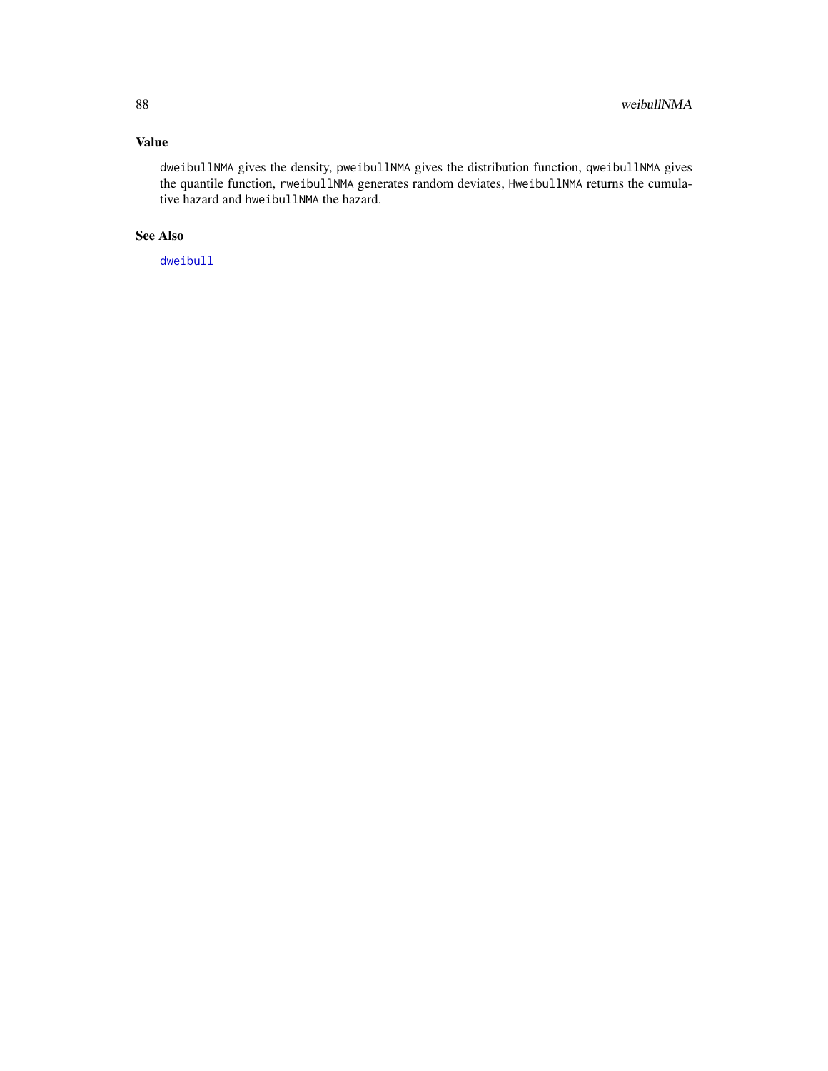## Value

`dweibullNMA` gives the density, `pweibullNMA` gives the distribution function, `qweibullNMA` gives the quantile function, `rweibullNMA` generates random deviates, `HweibullNMA` returns the cumulative hazard and `hweibullNMA` the hazard.

## See Also

`dweibull`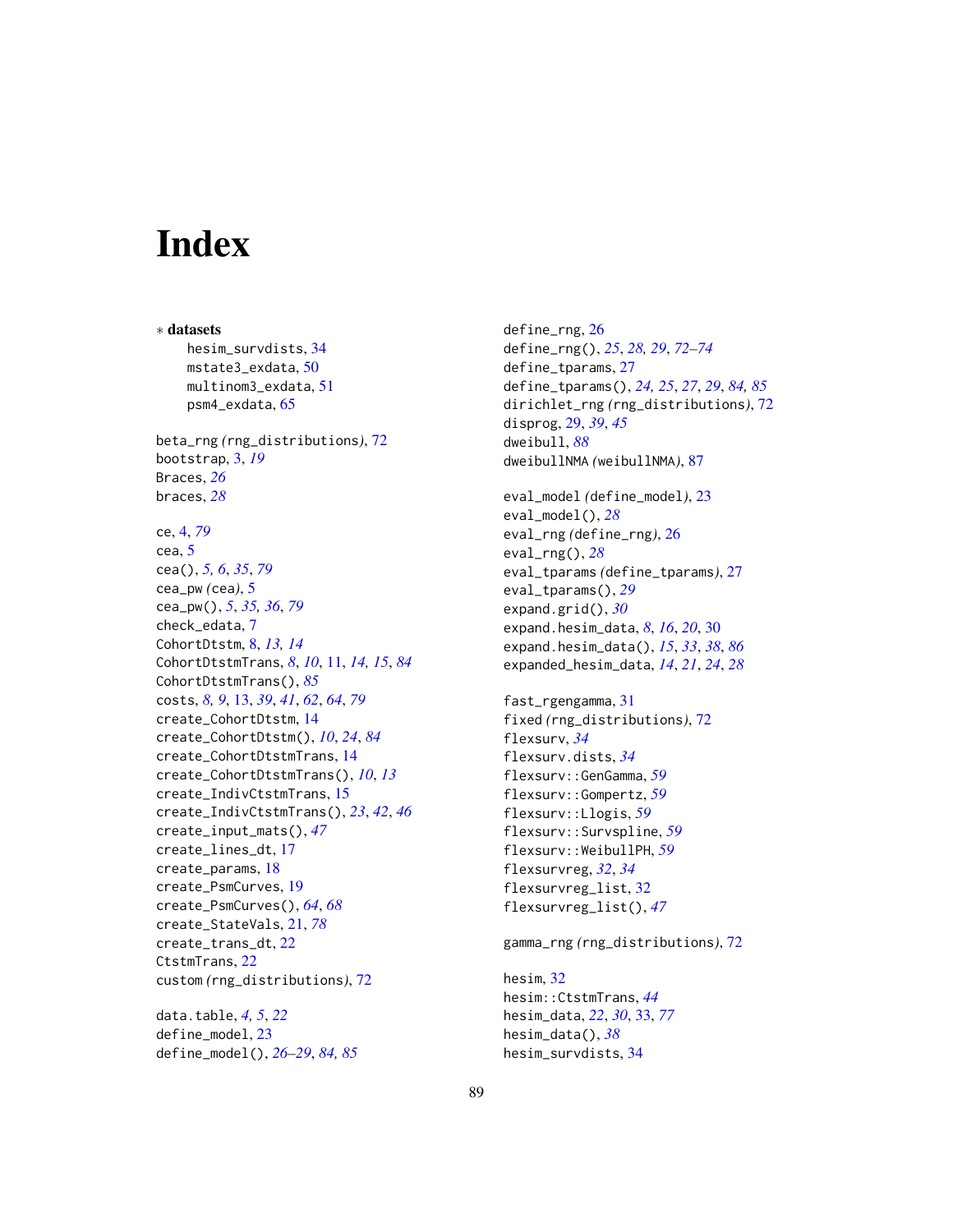# Index

∗ **datasets**

hesim_survdists, 34
mstate3_exdata, 50
multinom3_exdata, 51
psm4_exdata, 65

beta_rng *(rng_distributions)*, 72
bootstrap, 3, *19*
Braces, *26*
braces, *28*

ce, 4, *79*
cea, 5
cea(), *5, 6*, *35*, *79*
cea_pw *(cea)*, 5
cea_pw(), *5*, *35, 36*, *79*
check_edata, 7
CohortDtstm, 8, *13, 14*
CohortDtstmTrans, *8*, *10*, 11, *14, 15*, *84*
CohortDtstmTrans(), *85*
costs, *8, 9*, 13, *39*, *41*, *62*, *64*, *79*
create_CohortDtstm, 14
create_CohortDtstm(), *10*, *24*, *84*
create_CohortDtstmTrans, 14
create_CohortDtstmTrans(), *10*, *13*
create_IndivCtstmTrans, 15
create_IndivCtstmTrans(), *23*, *42*, *46*
create_input_mats(), *47*
create_lines_dt, 17
create_params, 18
create_PsmCurves, 19
create_PsmCurves(), *64*, *68*
create_StateVals, 21, *78*
create_trans_dt, 22
CtstmTrans, 22
custom *(rng_distributions)*, 72

data.table, *4, 5*, *22*
define_model, 23
define_model(), *26–29*, *84, 85*
define_rng, 26
define_rng(), *25*, *28, 29*, *72–74*
define_tparams, 27
define_tparams(), *24, 25*, *27*, *29*, *84, 85*
dirichlet_rng *(rng_distributions)*, 72
disprog, *29*, *39*, *45*
dweibull, *88*
dweibullNMA *(weibullNMA)*, 87

eval_model *(define_model)*, 23
eval_model(), *28*
eval_rng *(define_rng)*, 26
eval_rng(), *28*
eval_tparams *(define_tparams)*, 27
eval_tparams(), *29*
expand.grid(), *30*
expand.hesim_data, *8*, *16*, *20*, 30
expand.hesim_data(), *15*, *33*, *38*, *86*
expanded_hesim_data, *14*, *21*, *24*, *28*

fast_rgengamma, 31
fixed *(rng_distributions)*, 72
flexsurv, *34*
flexsurv.dists, *34*
flexsurv::GenGamma, *59*
flexsurv::Gompertz, *59*
flexsurv::Llogis, *59*
flexsurv::Survspline, *59*
flexsurv::WeibullPH, *59*
flexsurvreg, *32*, *34*
flexsurvreg_list, 32
flexsurvreg_list(), *47*

gamma_rng *(rng_distributions)*, 72

hesim, 32
hesim::CtstmTrans, *44*
hesim_data, *22*, *30*, 33, *77*
hesim_data(), *38*
hesim_survdists, 34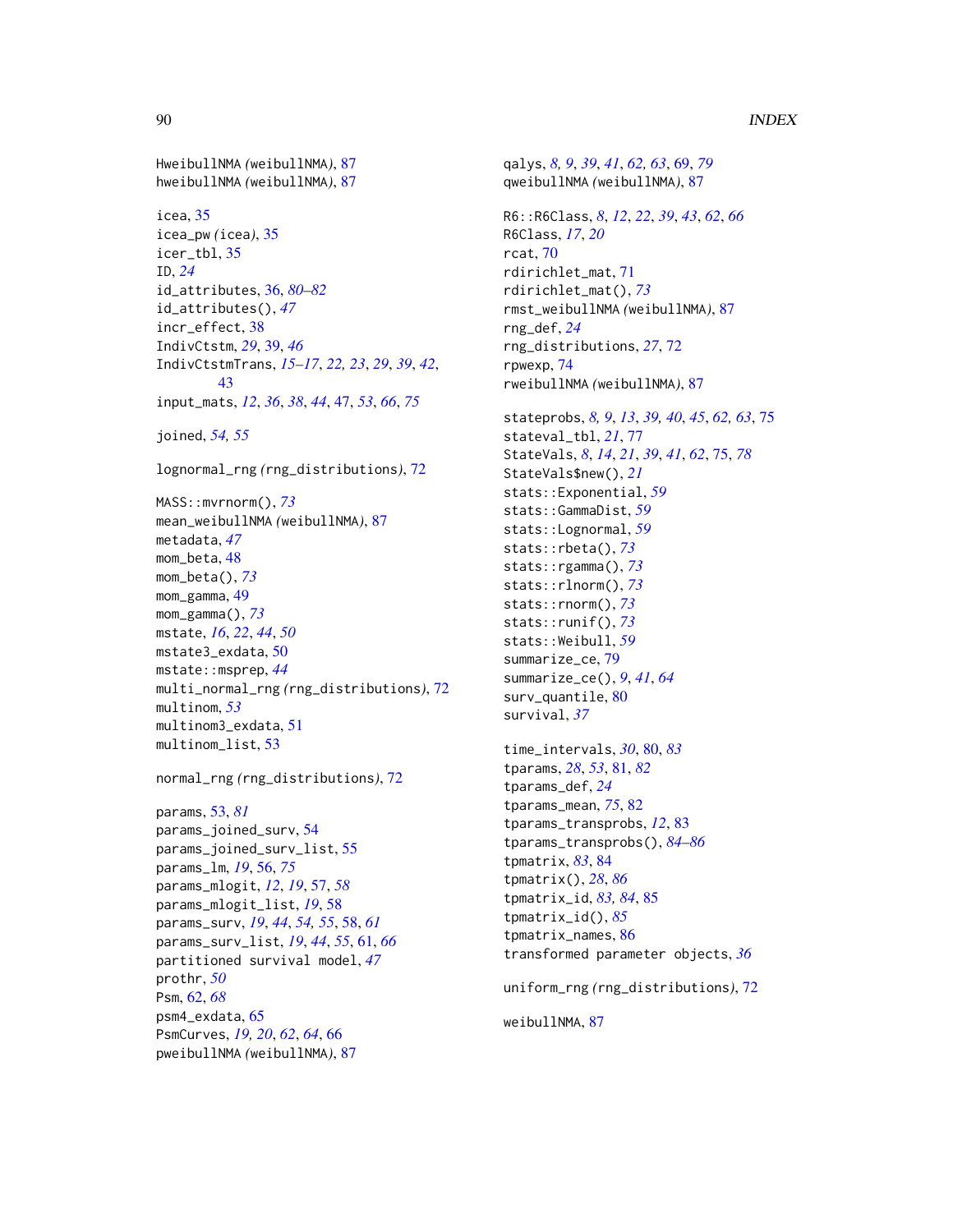HweibullNMA (weibullNMA), 87
hweibullNMA (weibullNMA), 87

icea, 35
icea_pw (icea), 35
icer_tbl, 35
ID, *24*
id_attributes, 36, *80–82*
id_attributes(), *47*
incr_effect, 38
IndivCtstm, *29*, 39, *46*
IndivCtstmTrans, *15–17*, *22, 23*, *29*, *39*, *42*, *43*
input_mats, *12*, *36*, *38*, *44*, 47, *53*, *66*, *75*

joined, *54, 55*

lognormal_rng (rng_distributions), 72

MASS::mvrnorm(), *73*
mean_weibullNMA (weibullNMA), 87
metadata, *47*
mom_beta, 48
mom_beta(), *73*
mom_gamma, 49
mom_gamma(), *73*
mstate, *16*, *22*, *44*, *50*
mstate3_exdata, 50
mstate::msprep, *44*
multi_normal_rng (rng_distributions), 72
multinom, *53*
multinom3_exdata, 51
multinom_list, 53

normal_rng (rng_distributions), 72

params, 53, *81*
params_joined_surv, 54
params_joined_surv_list, 55
params_lm, *19*, 56, *75*
params_mlogit, *12*, *19*, 57, *58*
params_mlogit_list, *19*, 58
params_surv, *19*, *44*, *54, 55*, 58, *61*
params_surv_list, *19*, *44*, *55*, 61, *66*
partitioned survival model, *47*
prothr, *50*
Psm, 62, *68*
psm4_exdata, 65
PsmCurves, *19, 20*, *62*, *64*, 66
pweibullNMA (weibullNMA), 87

qalys, *8, 9*, *39*, *41*, *62, 63*, 69, *79*
qweibullNMA (weibullNMA), 87

R6::R6Class, *8*, *12*, *22*, *39*, *43*, *62*, *66*
R6Class, *17*, *20*
rcat, 70
rdirichlet_mat, 71
rdirichlet_mat(), *73*
rmst_weibullNMA (weibullNMA), 87
rng_def, *24*
rng_distributions, *27*, 72
rpwexp, 74
rweibullNMA (weibullNMA), 87

stateprobs, *8, 9*, *13*, *39*, *40*, *45*, *62, 63*, 75
stateval_tbl, *21*, 77
StateVals, *8*, *14*, *21*, *39*, *41*, *62*, 75, *78*
StateVals$new(), *21*
stats::Exponential, *59*
stats::GammaDist, *59*
stats::Lognormal, *59*
stats::rbeta(), *73*
stats::rgamma(), *73*
stats::rlnorm(), *73*
stats::rnorm(), *73*
stats::runif(), *73*
stats::Weibull, *59*
summarize_ce, 79
summarize_ce(), *9*, *41*, *64*
surv_quantile, 80
survival, *37*

time_intervals, *30*, 80, *83*
tparams, *28*, *53*, 81, *82*
tparams_def, *24*
tparams_mean, *75*, 82
tparams_transprobs, *12*, 83
tparams_transprobs(), *84–86*
tpmatrix, *83*, 84
tpmatrix(), *28*, *86*
tpmatrix_id, *83, 84*, 85
tpmatrix_id(), *85*
tpmatrix_names, 86
transformed parameter objects, *36*

uniform_rng (rng_distributions), 72

weibullNMA, 87